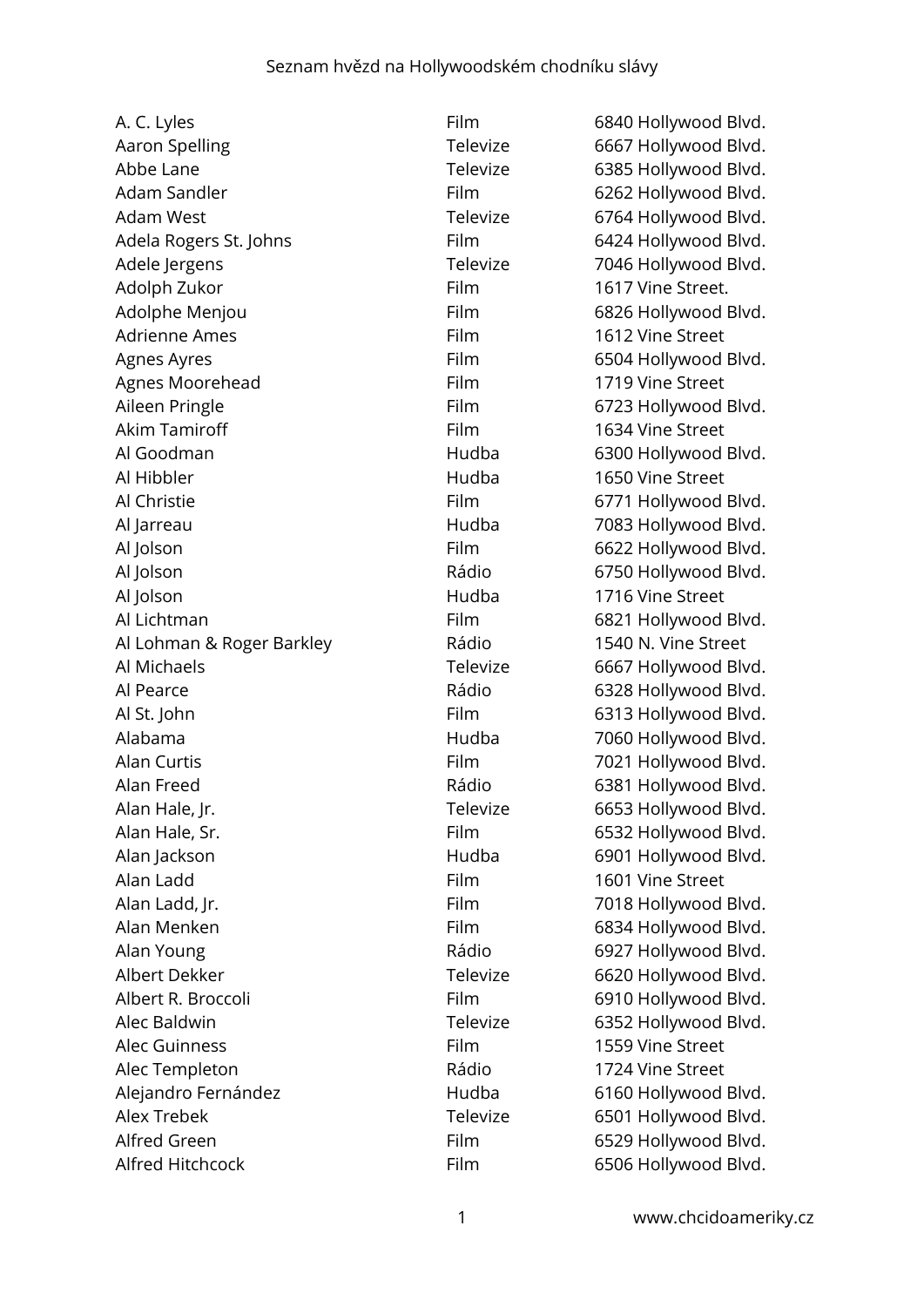Seznam hvězd na Hollywoodském chodníku slávy

| | | |
|---|---|---|
| A. C. Lyles | Film | 6840 Hollywood Blvd. |
| Aaron Spelling | Televize | 6667 Hollywood Blvd. |
| Abbe Lane | Televize | 6385 Hollywood Blvd. |
| Adam Sandler | Film | 6262 Hollywood Blvd. |
| Adam West | Televize | 6764 Hollywood Blvd. |
| Adela Rogers St. Johns | Film | 6424 Hollywood Blvd. |
| Adele Jergens | Televize | 7046 Hollywood Blvd. |
| Adolph Zukor | Film | 1617 Vine Street. |
| Adolphe Menjou | Film | 6826 Hollywood Blvd. |
| Adrienne Ames | Film | 1612 Vine Street |
| Agnes Ayres | Film | 6504 Hollywood Blvd. |
| Agnes Moorehead | Film | 1719 Vine Street |
| Aileen Pringle | Film | 6723 Hollywood Blvd. |
| Akim Tamiroff | Film | 1634 Vine Street |
| Al Goodman | Hudba | 6300 Hollywood Blvd. |
| Al Hibbler | Hudba | 1650 Vine Street |
| Al Christie | Film | 6771 Hollywood Blvd. |
| Al Jarreau | Hudba | 7083 Hollywood Blvd. |
| Al Jolson | Film | 6622 Hollywood Blvd. |
| Al Jolson | Rádio | 6750 Hollywood Blvd. |
| Al Jolson | Hudba | 1716 Vine Street |
| Al Lichtman | Film | 6821 Hollywood Blvd. |
| Al Lohman & Roger Barkley | Rádio | 1540 N. Vine Street |
| Al Michaels | Televize | 6667 Hollywood Blvd. |
| Al Pearce | Rádio | 6328 Hollywood Blvd. |
| Al St. John | Film | 6313 Hollywood Blvd. |
| Alabama | Hudba | 7060 Hollywood Blvd. |
| Alan Curtis | Film | 7021 Hollywood Blvd. |
| Alan Freed | Rádio | 6381 Hollywood Blvd. |
| Alan Hale, Jr. | Televize | 6653 Hollywood Blvd. |
| Alan Hale, Sr. | Film | 6532 Hollywood Blvd. |
| Alan Jackson | Hudba | 6901 Hollywood Blvd. |
| Alan Ladd | Film | 1601 Vine Street |
| Alan Ladd, Jr. | Film | 7018 Hollywood Blvd. |
| Alan Menken | Film | 6834 Hollywood Blvd. |
| Alan Young | Rádio | 6927 Hollywood Blvd. |
| Albert Dekker | Televize | 6620 Hollywood Blvd. |
| Albert R. Broccoli | Film | 6910 Hollywood Blvd. |
| Alec Baldwin | Televize | 6352 Hollywood Blvd. |
| Alec Guinness | Film | 1559 Vine Street |
| Alec Templeton | Rádio | 1724 Vine Street |
| Alejandro Fernández | Hudba | 6160 Hollywood Blvd. |
| Alex Trebek | Televize | 6501 Hollywood Blvd. |
| Alfred Green | Film | 6529 Hollywood Blvd. |
| Alfred Hitchcock | Film | 6506 Hollywood Blvd. |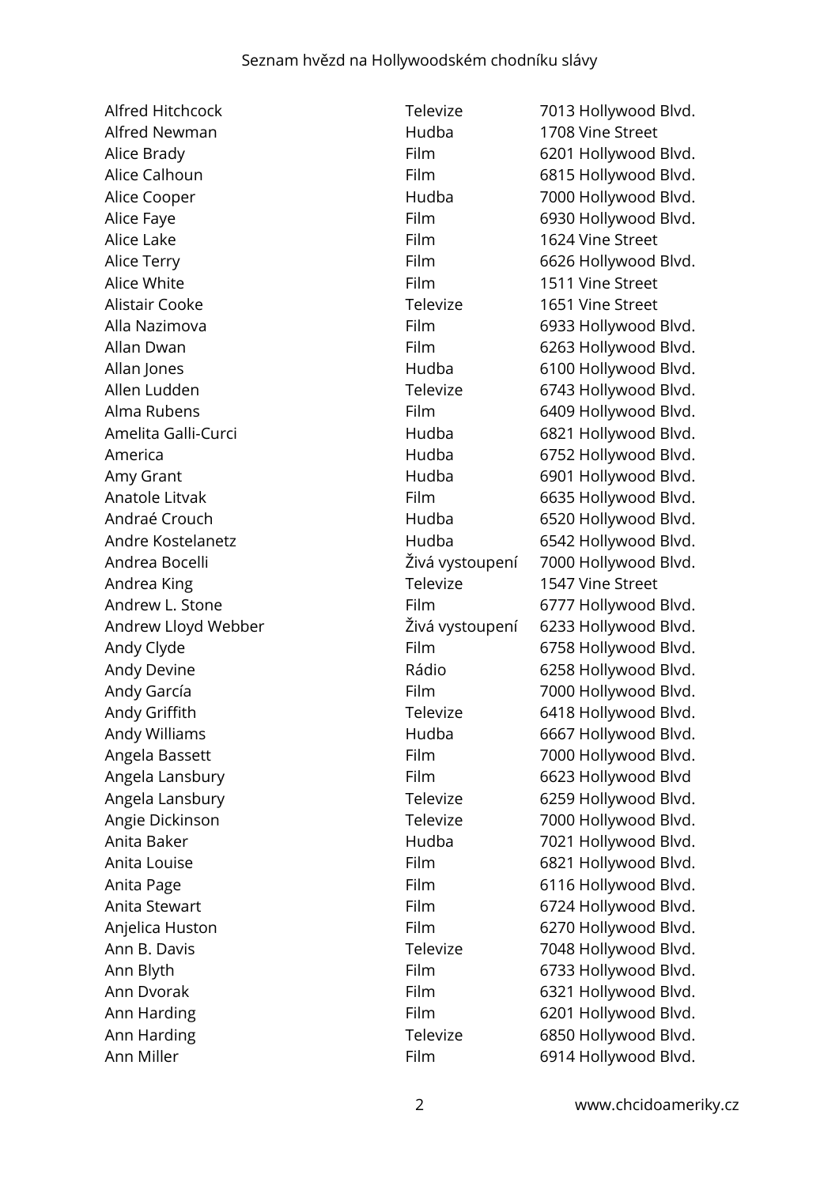| | | |
|---|---|---|
| Alfred Hitchcock | Televize | 7013 Hollywood Blvd. |
| Alfred Newman | Hudba | 1708 Vine Street |
| Alice Brady | Film | 6201 Hollywood Blvd. |
| Alice Calhoun | Film | 6815 Hollywood Blvd. |
| Alice Cooper | Hudba | 7000 Hollywood Blvd. |
| Alice Faye | Film | 6930 Hollywood Blvd. |
| Alice Lake | Film | 1624 Vine Street |
| Alice Terry | Film | 6626 Hollywood Blvd. |
| Alice White | Film | 1511 Vine Street |
| Alistair Cooke | Televize | 1651 Vine Street |
| Alla Nazimova | Film | 6933 Hollywood Blvd. |
| Allan Dwan | Film | 6263 Hollywood Blvd. |
| Allan Jones | Hudba | 6100 Hollywood Blvd. |
| Allen Ludden | Televize | 6743 Hollywood Blvd. |
| Alma Rubens | Film | 6409 Hollywood Blvd. |
| Amelita Galli-Curci | Hudba | 6821 Hollywood Blvd. |
| America | Hudba | 6752 Hollywood Blvd. |
| Amy Grant | Hudba | 6901 Hollywood Blvd. |
| Anatole Litvak | Film | 6635 Hollywood Blvd. |
| Andraé Crouch | Hudba | 6520 Hollywood Blvd. |
| Andre Kostelanetz | Hudba | 6542 Hollywood Blvd. |
| Andrea Bocelli | Živá vystoupení | 7000 Hollywood Blvd. |
| Andrea King | Televize | 1547 Vine Street |
| Andrew L. Stone | Film | 6777 Hollywood Blvd. |
| Andrew Lloyd Webber | Živá vystoupení | 6233 Hollywood Blvd. |
| Andy Clyde | Film | 6758 Hollywood Blvd. |
| Andy Devine | Rádio | 6258 Hollywood Blvd. |
| Andy García | Film | 7000 Hollywood Blvd. |
| Andy Griffith | Televize | 6418 Hollywood Blvd. |
| Andy Williams | Hudba | 6667 Hollywood Blvd. |
| Angela Bassett | Film | 7000 Hollywood Blvd. |
| Angela Lansbury | Film | 6623 Hollywood Blvd |
| Angela Lansbury | Televize | 6259 Hollywood Blvd. |
| Angie Dickinson | Televize | 7000 Hollywood Blvd. |
| Anita Baker | Hudba | 7021 Hollywood Blvd. |
| Anita Louise | Film | 6821 Hollywood Blvd. |
| Anita Page | Film | 6116 Hollywood Blvd. |
| Anita Stewart | Film | 6724 Hollywood Blvd. |
| Anjelica Huston | Film | 6270 Hollywood Blvd. |
| Ann B. Davis | Televize | 7048 Hollywood Blvd. |
| Ann Blyth | Film | 6733 Hollywood Blvd. |
| Ann Dvorak | Film | 6321 Hollywood Blvd. |
| Ann Harding | Film | 6201 Hollywood Blvd. |
| Ann Harding | Televize | 6850 Hollywood Blvd. |
| Ann Miller | Film | 6914 Hollywood Blvd. |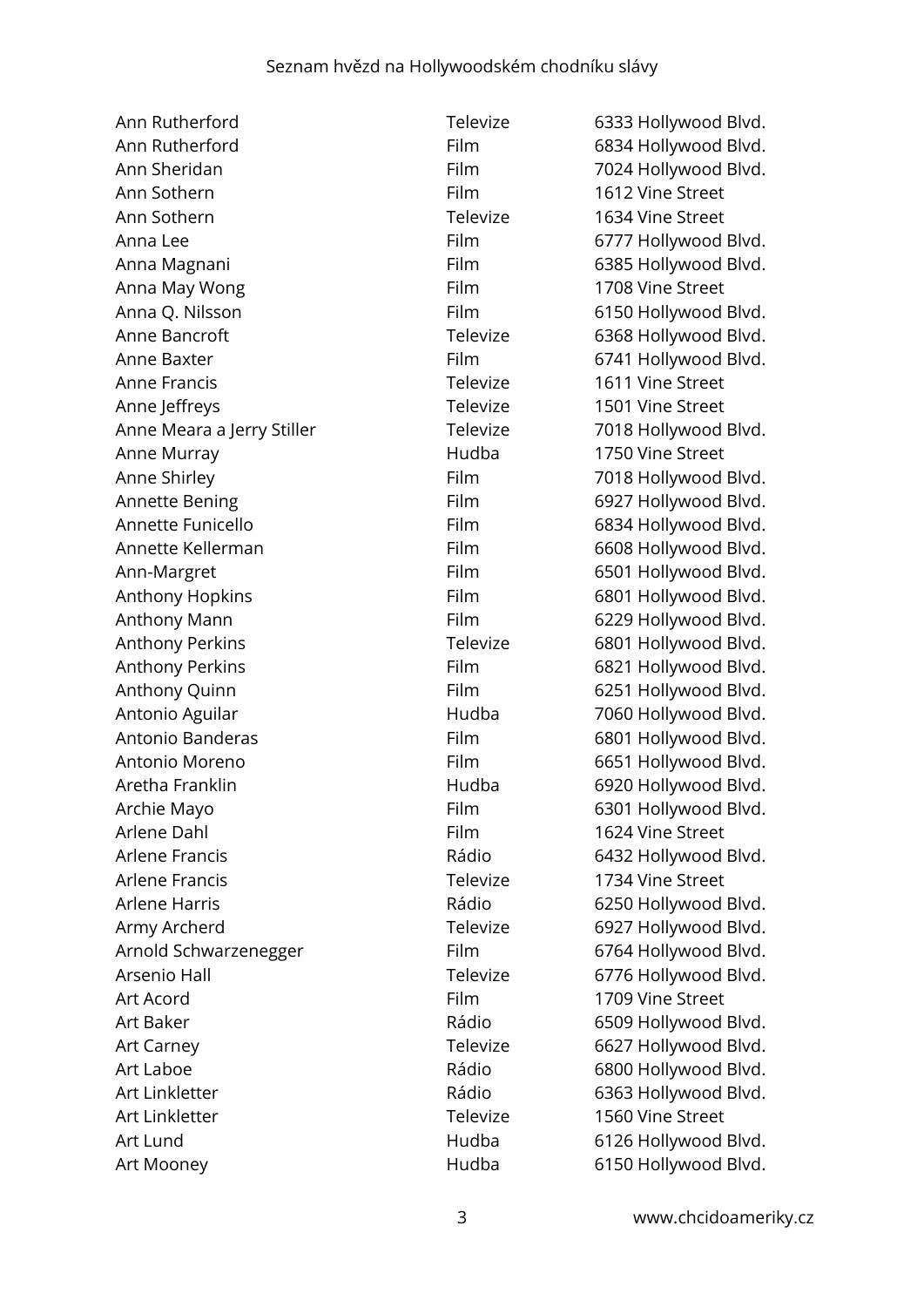| | | |
|---|---|---|
| Ann Rutherford | Televize | 6333 Hollywood Blvd. |
| Ann Rutherford | Film | 6834 Hollywood Blvd. |
| Ann Sheridan | Film | 7024 Hollywood Blvd. |
| Ann Sothern | Film | 1612 Vine Street |
| Ann Sothern | Televize | 1634 Vine Street |
| Anna Lee | Film | 6777 Hollywood Blvd. |
| Anna Magnani | Film | 6385 Hollywood Blvd. |
| Anna May Wong | Film | 1708 Vine Street |
| Anna Q. Nilsson | Film | 6150 Hollywood Blvd. |
| Anne Bancroft | Televize | 6368 Hollywood Blvd. |
| Anne Baxter | Film | 6741 Hollywood Blvd. |
| Anne Francis | Televize | 1611 Vine Street |
| Anne Jeffreys | Televize | 1501 Vine Street |
| Anne Meara a Jerry Stiller | Televize | 7018 Hollywood Blvd. |
| Anne Murray | Hudba | 1750 Vine Street |
| Anne Shirley | Film | 7018 Hollywood Blvd. |
| Annette Bening | Film | 6927 Hollywood Blvd. |
| Annette Funicello | Film | 6834 Hollywood Blvd. |
| Annette Kellerman | Film | 6608 Hollywood Blvd. |
| Ann-Margret | Film | 6501 Hollywood Blvd. |
| Anthony Hopkins | Film | 6801 Hollywood Blvd. |
| Anthony Mann | Film | 6229 Hollywood Blvd. |
| Anthony Perkins | Televize | 6801 Hollywood Blvd. |
| Anthony Perkins | Film | 6821 Hollywood Blvd. |
| Anthony Quinn | Film | 6251 Hollywood Blvd. |
| Antonio Aguilar | Hudba | 7060 Hollywood Blvd. |
| Antonio Banderas | Film | 6801 Hollywood Blvd. |
| Antonio Moreno | Film | 6651 Hollywood Blvd. |
| Aretha Franklin | Hudba | 6920 Hollywood Blvd. |
| Archie Mayo | Film | 6301 Hollywood Blvd. |
| Arlene Dahl | Film | 1624 Vine Street |
| Arlene Francis | Rádio | 6432 Hollywood Blvd. |
| Arlene Francis | Televize | 1734 Vine Street |
| Arlene Harris | Rádio | 6250 Hollywood Blvd. |
| Army Archerd | Televize | 6927 Hollywood Blvd. |
| Arnold Schwarzenegger | Film | 6764 Hollywood Blvd. |
| Arsenio Hall | Televize | 6776 Hollywood Blvd. |
| Art Acord | Film | 1709 Vine Street |
| Art Baker | Rádio | 6509 Hollywood Blvd. |
| Art Carney | Televize | 6627 Hollywood Blvd. |
| Art Laboe | Rádio | 6800 Hollywood Blvd. |
| Art Linkletter | Rádio | 6363 Hollywood Blvd. |
| Art Linkletter | Televize | 1560 Vine Street |
| Art Lund | Hudba | 6126 Hollywood Blvd. |
| Art Mooney | Hudba | 6150 Hollywood Blvd. |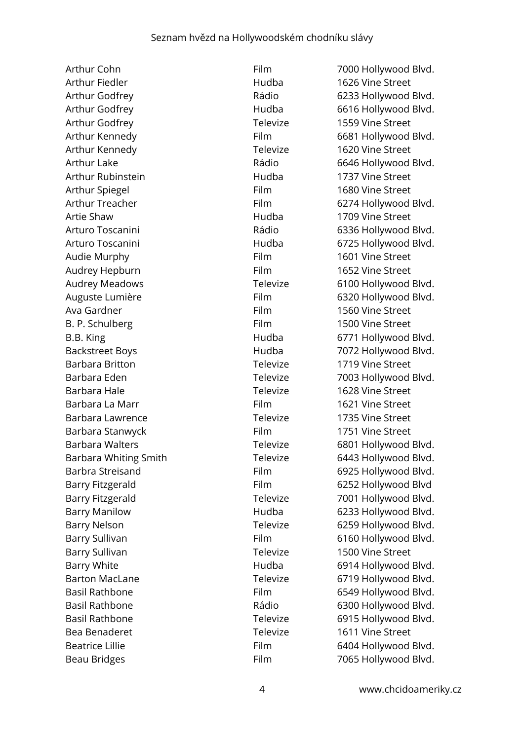| | | |
|---|---|---|
| Arthur Cohn | Film | 7000 Hollywood Blvd. |
| Arthur Fiedler | Hudba | 1626 Vine Street |
| Arthur Godfrey | Rádio | 6233 Hollywood Blvd. |
| Arthur Godfrey | Hudba | 6616 Hollywood Blvd. |
| Arthur Godfrey | Televize | 1559 Vine Street |
| Arthur Kennedy | Film | 6681 Hollywood Blvd. |
| Arthur Kennedy | Televize | 1620 Vine Street |
| Arthur Lake | Rádio | 6646 Hollywood Blvd. |
| Arthur Rubinstein | Hudba | 1737 Vine Street |
| Arthur Spiegel | Film | 1680 Vine Street |
| Arthur Treacher | Film | 6274 Hollywood Blvd. |
| Artie Shaw | Hudba | 1709 Vine Street |
| Arturo Toscanini | Rádio | 6336 Hollywood Blvd. |
| Arturo Toscanini | Hudba | 6725 Hollywood Blvd. |
| Audie Murphy | Film | 1601 Vine Street |
| Audrey Hepburn | Film | 1652 Vine Street |
| Audrey Meadows | Televize | 6100 Hollywood Blvd. |
| Auguste Lumière | Film | 6320 Hollywood Blvd. |
| Ava Gardner | Film | 1560 Vine Street |
| B. P. Schulberg | Film | 1500 Vine Street |
| B.B. King | Hudba | 6771 Hollywood Blvd. |
| Backstreet Boys | Hudba | 7072 Hollywood Blvd. |
| Barbara Britton | Televize | 1719 Vine Street |
| Barbara Eden | Televize | 7003 Hollywood Blvd. |
| Barbara Hale | Televize | 1628 Vine Street |
| Barbara La Marr | Film | 1621 Vine Street |
| Barbara Lawrence | Televize | 1735 Vine Street |
| Barbara Stanwyck | Film | 1751 Vine Street |
| Barbara Walters | Televize | 6801 Hollywood Blvd. |
| Barbara Whiting Smith | Televize | 6443 Hollywood Blvd. |
| Barbra Streisand | Film | 6925 Hollywood Blvd. |
| Barry Fitzgerald | Film | 6252 Hollywood Blvd |
| Barry Fitzgerald | Televize | 7001 Hollywood Blvd. |
| Barry Manilow | Hudba | 6233 Hollywood Blvd. |
| Barry Nelson | Televize | 6259 Hollywood Blvd. |
| Barry Sullivan | Film | 6160 Hollywood Blvd. |
| Barry Sullivan | Televize | 1500 Vine Street |
| Barry White | Hudba | 6914 Hollywood Blvd. |
| Barton MacLane | Televize | 6719 Hollywood Blvd. |
| Basil Rathbone | Film | 6549 Hollywood Blvd. |
| Basil Rathbone | Rádio | 6300 Hollywood Blvd. |
| Basil Rathbone | Televize | 6915 Hollywood Blvd. |
| Bea Benaderet | Televize | 1611 Vine Street |
| Beatrice Lillie | Film | 6404 Hollywood Blvd. |
| Beau Bridges | Film | 7065 Hollywood Blvd. |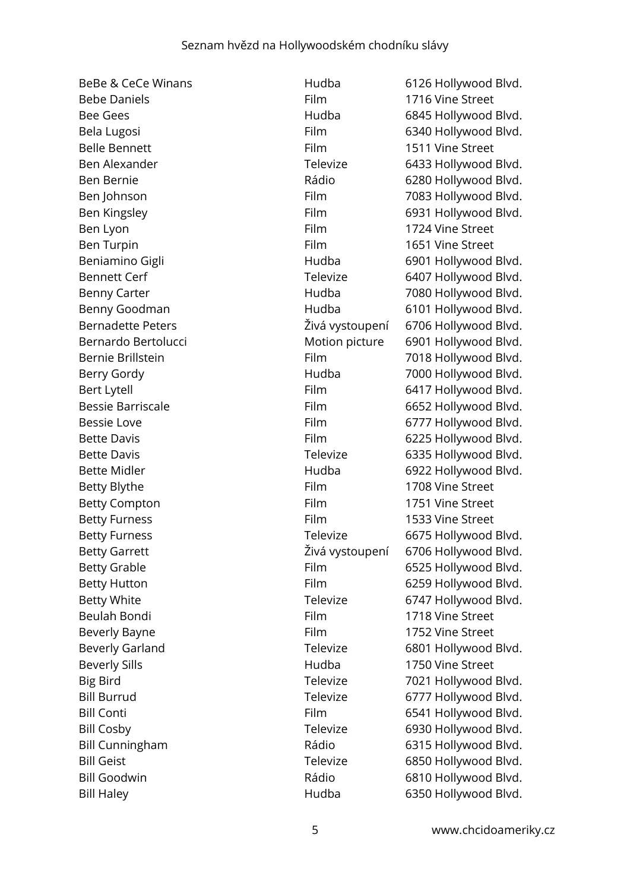| | | |
|---|---|---|
| BeBe & CeCe Winans | Hudba | 6126 Hollywood Blvd. |
| Bebe Daniels | Film | 1716 Vine Street |
| Bee Gees | Hudba | 6845 Hollywood Blvd. |
| Bela Lugosi | Film | 6340 Hollywood Blvd. |
| Belle Bennett | Film | 1511 Vine Street |
| Ben Alexander | Televize | 6433 Hollywood Blvd. |
| Ben Bernie | Rádio | 6280 Hollywood Blvd. |
| Ben Johnson | Film | 7083 Hollywood Blvd. |
| Ben Kingsley | Film | 6931 Hollywood Blvd. |
| Ben Lyon | Film | 1724 Vine Street |
| Ben Turpin | Film | 1651 Vine Street |
| Beniamino Gigli | Hudba | 6901 Hollywood Blvd. |
| Bennett Cerf | Televize | 6407 Hollywood Blvd. |
| Benny Carter | Hudba | 7080 Hollywood Blvd. |
| Benny Goodman | Hudba | 6101 Hollywood Blvd. |
| Bernadette Peters | Živá vystoupení | 6706 Hollywood Blvd. |
| Bernardo Bertolucci | Motion picture | 6901 Hollywood Blvd. |
| Bernie Brillstein | Film | 7018 Hollywood Blvd. |
| Berry Gordy | Hudba | 7000 Hollywood Blvd. |
| Bert Lytell | Film | 6417 Hollywood Blvd. |
| Bessie Barriscale | Film | 6652 Hollywood Blvd. |
| Bessie Love | Film | 6777 Hollywood Blvd. |
| Bette Davis | Film | 6225 Hollywood Blvd. |
| Bette Davis | Televize | 6335 Hollywood Blvd. |
| Bette Midler | Hudba | 6922 Hollywood Blvd. |
| Betty Blythe | Film | 1708 Vine Street |
| Betty Compton | Film | 1751 Vine Street |
| Betty Furness | Film | 1533 Vine Street |
| Betty Furness | Televize | 6675 Hollywood Blvd. |
| Betty Garrett | Živá vystoupení | 6706 Hollywood Blvd. |
| Betty Grable | Film | 6525 Hollywood Blvd. |
| Betty Hutton | Film | 6259 Hollywood Blvd. |
| Betty White | Televize | 6747 Hollywood Blvd. |
| Beulah Bondi | Film | 1718 Vine Street |
| Beverly Bayne | Film | 1752 Vine Street |
| Beverly Garland | Televize | 6801 Hollywood Blvd. |
| Beverly Sills | Hudba | 1750 Vine Street |
| Big Bird | Televize | 7021 Hollywood Blvd. |
| Bill Burrud | Televize | 6777 Hollywood Blvd. |
| Bill Conti | Film | 6541 Hollywood Blvd. |
| Bill Cosby | Televize | 6930 Hollywood Blvd. |
| Bill Cunningham | Rádio | 6315 Hollywood Blvd. |
| Bill Geist | Televize | 6850 Hollywood Blvd. |
| Bill Goodwin | Rádio | 6810 Hollywood Blvd. |
| Bill Haley | Hudba | 6350 Hollywood Blvd. |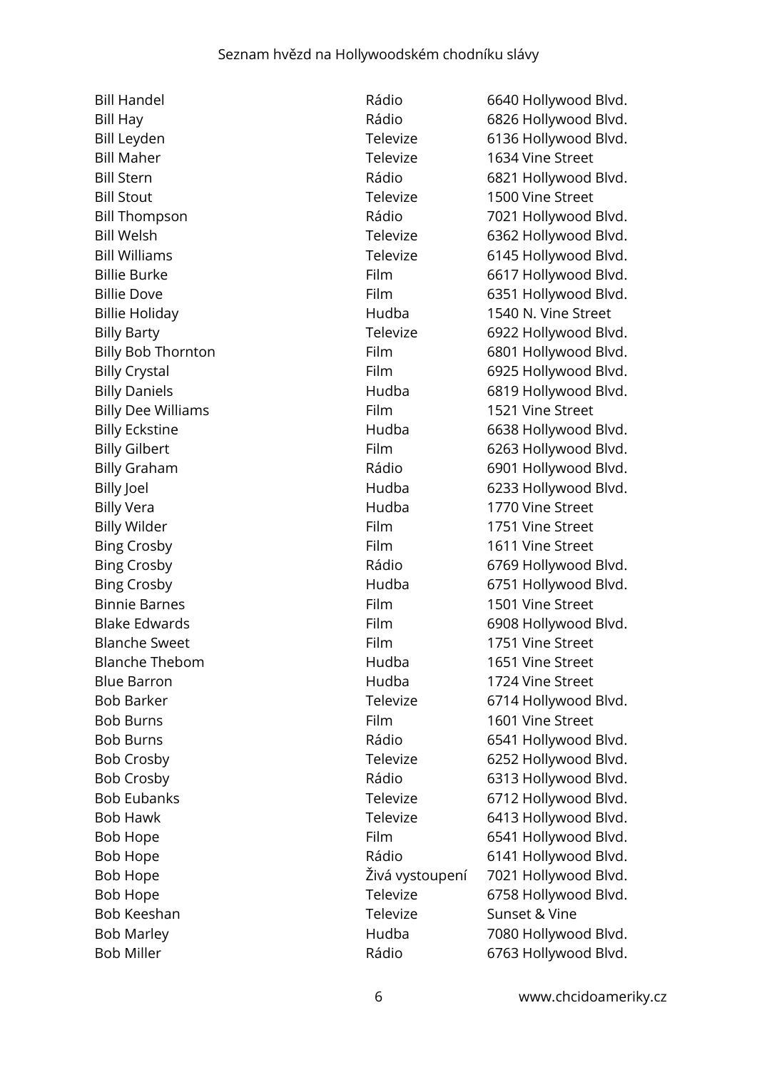| | | |
|---|---|---|
| Bill Handel | Rádio | 6640 Hollywood Blvd. |
| Bill Hay | Rádio | 6826 Hollywood Blvd. |
| Bill Leyden | Televize | 6136 Hollywood Blvd. |
| Bill Maher | Televize | 1634 Vine Street |
| Bill Stern | Rádio | 6821 Hollywood Blvd. |
| Bill Stout | Televize | 1500 Vine Street |
| Bill Thompson | Rádio | 7021 Hollywood Blvd. |
| Bill Welsh | Televize | 6362 Hollywood Blvd. |
| Bill Williams | Televize | 6145 Hollywood Blvd. |
| Billie Burke | Film | 6617 Hollywood Blvd. |
| Billie Dove | Film | 6351 Hollywood Blvd. |
| Billie Holiday | Hudba | 1540 N. Vine Street |
| Billy Barty | Televize | 6922 Hollywood Blvd. |
| Billy Bob Thornton | Film | 6801 Hollywood Blvd. |
| Billy Crystal | Film | 6925 Hollywood Blvd. |
| Billy Daniels | Hudba | 6819 Hollywood Blvd. |
| Billy Dee Williams | Film | 1521 Vine Street |
| Billy Eckstine | Hudba | 6638 Hollywood Blvd. |
| Billy Gilbert | Film | 6263 Hollywood Blvd. |
| Billy Graham | Rádio | 6901 Hollywood Blvd. |
| Billy Joel | Hudba | 6233 Hollywood Blvd. |
| Billy Vera | Hudba | 1770 Vine Street |
| Billy Wilder | Film | 1751 Vine Street |
| Bing Crosby | Film | 1611 Vine Street |
| Bing Crosby | Rádio | 6769 Hollywood Blvd. |
| Bing Crosby | Hudba | 6751 Hollywood Blvd. |
| Binnie Barnes | Film | 1501 Vine Street |
| Blake Edwards | Film | 6908 Hollywood Blvd. |
| Blanche Sweet | Film | 1751 Vine Street |
| Blanche Thebom | Hudba | 1651 Vine Street |
| Blue Barron | Hudba | 1724 Vine Street |
| Bob Barker | Televize | 6714 Hollywood Blvd. |
| Bob Burns | Film | 1601 Vine Street |
| Bob Burns | Rádio | 6541 Hollywood Blvd. |
| Bob Crosby | Televize | 6252 Hollywood Blvd. |
| Bob Crosby | Rádio | 6313 Hollywood Blvd. |
| Bob Eubanks | Televize | 6712 Hollywood Blvd. |
| Bob Hawk | Televize | 6413 Hollywood Blvd. |
| Bob Hope | Film | 6541 Hollywood Blvd. |
| Bob Hope | Rádio | 6141 Hollywood Blvd. |
| Bob Hope | Živá vystoupení | 7021 Hollywood Blvd. |
| Bob Hope | Televize | 6758 Hollywood Blvd. |
| Bob Keeshan | Televize | Sunset & Vine |
| Bob Marley | Hudba | 7080 Hollywood Blvd. |
| Bob Miller | Rádio | 6763 Hollywood Blvd. |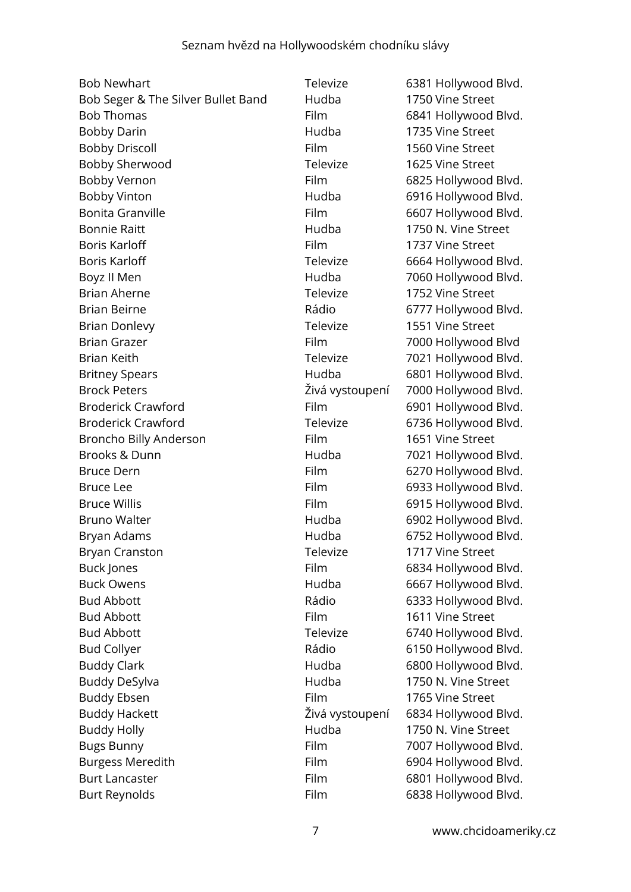| | | |
|---|---|---|
| Bob Newhart | Televize | 6381 Hollywood Blvd. |
| Bob Seger & The Silver Bullet Band | Hudba | 1750 Vine Street |
| Bob Thomas | Film | 6841 Hollywood Blvd. |
| Bobby Darin | Hudba | 1735 Vine Street |
| Bobby Driscoll | Film | 1560 Vine Street |
| Bobby Sherwood | Televize | 1625 Vine Street |
| Bobby Vernon | Film | 6825 Hollywood Blvd. |
| Bobby Vinton | Hudba | 6916 Hollywood Blvd. |
| Bonita Granville | Film | 6607 Hollywood Blvd. |
| Bonnie Raitt | Hudba | 1750 N. Vine Street |
| Boris Karloff | Film | 1737 Vine Street |
| Boris Karloff | Televize | 6664 Hollywood Blvd. |
| Boyz II Men | Hudba | 7060 Hollywood Blvd. |
| Brian Aherne | Televize | 1752 Vine Street |
| Brian Beirne | Rádio | 6777 Hollywood Blvd. |
| Brian Donlevy | Televize | 1551 Vine Street |
| Brian Grazer | Film | 7000 Hollywood Blvd |
| Brian Keith | Televize | 7021 Hollywood Blvd. |
| Britney Spears | Hudba | 6801 Hollywood Blvd. |
| Brock Peters | Živá vystoupení | 7000 Hollywood Blvd. |
| Broderick Crawford | Film | 6901 Hollywood Blvd. |
| Broderick Crawford | Televize | 6736 Hollywood Blvd. |
| Broncho Billy Anderson | Film | 1651 Vine Street |
| Brooks & Dunn | Hudba | 7021 Hollywood Blvd. |
| Bruce Dern | Film | 6270 Hollywood Blvd. |
| Bruce Lee | Film | 6933 Hollywood Blvd. |
| Bruce Willis | Film | 6915 Hollywood Blvd. |
| Bruno Walter | Hudba | 6902 Hollywood Blvd. |
| Bryan Adams | Hudba | 6752 Hollywood Blvd. |
| Bryan Cranston | Televize | 1717 Vine Street |
| Buck Jones | Film | 6834 Hollywood Blvd. |
| Buck Owens | Hudba | 6667 Hollywood Blvd. |
| Bud Abbott | Rádio | 6333 Hollywood Blvd. |
| Bud Abbott | Film | 1611 Vine Street |
| Bud Abbott | Televize | 6740 Hollywood Blvd. |
| Bud Collyer | Rádio | 6150 Hollywood Blvd. |
| Buddy Clark | Hudba | 6800 Hollywood Blvd. |
| Buddy DeSylva | Hudba | 1750 N. Vine Street |
| Buddy Ebsen | Film | 1765 Vine Street |
| Buddy Hackett | Živá vystoupení | 6834 Hollywood Blvd. |
| Buddy Holly | Hudba | 1750 N. Vine Street |
| Bugs Bunny | Film | 7007 Hollywood Blvd. |
| Burgess Meredith | Film | 6904 Hollywood Blvd. |
| Burt Lancaster | Film | 6801 Hollywood Blvd. |
| Burt Reynolds | Film | 6838 Hollywood Blvd. |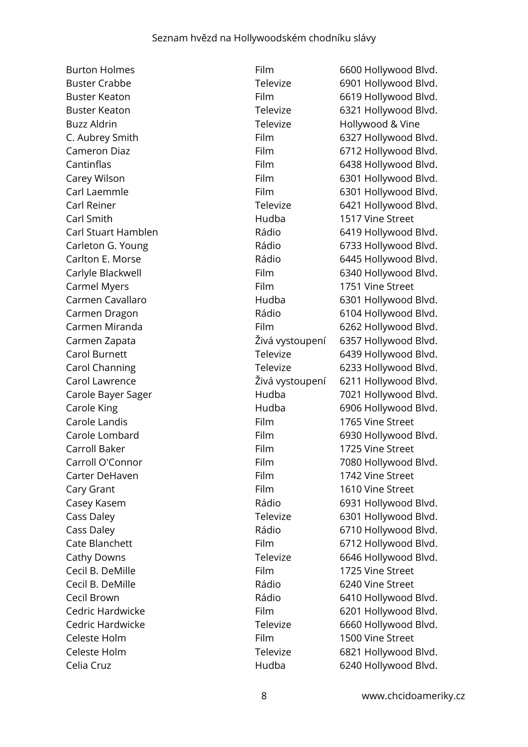| | | |
|---|---|---|
| Burton Holmes | Film | 6600 Hollywood Blvd. |
| Buster Crabbe | Televize | 6901 Hollywood Blvd. |
| Buster Keaton | Film | 6619 Hollywood Blvd. |
| Buster Keaton | Televize | 6321 Hollywood Blvd. |
| Buzz Aldrin | Televize | Hollywood & Vine |
| C. Aubrey Smith | Film | 6327 Hollywood Blvd. |
| Cameron Diaz | Film | 6712 Hollywood Blvd. |
| Cantinflas | Film | 6438 Hollywood Blvd. |
| Carey Wilson | Film | 6301 Hollywood Blvd. |
| Carl Laemmle | Film | 6301 Hollywood Blvd. |
| Carl Reiner | Televize | 6421 Hollywood Blvd. |
| Carl Smith | Hudba | 1517 Vine Street |
| Carl Stuart Hamblen | Rádio | 6419 Hollywood Blvd. |
| Carleton G. Young | Rádio | 6733 Hollywood Blvd. |
| Carlton E. Morse | Rádio | 6445 Hollywood Blvd. |
| Carlyle Blackwell | Film | 6340 Hollywood Blvd. |
| Carmel Myers | Film | 1751 Vine Street |
| Carmen Cavallaro | Hudba | 6301 Hollywood Blvd. |
| Carmen Dragon | Rádio | 6104 Hollywood Blvd. |
| Carmen Miranda | Film | 6262 Hollywood Blvd. |
| Carmen Zapata | Živá vystoupení | 6357 Hollywood Blvd. |
| Carol Burnett | Televize | 6439 Hollywood Blvd. |
| Carol Channing | Televize | 6233 Hollywood Blvd. |
| Carol Lawrence | Živá vystoupení | 6211 Hollywood Blvd. |
| Carole Bayer Sager | Hudba | 7021 Hollywood Blvd. |
| Carole King | Hudba | 6906 Hollywood Blvd. |
| Carole Landis | Film | 1765 Vine Street |
| Carole Lombard | Film | 6930 Hollywood Blvd. |
| Carroll Baker | Film | 1725 Vine Street |
| Carroll O'Connor | Film | 7080 Hollywood Blvd. |
| Carter DeHaven | Film | 1742 Vine Street |
| Cary Grant | Film | 1610 Vine Street |
| Casey Kasem | Rádio | 6931 Hollywood Blvd. |
| Cass Daley | Televize | 6301 Hollywood Blvd. |
| Cass Daley | Rádio | 6710 Hollywood Blvd. |
| Cate Blanchett | Film | 6712 Hollywood Blvd. |
| Cathy Downs | Televize | 6646 Hollywood Blvd. |
| Cecil B. DeMille | Film | 1725 Vine Street |
| Cecil B. DeMille | Rádio | 6240 Vine Street |
| Cecil Brown | Rádio | 6410 Hollywood Blvd. |
| Cedric Hardwicke | Film | 6201 Hollywood Blvd. |
| Cedric Hardwicke | Televize | 6660 Hollywood Blvd. |
| Celeste Holm | Film | 1500 Vine Street |
| Celeste Holm | Televize | 6821 Hollywood Blvd. |
| Celia Cruz | Hudba | 6240 Hollywood Blvd. |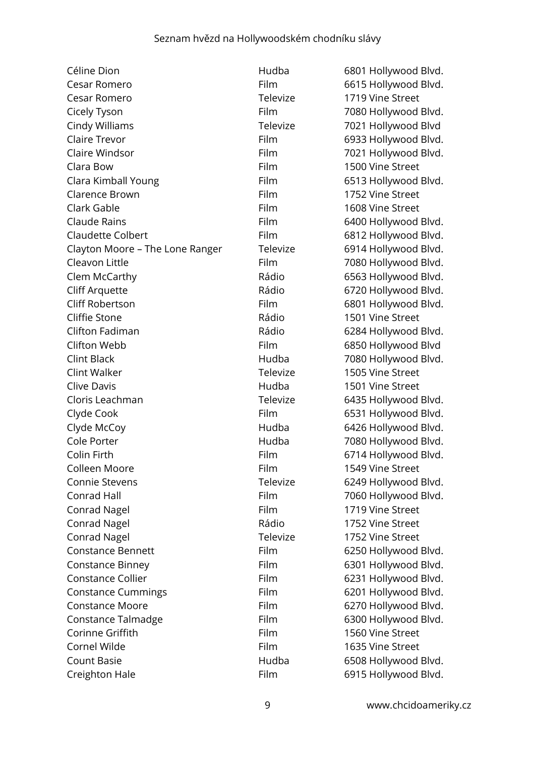| | | |
|---|---|---|
| Céline Dion | Hudba | 6801 Hollywood Blvd. |
| Cesar Romero | Film | 6615 Hollywood Blvd. |
| Cesar Romero | Televize | 1719 Vine Street |
| Cicely Tyson | Film | 7080 Hollywood Blvd. |
| Cindy Williams | Televize | 7021 Hollywood Blvd |
| Claire Trevor | Film | 6933 Hollywood Blvd. |
| Claire Windsor | Film | 7021 Hollywood Blvd. |
| Clara Bow | Film | 1500 Vine Street |
| Clara Kimball Young | Film | 6513 Hollywood Blvd. |
| Clarence Brown | Film | 1752 Vine Street |
| Clark Gable | Film | 1608 Vine Street |
| Claude Rains | Film | 6400 Hollywood Blvd. |
| Claudette Colbert | Film | 6812 Hollywood Blvd. |
| Clayton Moore – The Lone Ranger | Televize | 6914 Hollywood Blvd. |
| Cleavon Little | Film | 7080 Hollywood Blvd. |
| Clem McCarthy | Rádio | 6563 Hollywood Blvd. |
| Cliff Arquette | Rádio | 6720 Hollywood Blvd. |
| Cliff Robertson | Film | 6801 Hollywood Blvd. |
| Cliffie Stone | Rádio | 1501 Vine Street |
| Clifton Fadiman | Rádio | 6284 Hollywood Blvd. |
| Clifton Webb | Film | 6850 Hollywood Blvd |
| Clint Black | Hudba | 7080 Hollywood Blvd. |
| Clint Walker | Televize | 1505 Vine Street |
| Clive Davis | Hudba | 1501 Vine Street |
| Cloris Leachman | Televize | 6435 Hollywood Blvd. |
| Clyde Cook | Film | 6531 Hollywood Blvd. |
| Clyde McCoy | Hudba | 6426 Hollywood Blvd. |
| Cole Porter | Hudba | 7080 Hollywood Blvd. |
| Colin Firth | Film | 6714 Hollywood Blvd. |
| Colleen Moore | Film | 1549 Vine Street |
| Connie Stevens | Televize | 6249 Hollywood Blvd. |
| Conrad Hall | Film | 7060 Hollywood Blvd. |
| Conrad Nagel | Film | 1719 Vine Street |
| Conrad Nagel | Rádio | 1752 Vine Street |
| Conrad Nagel | Televize | 1752 Vine Street |
| Constance Bennett | Film | 6250 Hollywood Blvd. |
| Constance Binney | Film | 6301 Hollywood Blvd. |
| Constance Collier | Film | 6231 Hollywood Blvd. |
| Constance Cummings | Film | 6201 Hollywood Blvd. |
| Constance Moore | Film | 6270 Hollywood Blvd. |
| Constance Talmadge | Film | 6300 Hollywood Blvd. |
| Corinne Griffith | Film | 1560 Vine Street |
| Cornel Wilde | Film | 1635 Vine Street |
| Count Basie | Hudba | 6508 Hollywood Blvd. |
| Creighton Hale | Film | 6915 Hollywood Blvd. |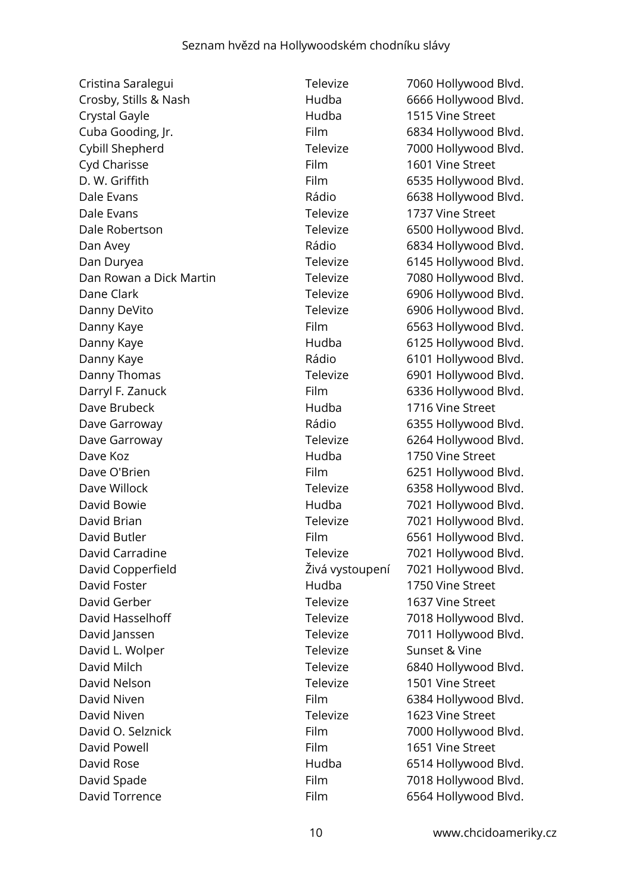| | | |
|---|---|---|
| Cristina Saralegui | Televize | 7060 Hollywood Blvd. |
| Crosby, Stills & Nash | Hudba | 6666 Hollywood Blvd. |
| Crystal Gayle | Hudba | 1515 Vine Street |
| Cuba Gooding, Jr. | Film | 6834 Hollywood Blvd. |
| Cybill Shepherd | Televize | 7000 Hollywood Blvd. |
| Cyd Charisse | Film | 1601 Vine Street |
| D. W. Griffith | Film | 6535 Hollywood Blvd. |
| Dale Evans | Rádio | 6638 Hollywood Blvd. |
| Dale Evans | Televize | 1737 Vine Street |
| Dale Robertson | Televize | 6500 Hollywood Blvd. |
| Dan Avey | Rádio | 6834 Hollywood Blvd. |
| Dan Duryea | Televize | 6145 Hollywood Blvd. |
| Dan Rowan a Dick Martin | Televize | 7080 Hollywood Blvd. |
| Dane Clark | Televize | 6906 Hollywood Blvd. |
| Danny DeVito | Televize | 6906 Hollywood Blvd. |
| Danny Kaye | Film | 6563 Hollywood Blvd. |
| Danny Kaye | Hudba | 6125 Hollywood Blvd. |
| Danny Kaye | Rádio | 6101 Hollywood Blvd. |
| Danny Thomas | Televize | 6901 Hollywood Blvd. |
| Darryl F. Zanuck | Film | 6336 Hollywood Blvd. |
| Dave Brubeck | Hudba | 1716 Vine Street |
| Dave Garroway | Rádio | 6355 Hollywood Blvd. |
| Dave Garroway | Televize | 6264 Hollywood Blvd. |
| Dave Koz | Hudba | 1750 Vine Street |
| Dave O'Brien | Film | 6251 Hollywood Blvd. |
| Dave Willock | Televize | 6358 Hollywood Blvd. |
| David Bowie | Hudba | 7021 Hollywood Blvd. |
| David Brian | Televize | 7021 Hollywood Blvd. |
| David Butler | Film | 6561 Hollywood Blvd. |
| David Carradine | Televize | 7021 Hollywood Blvd. |
| David Copperfield | Živá vystoupení | 7021 Hollywood Blvd. |
| David Foster | Hudba | 1750 Vine Street |
| David Gerber | Televize | 1637 Vine Street |
| David Hasselhoff | Televize | 7018 Hollywood Blvd. |
| David Janssen | Televize | 7011 Hollywood Blvd. |
| David L. Wolper | Televize | Sunset & Vine |
| David Milch | Televize | 6840 Hollywood Blvd. |
| David Nelson | Televize | 1501 Vine Street |
| David Niven | Film | 6384 Hollywood Blvd. |
| David Niven | Televize | 1623 Vine Street |
| David O. Selznick | Film | 7000 Hollywood Blvd. |
| David Powell | Film | 1651 Vine Street |
| David Rose | Hudba | 6514 Hollywood Blvd. |
| David Spade | Film | 7018 Hollywood Blvd. |
| David Torrence | Film | 6564 Hollywood Blvd. |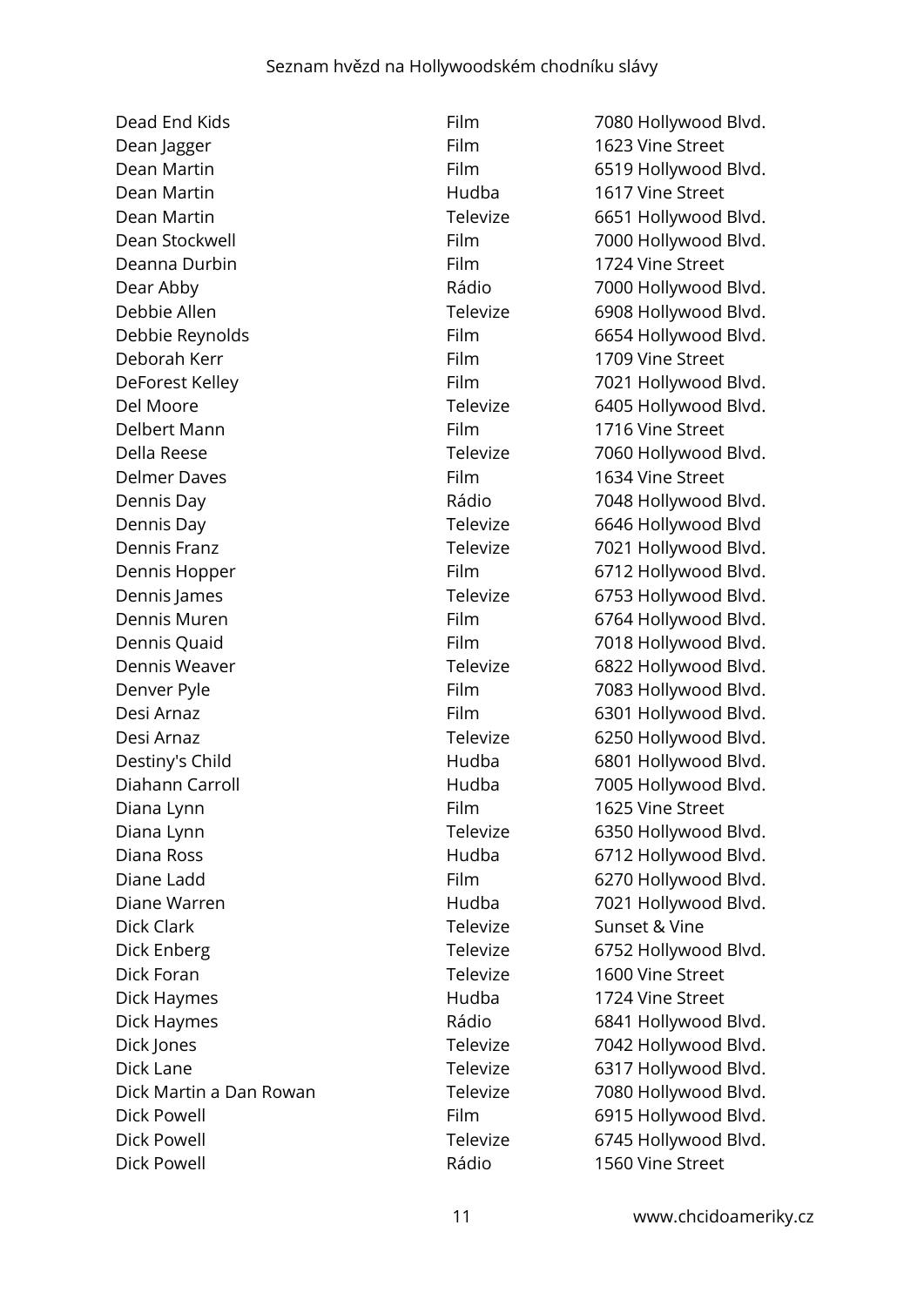| | | |
|---|---|---|
| Dead End Kids | Film | 7080 Hollywood Blvd. |
| Dean Jagger | Film | 1623 Vine Street |
| Dean Martin | Film | 6519 Hollywood Blvd. |
| Dean Martin | Hudba | 1617 Vine Street |
| Dean Martin | Televize | 6651 Hollywood Blvd. |
| Dean Stockwell | Film | 7000 Hollywood Blvd. |
| Deanna Durbin | Film | 1724 Vine Street |
| Dear Abby | Rádio | 7000 Hollywood Blvd. |
| Debbie Allen | Televize | 6908 Hollywood Blvd. |
| Debbie Reynolds | Film | 6654 Hollywood Blvd. |
| Deborah Kerr | Film | 1709 Vine Street |
| DeForest Kelley | Film | 7021 Hollywood Blvd. |
| Del Moore | Televize | 6405 Hollywood Blvd. |
| Delbert Mann | Film | 1716 Vine Street |
| Della Reese | Televize | 7060 Hollywood Blvd. |
| Delmer Daves | Film | 1634 Vine Street |
| Dennis Day | Rádio | 7048 Hollywood Blvd. |
| Dennis Day | Televize | 6646 Hollywood Blvd |
| Dennis Franz | Televize | 7021 Hollywood Blvd. |
| Dennis Hopper | Film | 6712 Hollywood Blvd. |
| Dennis James | Televize | 6753 Hollywood Blvd. |
| Dennis Muren | Film | 6764 Hollywood Blvd. |
| Dennis Quaid | Film | 7018 Hollywood Blvd. |
| Dennis Weaver | Televize | 6822 Hollywood Blvd. |
| Denver Pyle | Film | 7083 Hollywood Blvd. |
| Desi Arnaz | Film | 6301 Hollywood Blvd. |
| Desi Arnaz | Televize | 6250 Hollywood Blvd. |
| Destiny's Child | Hudba | 6801 Hollywood Blvd. |
| Diahann Carroll | Hudba | 7005 Hollywood Blvd. |
| Diana Lynn | Film | 1625 Vine Street |
| Diana Lynn | Televize | 6350 Hollywood Blvd. |
| Diana Ross | Hudba | 6712 Hollywood Blvd. |
| Diane Ladd | Film | 6270 Hollywood Blvd. |
| Diane Warren | Hudba | 7021 Hollywood Blvd. |
| Dick Clark | Televize | Sunset & Vine |
| Dick Enberg | Televize | 6752 Hollywood Blvd. |
| Dick Foran | Televize | 1600 Vine Street |
| Dick Haymes | Hudba | 1724 Vine Street |
| Dick Haymes | Rádio | 6841 Hollywood Blvd. |
| Dick Jones | Televize | 7042 Hollywood Blvd. |
| Dick Lane | Televize | 6317 Hollywood Blvd. |
| Dick Martin a Dan Rowan | Televize | 7080 Hollywood Blvd. |
| Dick Powell | Film | 6915 Hollywood Blvd. |
| Dick Powell | Televize | 6745 Hollywood Blvd. |
| Dick Powell | Rádio | 1560 Vine Street |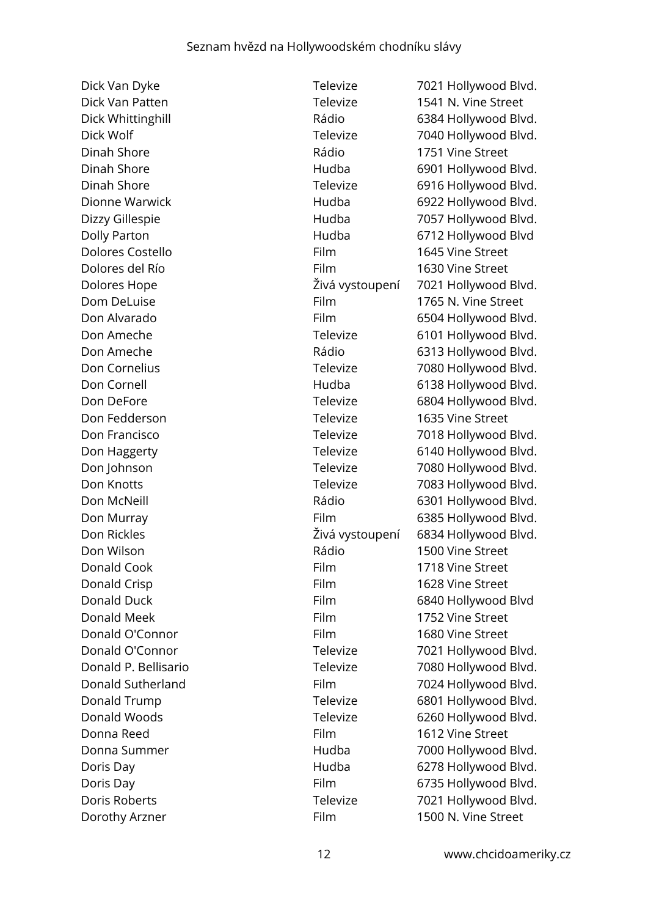| | | |
|---|---|---|
| Dick Van Dyke | Televize | 7021 Hollywood Blvd. |
| Dick Van Patten | Televize | 1541 N. Vine Street |
| Dick Whittinghill | Rádio | 6384 Hollywood Blvd. |
| Dick Wolf | Televize | 7040 Hollywood Blvd. |
| Dinah Shore | Rádio | 1751 Vine Street |
| Dinah Shore | Hudba | 6901 Hollywood Blvd. |
| Dinah Shore | Televize | 6916 Hollywood Blvd. |
| Dionne Warwick | Hudba | 6922 Hollywood Blvd. |
| Dizzy Gillespie | Hudba | 7057 Hollywood Blvd. |
| Dolly Parton | Hudba | 6712 Hollywood Blvd |
| Dolores Costello | Film | 1645 Vine Street |
| Dolores del Río | Film | 1630 Vine Street |
| Dolores Hope | Živá vystoupení | 7021 Hollywood Blvd. |
| Dom DeLuise | Film | 1765 N. Vine Street |
| Don Alvarado | Film | 6504 Hollywood Blvd. |
| Don Ameche | Televize | 6101 Hollywood Blvd. |
| Don Ameche | Rádio | 6313 Hollywood Blvd. |
| Don Cornelius | Televize | 7080 Hollywood Blvd. |
| Don Cornell | Hudba | 6138 Hollywood Blvd. |
| Don DeFore | Televize | 6804 Hollywood Blvd. |
| Don Fedderson | Televize | 1635 Vine Street |
| Don Francisco | Televize | 7018 Hollywood Blvd. |
| Don Haggerty | Televize | 6140 Hollywood Blvd. |
| Don Johnson | Televize | 7080 Hollywood Blvd. |
| Don Knotts | Televize | 7083 Hollywood Blvd. |
| Don McNeill | Rádio | 6301 Hollywood Blvd. |
| Don Murray | Film | 6385 Hollywood Blvd. |
| Don Rickles | Živá vystoupení | 6834 Hollywood Blvd. |
| Don Wilson | Rádio | 1500 Vine Street |
| Donald Cook | Film | 1718 Vine Street |
| Donald Crisp | Film | 1628 Vine Street |
| Donald Duck | Film | 6840 Hollywood Blvd |
| Donald Meek | Film | 1752 Vine Street |
| Donald O'Connor | Film | 1680 Vine Street |
| Donald O'Connor | Televize | 7021 Hollywood Blvd. |
| Donald P. Bellisario | Televize | 7080 Hollywood Blvd. |
| Donald Sutherland | Film | 7024 Hollywood Blvd. |
| Donald Trump | Televize | 6801 Hollywood Blvd. |
| Donald Woods | Televize | 6260 Hollywood Blvd. |
| Donna Reed | Film | 1612 Vine Street |
| Donna Summer | Hudba | 7000 Hollywood Blvd. |
| Doris Day | Hudba | 6278 Hollywood Blvd. |
| Doris Day | Film | 6735 Hollywood Blvd. |
| Doris Roberts | Televize | 7021 Hollywood Blvd. |
| Dorothy Arzner | Film | 1500 N. Vine Street |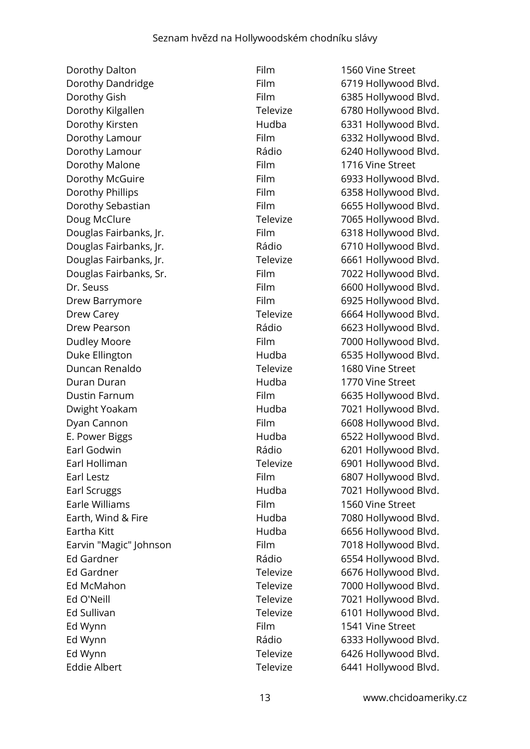| | | |
|---|---|---|
| Dorothy Dalton | Film | 1560 Vine Street |
| Dorothy Dandridge | Film | 6719 Hollywood Blvd. |
| Dorothy Gish | Film | 6385 Hollywood Blvd. |
| Dorothy Kilgallen | Televize | 6780 Hollywood Blvd. |
| Dorothy Kirsten | Hudba | 6331 Hollywood Blvd. |
| Dorothy Lamour | Film | 6332 Hollywood Blvd. |
| Dorothy Lamour | Rádio | 6240 Hollywood Blvd. |
| Dorothy Malone | Film | 1716 Vine Street |
| Dorothy McGuire | Film | 6933 Hollywood Blvd. |
| Dorothy Phillips | Film | 6358 Hollywood Blvd. |
| Dorothy Sebastian | Film | 6655 Hollywood Blvd. |
| Doug McClure | Televize | 7065 Hollywood Blvd. |
| Douglas Fairbanks, Jr. | Film | 6318 Hollywood Blvd. |
| Douglas Fairbanks, Jr. | Rádio | 6710 Hollywood Blvd. |
| Douglas Fairbanks, Jr. | Televize | 6661 Hollywood Blvd. |
| Douglas Fairbanks, Sr. | Film | 7022 Hollywood Blvd. |
| Dr. Seuss | Film | 6600 Hollywood Blvd. |
| Drew Barrymore | Film | 6925 Hollywood Blvd. |
| Drew Carey | Televize | 6664 Hollywood Blvd. |
| Drew Pearson | Rádio | 6623 Hollywood Blvd. |
| Dudley Moore | Film | 7000 Hollywood Blvd. |
| Duke Ellington | Hudba | 6535 Hollywood Blvd. |
| Duncan Renaldo | Televize | 1680 Vine Street |
| Duran Duran | Hudba | 1770 Vine Street |
| Dustin Farnum | Film | 6635 Hollywood Blvd. |
| Dwight Yoakam | Hudba | 7021 Hollywood Blvd. |
| Dyan Cannon | Film | 6608 Hollywood Blvd. |
| E. Power Biggs | Hudba | 6522 Hollywood Blvd. |
| Earl Godwin | Rádio | 6201 Hollywood Blvd. |
| Earl Holliman | Televize | 6901 Hollywood Blvd. |
| Earl Lestz | Film | 6807 Hollywood Blvd. |
| Earl Scruggs | Hudba | 7021 Hollywood Blvd. |
| Earle Williams | Film | 1560 Vine Street |
| Earth, Wind & Fire | Hudba | 7080 Hollywood Blvd. |
| Eartha Kitt | Hudba | 6656 Hollywood Blvd. |
| Earvin "Magic" Johnson | Film | 7018 Hollywood Blvd. |
| Ed Gardner | Rádio | 6554 Hollywood Blvd. |
| Ed Gardner | Televize | 6676 Hollywood Blvd. |
| Ed McMahon | Televize | 7000 Hollywood Blvd. |
| Ed O'Neill | Televize | 7021 Hollywood Blvd. |
| Ed Sullivan | Televize | 6101 Hollywood Blvd. |
| Ed Wynn | Film | 1541 Vine Street |
| Ed Wynn | Rádio | 6333 Hollywood Blvd. |
| Ed Wynn | Televize | 6426 Hollywood Blvd. |
| Eddie Albert | Televize | 6441 Hollywood Blvd. |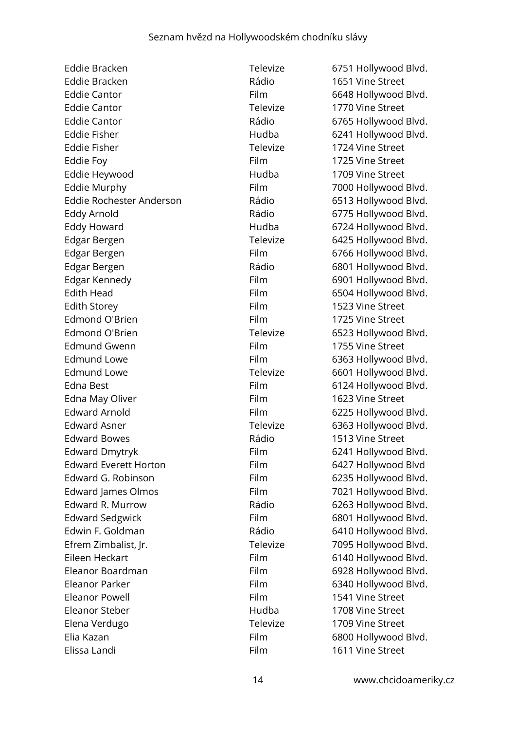| | | |
|---|---|---|
| Eddie Bracken | Televize | 6751 Hollywood Blvd. |
| Eddie Bracken | Rádio | 1651 Vine Street |
| Eddie Cantor | Film | 6648 Hollywood Blvd. |
| Eddie Cantor | Televize | 1770 Vine Street |
| Eddie Cantor | Rádio | 6765 Hollywood Blvd. |
| Eddie Fisher | Hudba | 6241 Hollywood Blvd. |
| Eddie Fisher | Televize | 1724 Vine Street |
| Eddie Foy | Film | 1725 Vine Street |
| Eddie Heywood | Hudba | 1709 Vine Street |
| Eddie Murphy | Film | 7000 Hollywood Blvd. |
| Eddie Rochester Anderson | Rádio | 6513 Hollywood Blvd. |
| Eddy Arnold | Rádio | 6775 Hollywood Blvd. |
| Eddy Howard | Hudba | 6724 Hollywood Blvd. |
| Edgar Bergen | Televize | 6425 Hollywood Blvd. |
| Edgar Bergen | Film | 6766 Hollywood Blvd. |
| Edgar Bergen | Rádio | 6801 Hollywood Blvd. |
| Edgar Kennedy | Film | 6901 Hollywood Blvd. |
| Edith Head | Film | 6504 Hollywood Blvd. |
| Edith Storey | Film | 1523 Vine Street |
| Edmond O'Brien | Film | 1725 Vine Street |
| Edmond O'Brien | Televize | 6523 Hollywood Blvd. |
| Edmund Gwenn | Film | 1755 Vine Street |
| Edmund Lowe | Film | 6363 Hollywood Blvd. |
| Edmund Lowe | Televize | 6601 Hollywood Blvd. |
| Edna Best | Film | 6124 Hollywood Blvd. |
| Edna May Oliver | Film | 1623 Vine Street |
| Edward Arnold | Film | 6225 Hollywood Blvd. |
| Edward Asner | Televize | 6363 Hollywood Blvd. |
| Edward Bowes | Rádio | 1513 Vine Street |
| Edward Dmytryk | Film | 6241 Hollywood Blvd. |
| Edward Everett Horton | Film | 6427 Hollywood Blvd |
| Edward G. Robinson | Film | 6235 Hollywood Blvd. |
| Edward James Olmos | Film | 7021 Hollywood Blvd. |
| Edward R. Murrow | Rádio | 6263 Hollywood Blvd. |
| Edward Sedgwick | Film | 6801 Hollywood Blvd. |
| Edwin F. Goldman | Rádio | 6410 Hollywood Blvd. |
| Efrem Zimbalist, Jr. | Televize | 7095 Hollywood Blvd. |
| Eileen Heckart | Film | 6140 Hollywood Blvd. |
| Eleanor Boardman | Film | 6928 Hollywood Blvd. |
| Eleanor Parker | Film | 6340 Hollywood Blvd. |
| Eleanor Powell | Film | 1541 Vine Street |
| Eleanor Steber | Hudba | 1708 Vine Street |
| Elena Verdugo | Televize | 1709 Vine Street |
| Elia Kazan | Film | 6800 Hollywood Blvd. |
| Elissa Landi | Film | 1611 Vine Street |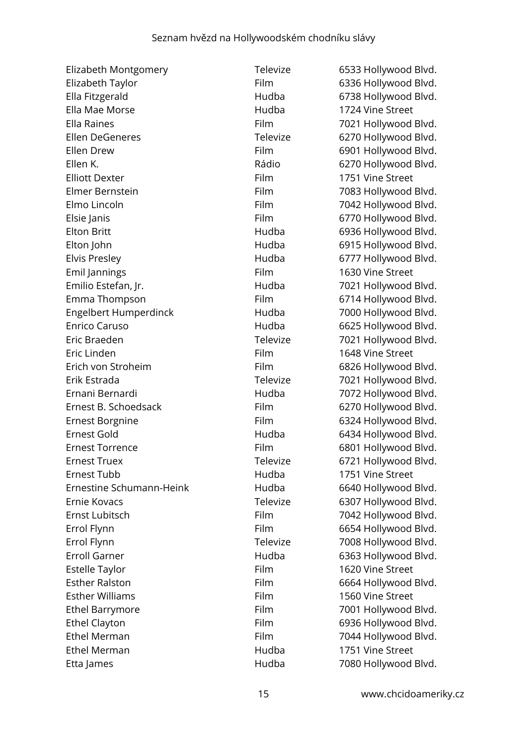| | | |
|---|---|---|
| Elizabeth Montgomery | Televize | 6533 Hollywood Blvd. |
| Elizabeth Taylor | Film | 6336 Hollywood Blvd. |
| Ella Fitzgerald | Hudba | 6738 Hollywood Blvd. |
| Ella Mae Morse | Hudba | 1724 Vine Street |
| Ella Raines | Film | 7021 Hollywood Blvd. |
| Ellen DeGeneres | Televize | 6270 Hollywood Blvd. |
| Ellen Drew | Film | 6901 Hollywood Blvd. |
| Ellen K. | Rádio | 6270 Hollywood Blvd. |
| Elliott Dexter | Film | 1751 Vine Street |
| Elmer Bernstein | Film | 7083 Hollywood Blvd. |
| Elmo Lincoln | Film | 7042 Hollywood Blvd. |
| Elsie Janis | Film | 6770 Hollywood Blvd. |
| Elton Britt | Hudba | 6936 Hollywood Blvd. |
| Elton John | Hudba | 6915 Hollywood Blvd. |
| Elvis Presley | Hudba | 6777 Hollywood Blvd. |
| Emil Jannings | Film | 1630 Vine Street |
| Emilio Estefan, Jr. | Hudba | 7021 Hollywood Blvd. |
| Emma Thompson | Film | 6714 Hollywood Blvd. |
| Engelbert Humperdinck | Hudba | 7000 Hollywood Blvd. |
| Enrico Caruso | Hudba | 6625 Hollywood Blvd. |
| Eric Braeden | Televize | 7021 Hollywood Blvd. |
| Eric Linden | Film | 1648 Vine Street |
| Erich von Stroheim | Film | 6826 Hollywood Blvd. |
| Erik Estrada | Televize | 7021 Hollywood Blvd. |
| Ernani Bernardi | Hudba | 7072 Hollywood Blvd. |
| Ernest B. Schoedsack | Film | 6270 Hollywood Blvd. |
| Ernest Borgnine | Film | 6324 Hollywood Blvd. |
| Ernest Gold | Hudba | 6434 Hollywood Blvd. |
| Ernest Torrence | Film | 6801 Hollywood Blvd. |
| Ernest Truex | Televize | 6721 Hollywood Blvd. |
| Ernest Tubb | Hudba | 1751 Vine Street |
| Ernestine Schumann-Heink | Hudba | 6640 Hollywood Blvd. |
| Ernie Kovacs | Televize | 6307 Hollywood Blvd. |
| Ernst Lubitsch | Film | 7042 Hollywood Blvd. |
| Errol Flynn | Film | 6654 Hollywood Blvd. |
| Errol Flynn | Televize | 7008 Hollywood Blvd. |
| Erroll Garner | Hudba | 6363 Hollywood Blvd. |
| Estelle Taylor | Film | 1620 Vine Street |
| Esther Ralston | Film | 6664 Hollywood Blvd. |
| Esther Williams | Film | 1560 Vine Street |
| Ethel Barrymore | Film | 7001 Hollywood Blvd. |
| Ethel Clayton | Film | 6936 Hollywood Blvd. |
| Ethel Merman | Film | 7044 Hollywood Blvd. |
| Ethel Merman | Hudba | 1751 Vine Street |
| Etta James | Hudba | 7080 Hollywood Blvd. |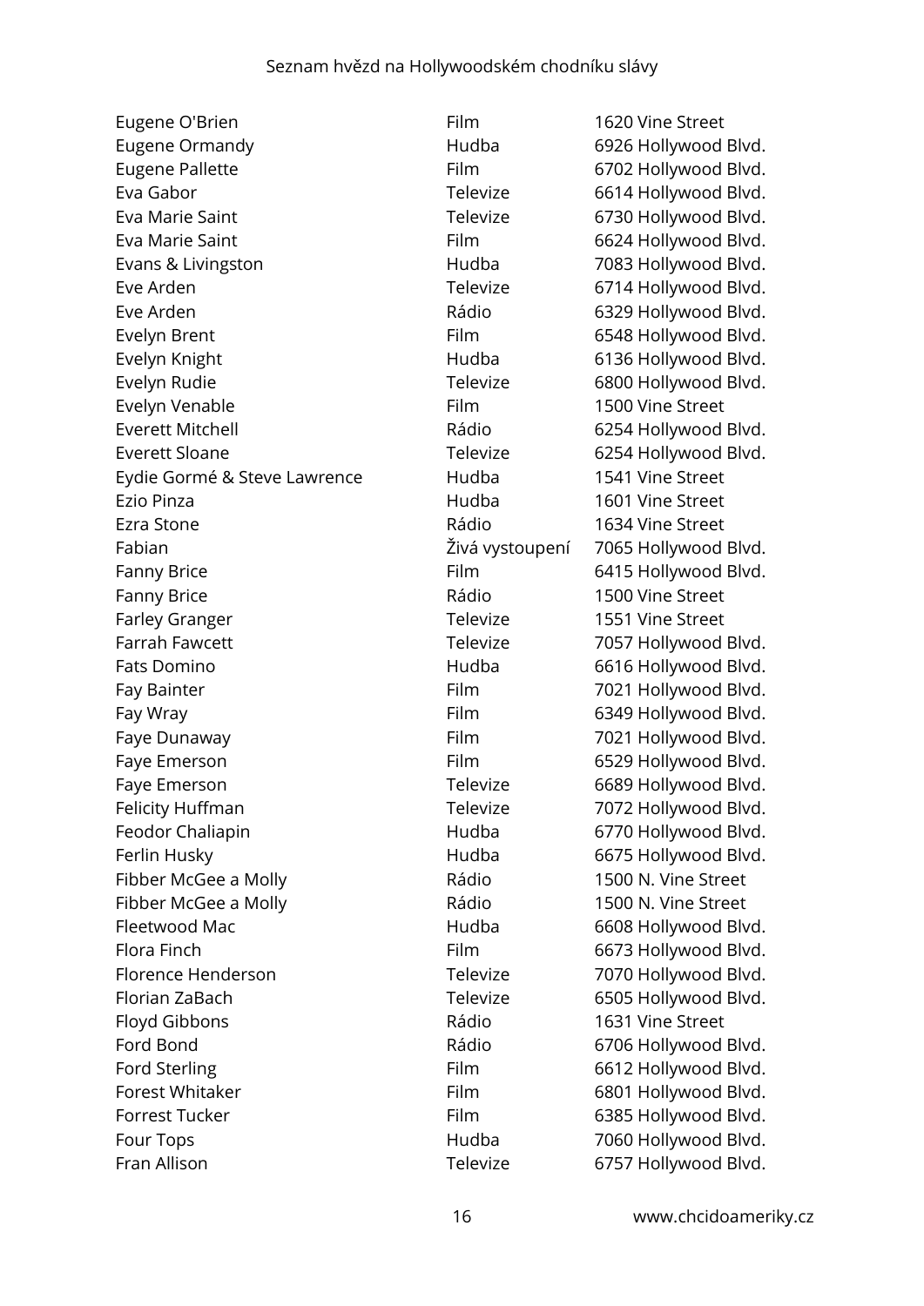| | | |
|---|---|---|
| Eugene O'Brien | Film | 1620 Vine Street |
| Eugene Ormandy | Hudba | 6926 Hollywood Blvd. |
| Eugene Pallette | Film | 6702 Hollywood Blvd. |
| Eva Gabor | Televize | 6614 Hollywood Blvd. |
| Eva Marie Saint | Televize | 6730 Hollywood Blvd. |
| Eva Marie Saint | Film | 6624 Hollywood Blvd. |
| Evans & Livingston | Hudba | 7083 Hollywood Blvd. |
| Eve Arden | Televize | 6714 Hollywood Blvd. |
| Eve Arden | Rádio | 6329 Hollywood Blvd. |
| Evelyn Brent | Film | 6548 Hollywood Blvd. |
| Evelyn Knight | Hudba | 6136 Hollywood Blvd. |
| Evelyn Rudie | Televize | 6800 Hollywood Blvd. |
| Evelyn Venable | Film | 1500 Vine Street |
| Everett Mitchell | Rádio | 6254 Hollywood Blvd. |
| Everett Sloane | Televize | 6254 Hollywood Blvd. |
| Eydie Gormé & Steve Lawrence | Hudba | 1541 Vine Street |
| Ezio Pinza | Hudba | 1601 Vine Street |
| Ezra Stone | Rádio | 1634 Vine Street |
| Fabian | Živá vystoupení | 7065 Hollywood Blvd. |
| Fanny Brice | Film | 6415 Hollywood Blvd. |
| Fanny Brice | Rádio | 1500 Vine Street |
| Farley Granger | Televize | 1551 Vine Street |
| Farrah Fawcett | Televize | 7057 Hollywood Blvd. |
| Fats Domino | Hudba | 6616 Hollywood Blvd. |
| Fay Bainter | Film | 7021 Hollywood Blvd. |
| Fay Wray | Film | 6349 Hollywood Blvd. |
| Faye Dunaway | Film | 7021 Hollywood Blvd. |
| Faye Emerson | Film | 6529 Hollywood Blvd. |
| Faye Emerson | Televize | 6689 Hollywood Blvd. |
| Felicity Huffman | Televize | 7072 Hollywood Blvd. |
| Feodor Chaliapin | Hudba | 6770 Hollywood Blvd. |
| Ferlin Husky | Hudba | 6675 Hollywood Blvd. |
| Fibber McGee a Molly | Rádio | 1500 N. Vine Street |
| Fibber McGee a Molly | Rádio | 1500 N. Vine Street |
| Fleetwood Mac | Hudba | 6608 Hollywood Blvd. |
| Flora Finch | Film | 6673 Hollywood Blvd. |
| Florence Henderson | Televize | 7070 Hollywood Blvd. |
| Florian ZaBach | Televize | 6505 Hollywood Blvd. |
| Floyd Gibbons | Rádio | 1631 Vine Street |
| Ford Bond | Rádio | 6706 Hollywood Blvd. |
| Ford Sterling | Film | 6612 Hollywood Blvd. |
| Forest Whitaker | Film | 6801 Hollywood Blvd. |
| Forrest Tucker | Film | 6385 Hollywood Blvd. |
| Four Tops | Hudba | 7060 Hollywood Blvd. |
| Fran Allison | Televize | 6757 Hollywood Blvd. |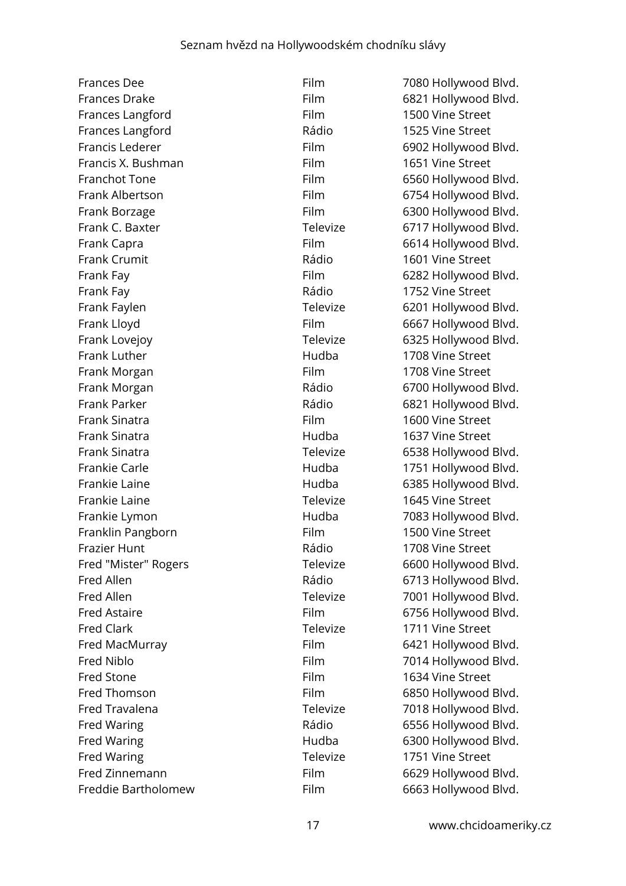| | | |
|---|---|---|
| Frances Dee | Film | 7080 Hollywood Blvd. |
| Frances Drake | Film | 6821 Hollywood Blvd. |
| Frances Langford | Film | 1500 Vine Street |
| Frances Langford | Rádio | 1525 Vine Street |
| Francis Lederer | Film | 6902 Hollywood Blvd. |
| Francis X. Bushman | Film | 1651 Vine Street |
| Franchot Tone | Film | 6560 Hollywood Blvd. |
| Frank Albertson | Film | 6754 Hollywood Blvd. |
| Frank Borzage | Film | 6300 Hollywood Blvd. |
| Frank C. Baxter | Televize | 6717 Hollywood Blvd. |
| Frank Capra | Film | 6614 Hollywood Blvd. |
| Frank Crumit | Rádio | 1601 Vine Street |
| Frank Fay | Film | 6282 Hollywood Blvd. |
| Frank Fay | Rádio | 1752 Vine Street |
| Frank Faylen | Televize | 6201 Hollywood Blvd. |
| Frank Lloyd | Film | 6667 Hollywood Blvd. |
| Frank Lovejoy | Televize | 6325 Hollywood Blvd. |
| Frank Luther | Hudba | 1708 Vine Street |
| Frank Morgan | Film | 1708 Vine Street |
| Frank Morgan | Rádio | 6700 Hollywood Blvd. |
| Frank Parker | Rádio | 6821 Hollywood Blvd. |
| Frank Sinatra | Film | 1600 Vine Street |
| Frank Sinatra | Hudba | 1637 Vine Street |
| Frank Sinatra | Televize | 6538 Hollywood Blvd. |
| Frankie Carle | Hudba | 1751 Hollywood Blvd. |
| Frankie Laine | Hudba | 6385 Hollywood Blvd. |
| Frankie Laine | Televize | 1645 Vine Street |
| Frankie Lymon | Hudba | 7083 Hollywood Blvd. |
| Franklin Pangborn | Film | 1500 Vine Street |
| Frazier Hunt | Rádio | 1708 Vine Street |
| Fred "Mister" Rogers | Televize | 6600 Hollywood Blvd. |
| Fred Allen | Rádio | 6713 Hollywood Blvd. |
| Fred Allen | Televize | 7001 Hollywood Blvd. |
| Fred Astaire | Film | 6756 Hollywood Blvd. |
| Fred Clark | Televize | 1711 Vine Street |
| Fred MacMurray | Film | 6421 Hollywood Blvd. |
| Fred Niblo | Film | 7014 Hollywood Blvd. |
| Fred Stone | Film | 1634 Vine Street |
| Fred Thomson | Film | 6850 Hollywood Blvd. |
| Fred Travalena | Televize | 7018 Hollywood Blvd. |
| Fred Waring | Rádio | 6556 Hollywood Blvd. |
| Fred Waring | Hudba | 6300 Hollywood Blvd. |
| Fred Waring | Televize | 1751 Vine Street |
| Fred Zinnemann | Film | 6629 Hollywood Blvd. |
| Freddie Bartholomew | Film | 6663 Hollywood Blvd. |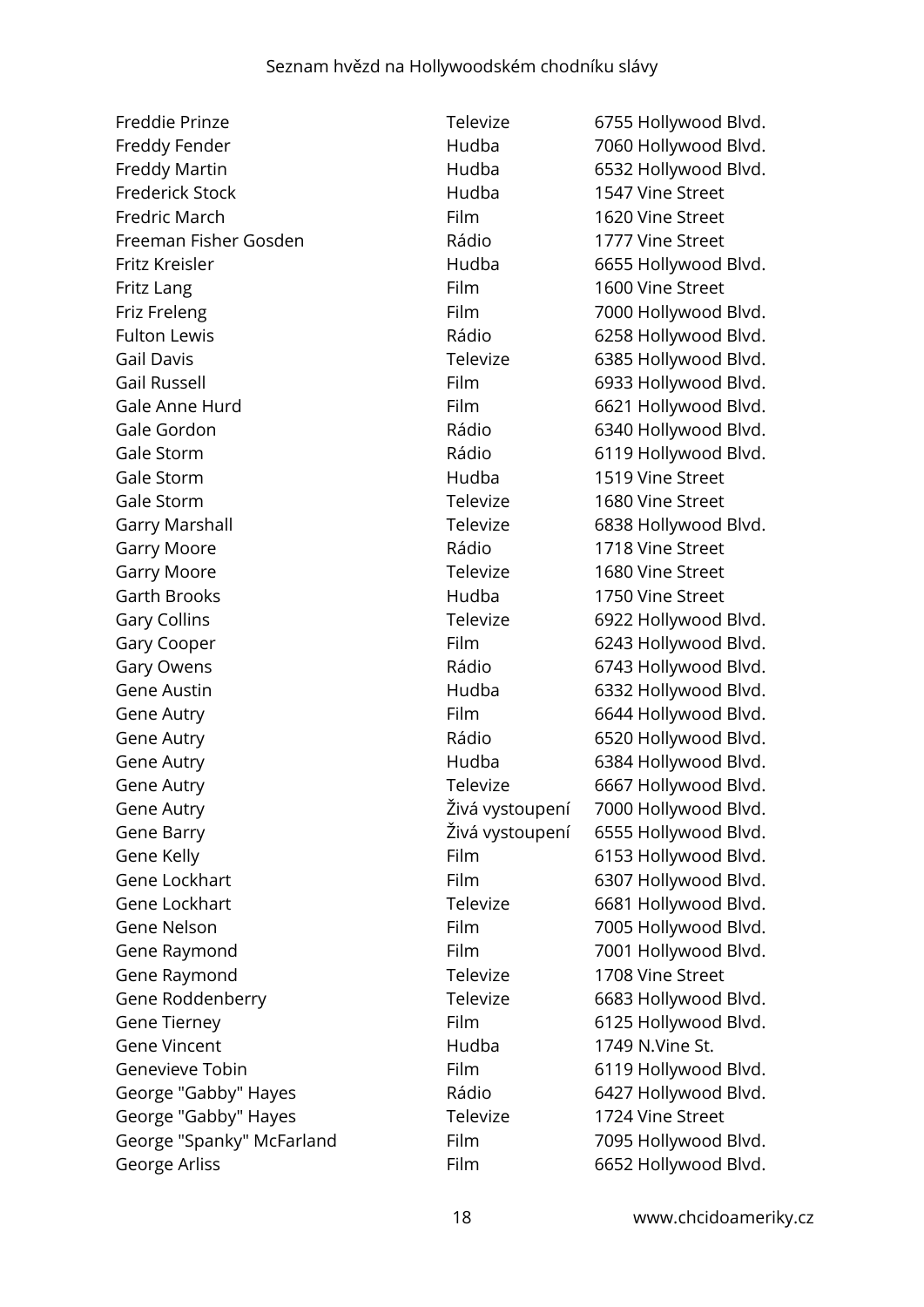| | | |
|---|---|---|
| Freddie Prinze | Televize | 6755 Hollywood Blvd. |
| Freddy Fender | Hudba | 7060 Hollywood Blvd. |
| Freddy Martin | Hudba | 6532 Hollywood Blvd. |
| Frederick Stock | Hudba | 1547 Vine Street |
| Fredric March | Film | 1620 Vine Street |
| Freeman Fisher Gosden | Rádio | 1777 Vine Street |
| Fritz Kreisler | Hudba | 6655 Hollywood Blvd. |
| Fritz Lang | Film | 1600 Vine Street |
| Friz Freleng | Film | 7000 Hollywood Blvd. |
| Fulton Lewis | Rádio | 6258 Hollywood Blvd. |
| Gail Davis | Televize | 6385 Hollywood Blvd. |
| Gail Russell | Film | 6933 Hollywood Blvd. |
| Gale Anne Hurd | Film | 6621 Hollywood Blvd. |
| Gale Gordon | Rádio | 6340 Hollywood Blvd. |
| Gale Storm | Rádio | 6119 Hollywood Blvd. |
| Gale Storm | Hudba | 1519 Vine Street |
| Gale Storm | Televize | 1680 Vine Street |
| Garry Marshall | Televize | 6838 Hollywood Blvd. |
| Garry Moore | Rádio | 1718 Vine Street |
| Garry Moore | Televize | 1680 Vine Street |
| Garth Brooks | Hudba | 1750 Vine Street |
| Gary Collins | Televize | 6922 Hollywood Blvd. |
| Gary Cooper | Film | 6243 Hollywood Blvd. |
| Gary Owens | Rádio | 6743 Hollywood Blvd. |
| Gene Austin | Hudba | 6332 Hollywood Blvd. |
| Gene Autry | Film | 6644 Hollywood Blvd. |
| Gene Autry | Rádio | 6520 Hollywood Blvd. |
| Gene Autry | Hudba | 6384 Hollywood Blvd. |
| Gene Autry | Televize | 6667 Hollywood Blvd. |
| Gene Autry | Živá vystoupení | 7000 Hollywood Blvd. |
| Gene Barry | Živá vystoupení | 6555 Hollywood Blvd. |
| Gene Kelly | Film | 6153 Hollywood Blvd. |
| Gene Lockhart | Film | 6307 Hollywood Blvd. |
| Gene Lockhart | Televize | 6681 Hollywood Blvd. |
| Gene Nelson | Film | 7005 Hollywood Blvd. |
| Gene Raymond | Film | 7001 Hollywood Blvd. |
| Gene Raymond | Televize | 1708 Vine Street |
| Gene Roddenberry | Televize | 6683 Hollywood Blvd. |
| Gene Tierney | Film | 6125 Hollywood Blvd. |
| Gene Vincent | Hudba | 1749 N.Vine St. |
| Genevieve Tobin | Film | 6119 Hollywood Blvd. |
| George "Gabby" Hayes | Rádio | 6427 Hollywood Blvd. |
| George "Gabby" Hayes | Televize | 1724 Vine Street |
| George "Spanky" McFarland | Film | 7095 Hollywood Blvd. |
| George Arliss | Film | 6652 Hollywood Blvd. |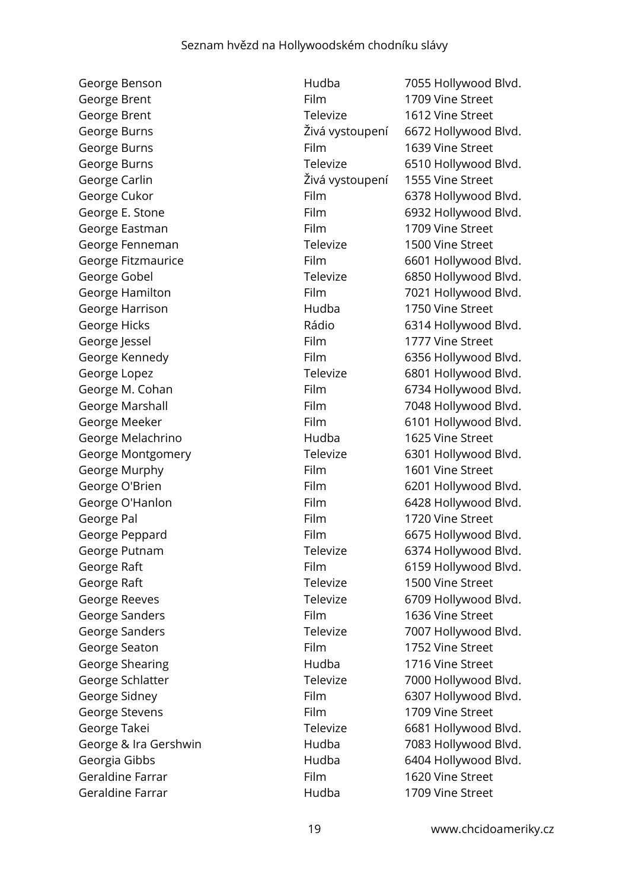| | | |
|---|---|---|
| George Benson | Hudba | 7055 Hollywood Blvd. |
| George Brent | Film | 1709 Vine Street |
| George Brent | Televize | 1612 Vine Street |
| George Burns | Živá vystoupení | 6672 Hollywood Blvd. |
| George Burns | Film | 1639 Vine Street |
| George Burns | Televize | 6510 Hollywood Blvd. |
| George Carlin | Živá vystoupení | 1555 Vine Street |
| George Cukor | Film | 6378 Hollywood Blvd. |
| George E. Stone | Film | 6932 Hollywood Blvd. |
| George Eastman | Film | 1709 Vine Street |
| George Fenneman | Televize | 1500 Vine Street |
| George Fitzmaurice | Film | 6601 Hollywood Blvd. |
| George Gobel | Televize | 6850 Hollywood Blvd. |
| George Hamilton | Film | 7021 Hollywood Blvd. |
| George Harrison | Hudba | 1750 Vine Street |
| George Hicks | Rádio | 6314 Hollywood Blvd. |
| George Jessel | Film | 1777 Vine Street |
| George Kennedy | Film | 6356 Hollywood Blvd. |
| George Lopez | Televize | 6801 Hollywood Blvd. |
| George M. Cohan | Film | 6734 Hollywood Blvd. |
| George Marshall | Film | 7048 Hollywood Blvd. |
| George Meeker | Film | 6101 Hollywood Blvd. |
| George Melachrino | Hudba | 1625 Vine Street |
| George Montgomery | Televize | 6301 Hollywood Blvd. |
| George Murphy | Film | 1601 Vine Street |
| George O'Brien | Film | 6201 Hollywood Blvd. |
| George O'Hanlon | Film | 6428 Hollywood Blvd. |
| George Pal | Film | 1720 Vine Street |
| George Peppard | Film | 6675 Hollywood Blvd. |
| George Putnam | Televize | 6374 Hollywood Blvd. |
| George Raft | Film | 6159 Hollywood Blvd. |
| George Raft | Televize | 1500 Vine Street |
| George Reeves | Televize | 6709 Hollywood Blvd. |
| George Sanders | Film | 1636 Vine Street |
| George Sanders | Televize | 7007 Hollywood Blvd. |
| George Seaton | Film | 1752 Vine Street |
| George Shearing | Hudba | 1716 Vine Street |
| George Schlatter | Televize | 7000 Hollywood Blvd. |
| George Sidney | Film | 6307 Hollywood Blvd. |
| George Stevens | Film | 1709 Vine Street |
| George Takei | Televize | 6681 Hollywood Blvd. |
| George & Ira Gershwin | Hudba | 7083 Hollywood Blvd. |
| Georgia Gibbs | Hudba | 6404 Hollywood Blvd. |
| Geraldine Farrar | Film | 1620 Vine Street |
| Geraldine Farrar | Hudba | 1709 Vine Street |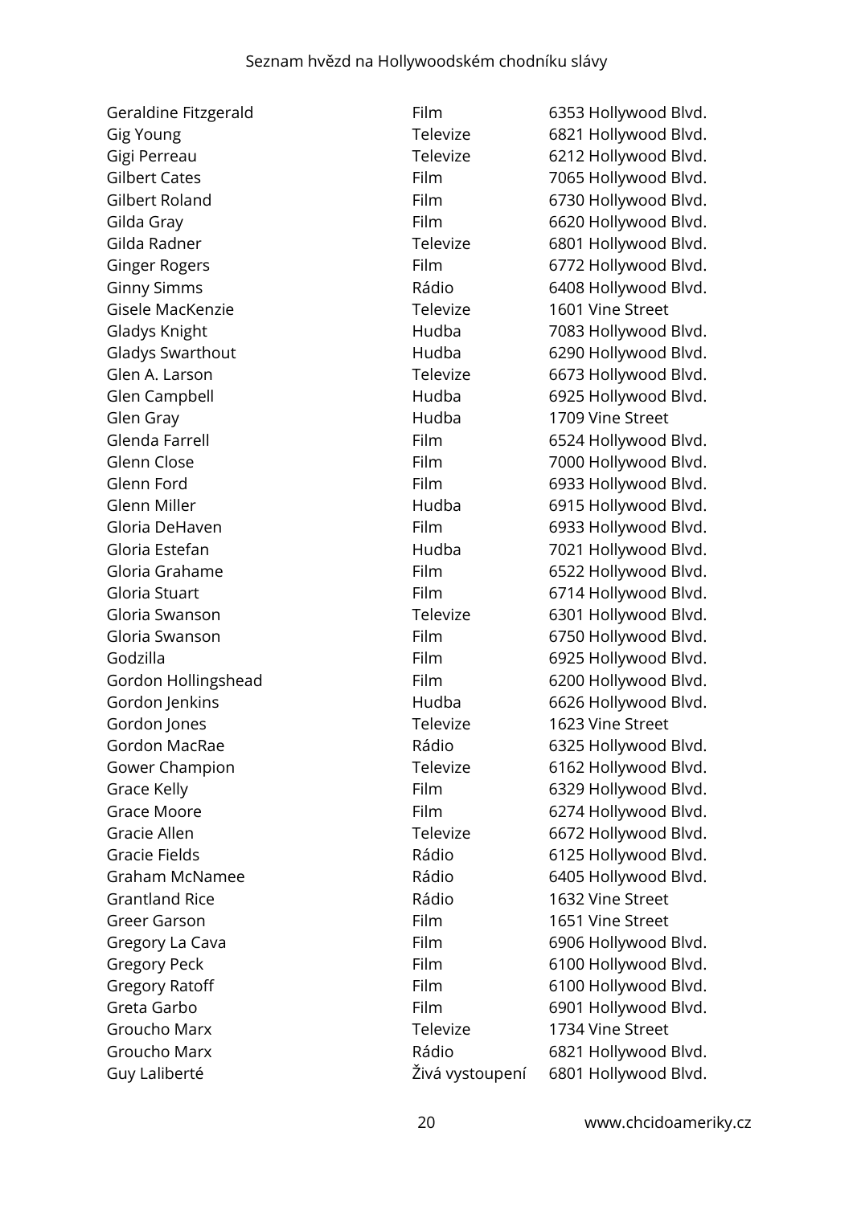| | | |
|---|---|---|
| Geraldine Fitzgerald | Film | 6353 Hollywood Blvd. |
| Gig Young | Televize | 6821 Hollywood Blvd. |
| Gigi Perreau | Televize | 6212 Hollywood Blvd. |
| Gilbert Cates | Film | 7065 Hollywood Blvd. |
| Gilbert Roland | Film | 6730 Hollywood Blvd. |
| Gilda Gray | Film | 6620 Hollywood Blvd. |
| Gilda Radner | Televize | 6801 Hollywood Blvd. |
| Ginger Rogers | Film | 6772 Hollywood Blvd. |
| Ginny Simms | Rádio | 6408 Hollywood Blvd. |
| Gisele MacKenzie | Televize | 1601 Vine Street |
| Gladys Knight | Hudba | 7083 Hollywood Blvd. |
| Gladys Swarthout | Hudba | 6290 Hollywood Blvd. |
| Glen A. Larson | Televize | 6673 Hollywood Blvd. |
| Glen Campbell | Hudba | 6925 Hollywood Blvd. |
| Glen Gray | Hudba | 1709 Vine Street |
| Glenda Farrell | Film | 6524 Hollywood Blvd. |
| Glenn Close | Film | 7000 Hollywood Blvd. |
| Glenn Ford | Film | 6933 Hollywood Blvd. |
| Glenn Miller | Hudba | 6915 Hollywood Blvd. |
| Gloria DeHaven | Film | 6933 Hollywood Blvd. |
| Gloria Estefan | Hudba | 7021 Hollywood Blvd. |
| Gloria Grahame | Film | 6522 Hollywood Blvd. |
| Gloria Stuart | Film | 6714 Hollywood Blvd. |
| Gloria Swanson | Televize | 6301 Hollywood Blvd. |
| Gloria Swanson | Film | 6750 Hollywood Blvd. |
| Godzilla | Film | 6925 Hollywood Blvd. |
| Gordon Hollingshead | Film | 6200 Hollywood Blvd. |
| Gordon Jenkins | Hudba | 6626 Hollywood Blvd. |
| Gordon Jones | Televize | 1623 Vine Street |
| Gordon MacRae | Rádio | 6325 Hollywood Blvd. |
| Gower Champion | Televize | 6162 Hollywood Blvd. |
| Grace Kelly | Film | 6329 Hollywood Blvd. |
| Grace Moore | Film | 6274 Hollywood Blvd. |
| Gracie Allen | Televize | 6672 Hollywood Blvd. |
| Gracie Fields | Rádio | 6125 Hollywood Blvd. |
| Graham McNamee | Rádio | 6405 Hollywood Blvd. |
| Grantland Rice | Rádio | 1632 Vine Street |
| Greer Garson | Film | 1651 Vine Street |
| Gregory La Cava | Film | 6906 Hollywood Blvd. |
| Gregory Peck | Film | 6100 Hollywood Blvd. |
| Gregory Ratoff | Film | 6100 Hollywood Blvd. |
| Greta Garbo | Film | 6901 Hollywood Blvd. |
| Groucho Marx | Televize | 1734 Vine Street |
| Groucho Marx | Rádio | 6821 Hollywood Blvd. |
| Guy Laliberté | Živá vystoupení | 6801 Hollywood Blvd. |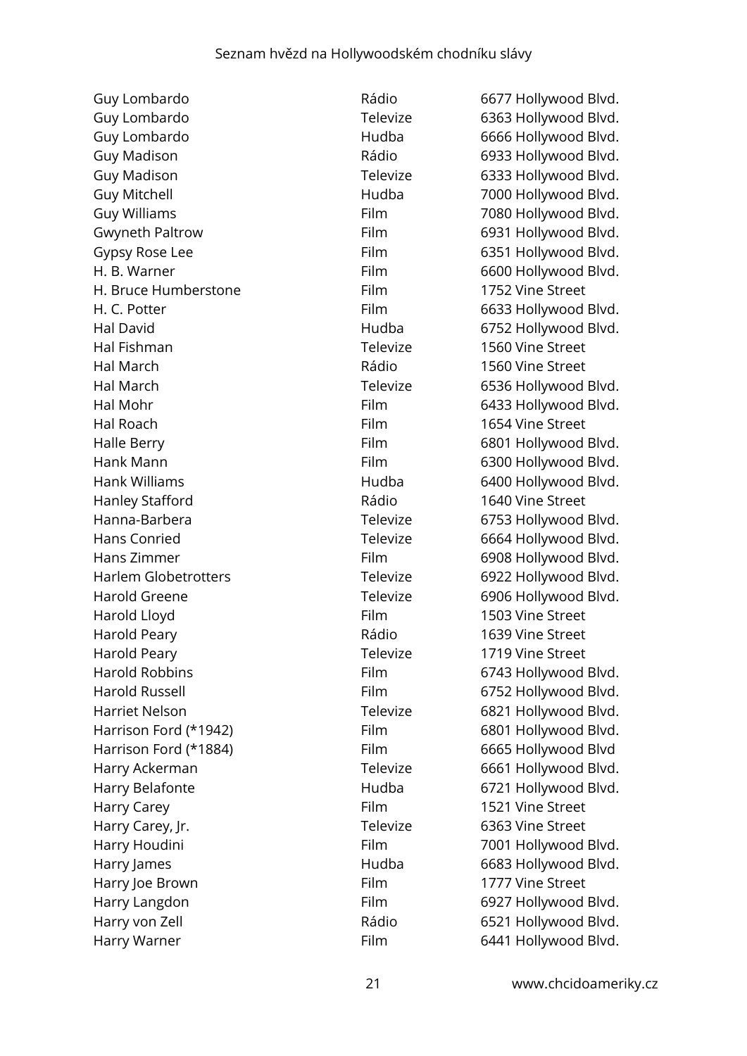| | | |
|---|---|---|
| Guy Lombardo | Rádio | 6677 Hollywood Blvd. |
| Guy Lombardo | Televize | 6363 Hollywood Blvd. |
| Guy Lombardo | Hudba | 6666 Hollywood Blvd. |
| Guy Madison | Rádio | 6933 Hollywood Blvd. |
| Guy Madison | Televize | 6333 Hollywood Blvd. |
| Guy Mitchell | Hudba | 7000 Hollywood Blvd. |
| Guy Williams | Film | 7080 Hollywood Blvd. |
| Gwyneth Paltrow | Film | 6931 Hollywood Blvd. |
| Gypsy Rose Lee | Film | 6351 Hollywood Blvd. |
| H. B. Warner | Film | 6600 Hollywood Blvd. |
| H. Bruce Humberstone | Film | 1752 Vine Street |
| H. C. Potter | Film | 6633 Hollywood Blvd. |
| Hal David | Hudba | 6752 Hollywood Blvd. |
| Hal Fishman | Televize | 1560 Vine Street |
| Hal March | Rádio | 1560 Vine Street |
| Hal March | Televize | 6536 Hollywood Blvd. |
| Hal Mohr | Film | 6433 Hollywood Blvd. |
| Hal Roach | Film | 1654 Vine Street |
| Halle Berry | Film | 6801 Hollywood Blvd. |
| Hank Mann | Film | 6300 Hollywood Blvd. |
| Hank Williams | Hudba | 6400 Hollywood Blvd. |
| Hanley Stafford | Rádio | 1640 Vine Street |
| Hanna-Barbera | Televize | 6753 Hollywood Blvd. |
| Hans Conried | Televize | 6664 Hollywood Blvd. |
| Hans Zimmer | Film | 6908 Hollywood Blvd. |
| Harlem Globetrotters | Televize | 6922 Hollywood Blvd. |
| Harold Greene | Televize | 6906 Hollywood Blvd. |
| Harold Lloyd | Film | 1503 Vine Street |
| Harold Peary | Rádio | 1639 Vine Street |
| Harold Peary | Televize | 1719 Vine Street |
| Harold Robbins | Film | 6743 Hollywood Blvd. |
| Harold Russell | Film | 6752 Hollywood Blvd. |
| Harriet Nelson | Televize | 6821 Hollywood Blvd. |
| Harrison Ford (*1942) | Film | 6801 Hollywood Blvd. |
| Harrison Ford (*1884) | Film | 6665 Hollywood Blvd |
| Harry Ackerman | Televize | 6661 Hollywood Blvd. |
| Harry Belafonte | Hudba | 6721 Hollywood Blvd. |
| Harry Carey | Film | 1521 Vine Street |
| Harry Carey, Jr. | Televize | 6363 Vine Street |
| Harry Houdini | Film | 7001 Hollywood Blvd. |
| Harry James | Hudba | 6683 Hollywood Blvd. |
| Harry Joe Brown | Film | 1777 Vine Street |
| Harry Langdon | Film | 6927 Hollywood Blvd. |
| Harry von Zell | Rádio | 6521 Hollywood Blvd. |
| Harry Warner | Film | 6441 Hollywood Blvd. |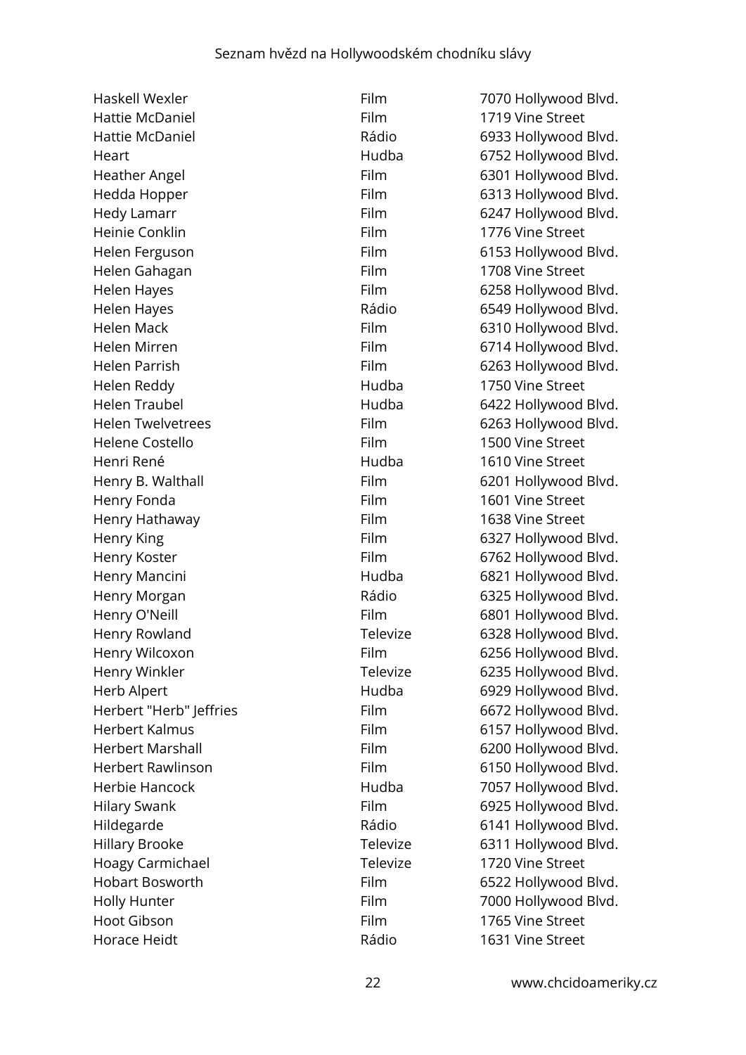| | | |
|---|---|---|
| Haskell Wexler | Film | 7070 Hollywood Blvd. |
| Hattie McDaniel | Film | 1719 Vine Street |
| Hattie McDaniel | Rádio | 6933 Hollywood Blvd. |
| Heart | Hudba | 6752 Hollywood Blvd. |
| Heather Angel | Film | 6301 Hollywood Blvd. |
| Hedda Hopper | Film | 6313 Hollywood Blvd. |
| Hedy Lamarr | Film | 6247 Hollywood Blvd. |
| Heinie Conklin | Film | 1776 Vine Street |
| Helen Ferguson | Film | 6153 Hollywood Blvd. |
| Helen Gahagan | Film | 1708 Vine Street |
| Helen Hayes | Film | 6258 Hollywood Blvd. |
| Helen Hayes | Rádio | 6549 Hollywood Blvd. |
| Helen Mack | Film | 6310 Hollywood Blvd. |
| Helen Mirren | Film | 6714 Hollywood Blvd. |
| Helen Parrish | Film | 6263 Hollywood Blvd. |
| Helen Reddy | Hudba | 1750 Vine Street |
| Helen Traubel | Hudba | 6422 Hollywood Blvd. |
| Helen Twelvetrees | Film | 6263 Hollywood Blvd. |
| Helene Costello | Film | 1500 Vine Street |
| Henri René | Hudba | 1610 Vine Street |
| Henry B. Walthall | Film | 6201 Hollywood Blvd. |
| Henry Fonda | Film | 1601 Vine Street |
| Henry Hathaway | Film | 1638 Vine Street |
| Henry King | Film | 6327 Hollywood Blvd. |
| Henry Koster | Film | 6762 Hollywood Blvd. |
| Henry Mancini | Hudba | 6821 Hollywood Blvd. |
| Henry Morgan | Rádio | 6325 Hollywood Blvd. |
| Henry O'Neill | Film | 6801 Hollywood Blvd. |
| Henry Rowland | Televize | 6328 Hollywood Blvd. |
| Henry Wilcoxon | Film | 6256 Hollywood Blvd. |
| Henry Winkler | Televize | 6235 Hollywood Blvd. |
| Herb Alpert | Hudba | 6929 Hollywood Blvd. |
| Herbert "Herb" Jeffries | Film | 6672 Hollywood Blvd. |
| Herbert Kalmus | Film | 6157 Hollywood Blvd. |
| Herbert Marshall | Film | 6200 Hollywood Blvd. |
| Herbert Rawlinson | Film | 6150 Hollywood Blvd. |
| Herbie Hancock | Hudba | 7057 Hollywood Blvd. |
| Hilary Swank | Film | 6925 Hollywood Blvd. |
| Hildegarde | Rádio | 6141 Hollywood Blvd. |
| Hillary Brooke | Televize | 6311 Hollywood Blvd. |
| Hoagy Carmichael | Televize | 1720 Vine Street |
| Hobart Bosworth | Film | 6522 Hollywood Blvd. |
| Holly Hunter | Film | 7000 Hollywood Blvd. |
| Hoot Gibson | Film | 1765 Vine Street |
| Horace Heidt | Rádio | 1631 Vine Street |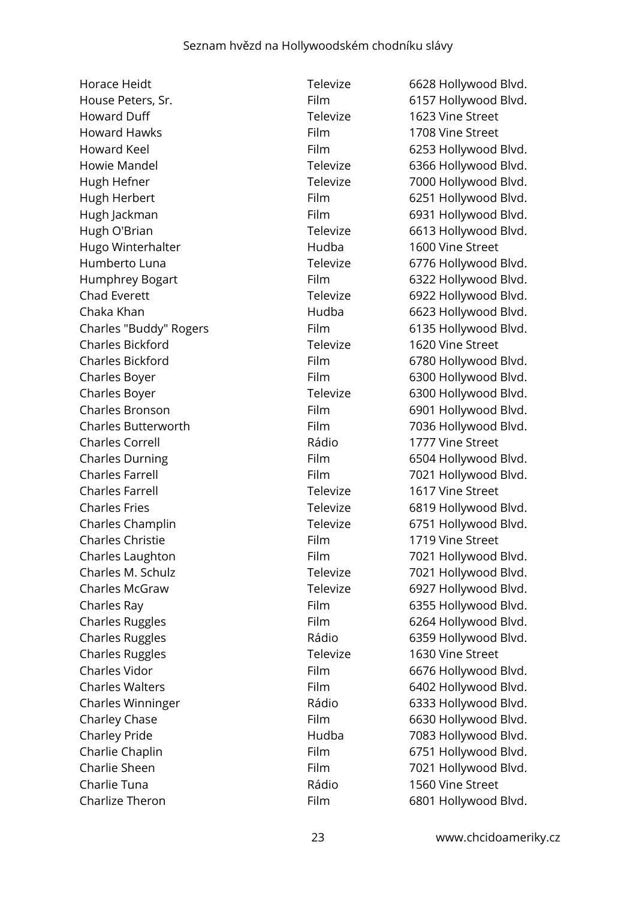| | | |
|---|---|---|
| Horace Heidt | Televize | 6628 Hollywood Blvd. |
| House Peters, Sr. | Film | 6157 Hollywood Blvd. |
| Howard Duff | Televize | 1623 Vine Street |
| Howard Hawks | Film | 1708 Vine Street |
| Howard Keel | Film | 6253 Hollywood Blvd. |
| Howie Mandel | Televize | 6366 Hollywood Blvd. |
| Hugh Hefner | Televize | 7000 Hollywood Blvd. |
| Hugh Herbert | Film | 6251 Hollywood Blvd. |
| Hugh Jackman | Film | 6931 Hollywood Blvd. |
| Hugh O'Brian | Televize | 6613 Hollywood Blvd. |
| Hugo Winterhalter | Hudba | 1600 Vine Street |
| Humberto Luna | Televize | 6776 Hollywood Blvd. |
| Humphrey Bogart | Film | 6322 Hollywood Blvd. |
| Chad Everett | Televize | 6922 Hollywood Blvd. |
| Chaka Khan | Hudba | 6623 Hollywood Blvd. |
| Charles "Buddy" Rogers | Film | 6135 Hollywood Blvd. |
| Charles Bickford | Televize | 1620 Vine Street |
| Charles Bickford | Film | 6780 Hollywood Blvd. |
| Charles Boyer | Film | 6300 Hollywood Blvd. |
| Charles Boyer | Televize | 6300 Hollywood Blvd. |
| Charles Bronson | Film | 6901 Hollywood Blvd. |
| Charles Butterworth | Film | 7036 Hollywood Blvd. |
| Charles Correll | Rádio | 1777 Vine Street |
| Charles Durning | Film | 6504 Hollywood Blvd. |
| Charles Farrell | Film | 7021 Hollywood Blvd. |
| Charles Farrell | Televize | 1617 Vine Street |
| Charles Fries | Televize | 6819 Hollywood Blvd. |
| Charles Champlin | Televize | 6751 Hollywood Blvd. |
| Charles Christie | Film | 1719 Vine Street |
| Charles Laughton | Film | 7021 Hollywood Blvd. |
| Charles M. Schulz | Televize | 7021 Hollywood Blvd. |
| Charles McGraw | Televize | 6927 Hollywood Blvd. |
| Charles Ray | Film | 6355 Hollywood Blvd. |
| Charles Ruggles | Film | 6264 Hollywood Blvd. |
| Charles Ruggles | Rádio | 6359 Hollywood Blvd. |
| Charles Ruggles | Televize | 1630 Vine Street |
| Charles Vidor | Film | 6676 Hollywood Blvd. |
| Charles Walters | Film | 6402 Hollywood Blvd. |
| Charles Winninger | Rádio | 6333 Hollywood Blvd. |
| Charley Chase | Film | 6630 Hollywood Blvd. |
| Charley Pride | Hudba | 7083 Hollywood Blvd. |
| Charlie Chaplin | Film | 6751 Hollywood Blvd. |
| Charlie Sheen | Film | 7021 Hollywood Blvd. |
| Charlie Tuna | Rádio | 1560 Vine Street |
| Charlize Theron | Film | 6801 Hollywood Blvd. |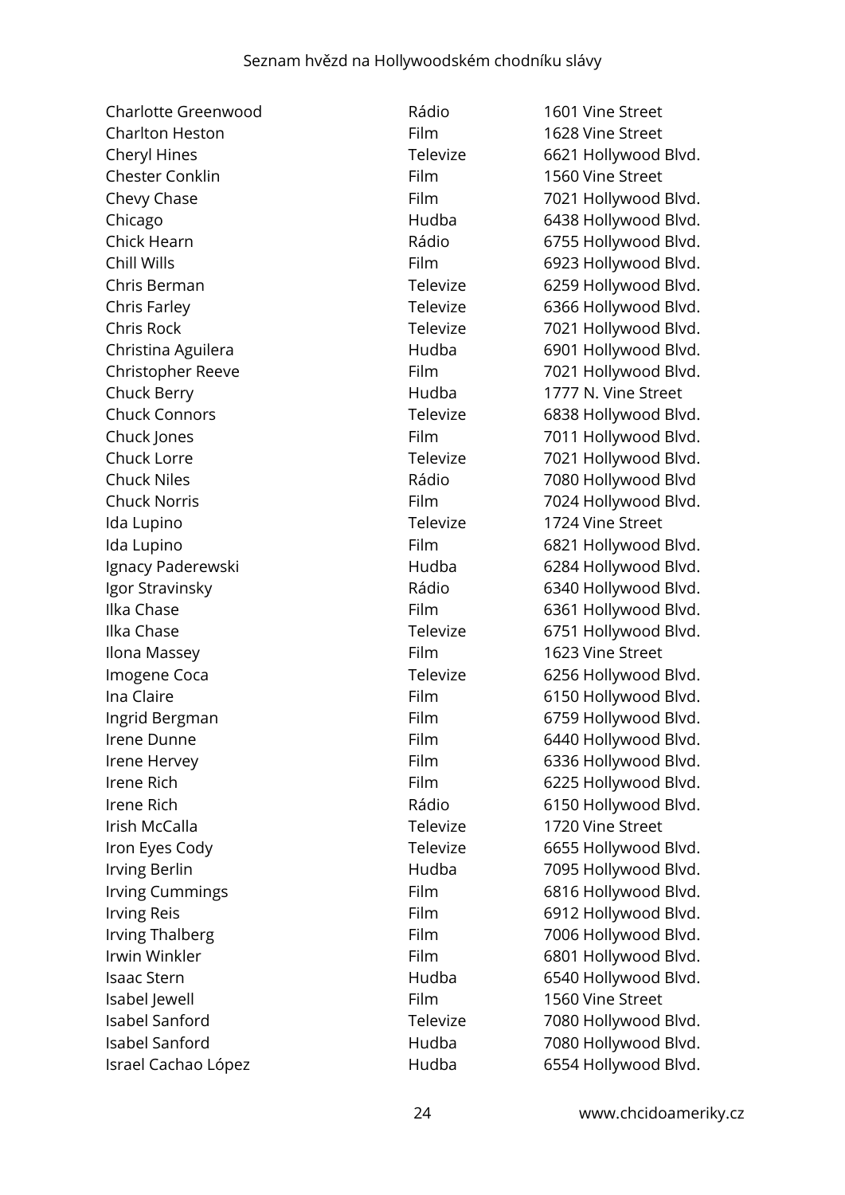| | | |
|---|---|---|
| Charlotte Greenwood | Rádio | 1601 Vine Street |
| Charlton Heston | Film | 1628 Vine Street |
| Cheryl Hines | Televize | 6621 Hollywood Blvd. |
| Chester Conklin | Film | 1560 Vine Street |
| Chevy Chase | Film | 7021 Hollywood Blvd. |
| Chicago | Hudba | 6438 Hollywood Blvd. |
| Chick Hearn | Rádio | 6755 Hollywood Blvd. |
| Chill Wills | Film | 6923 Hollywood Blvd. |
| Chris Berman | Televize | 6259 Hollywood Blvd. |
| Chris Farley | Televize | 6366 Hollywood Blvd. |
| Chris Rock | Televize | 7021 Hollywood Blvd. |
| Christina Aguilera | Hudba | 6901 Hollywood Blvd. |
| Christopher Reeve | Film | 7021 Hollywood Blvd. |
| Chuck Berry | Hudba | 1777 N. Vine Street |
| Chuck Connors | Televize | 6838 Hollywood Blvd. |
| Chuck Jones | Film | 7011 Hollywood Blvd. |
| Chuck Lorre | Televize | 7021 Hollywood Blvd. |
| Chuck Niles | Rádio | 7080 Hollywood Blvd |
| Chuck Norris | Film | 7024 Hollywood Blvd. |
| Ida Lupino | Televize | 1724 Vine Street |
| Ida Lupino | Film | 6821 Hollywood Blvd. |
| Ignacy Paderewski | Hudba | 6284 Hollywood Blvd. |
| Igor Stravinsky | Rádio | 6340 Hollywood Blvd. |
| Ilka Chase | Film | 6361 Hollywood Blvd. |
| Ilka Chase | Televize | 6751 Hollywood Blvd. |
| Ilona Massey | Film | 1623 Vine Street |
| Imogene Coca | Televize | 6256 Hollywood Blvd. |
| Ina Claire | Film | 6150 Hollywood Blvd. |
| Ingrid Bergman | Film | 6759 Hollywood Blvd. |
| Irene Dunne | Film | 6440 Hollywood Blvd. |
| Irene Hervey | Film | 6336 Hollywood Blvd. |
| Irene Rich | Film | 6225 Hollywood Blvd. |
| Irene Rich | Rádio | 6150 Hollywood Blvd. |
| Irish McCalla | Televize | 1720 Vine Street |
| Iron Eyes Cody | Televize | 6655 Hollywood Blvd. |
| Irving Berlin | Hudba | 7095 Hollywood Blvd. |
| Irving Cummings | Film | 6816 Hollywood Blvd. |
| Irving Reis | Film | 6912 Hollywood Blvd. |
| Irving Thalberg | Film | 7006 Hollywood Blvd. |
| Irwin Winkler | Film | 6801 Hollywood Blvd. |
| Isaac Stern | Hudba | 6540 Hollywood Blvd. |
| Isabel Jewell | Film | 1560 Vine Street |
| Isabel Sanford | Televize | 7080 Hollywood Blvd. |
| Isabel Sanford | Hudba | 7080 Hollywood Blvd. |
| Israel Cachao López | Hudba | 6554 Hollywood Blvd. |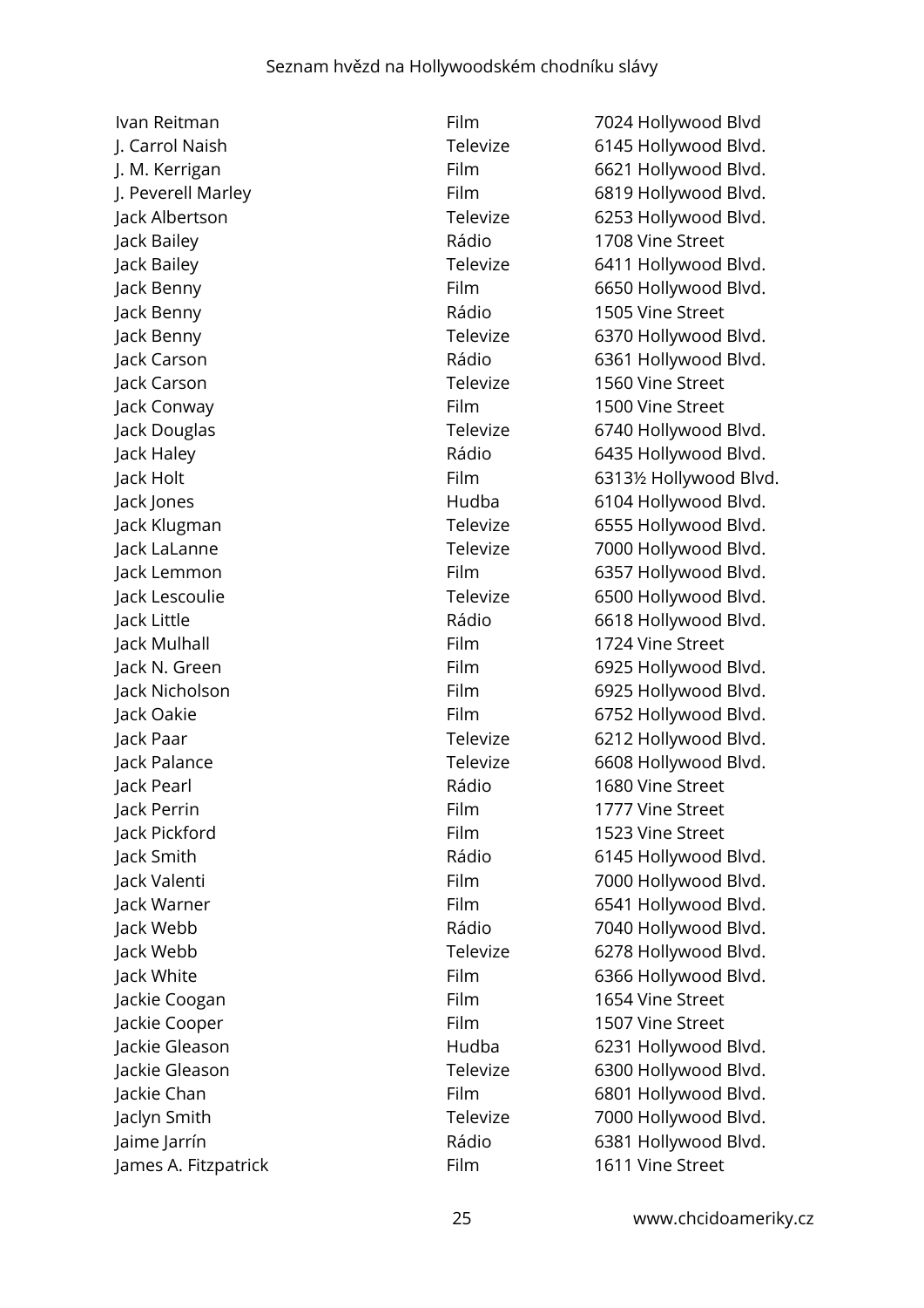| | | |
|---|---|---|
| Ivan Reitman | Film | 7024 Hollywood Blvd |
| J. Carrol Naish | Televize | 6145 Hollywood Blvd. |
| J. M. Kerrigan | Film | 6621 Hollywood Blvd. |
| J. Peverell Marley | Film | 6819 Hollywood Blvd. |
| Jack Albertson | Televize | 6253 Hollywood Blvd. |
| Jack Bailey | Rádio | 1708 Vine Street |
| Jack Bailey | Televize | 6411 Hollywood Blvd. |
| Jack Benny | Film | 6650 Hollywood Blvd. |
| Jack Benny | Rádio | 1505 Vine Street |
| Jack Benny | Televize | 6370 Hollywood Blvd. |
| Jack Carson | Rádio | 6361 Hollywood Blvd. |
| Jack Carson | Televize | 1560 Vine Street |
| Jack Conway | Film | 1500 Vine Street |
| Jack Douglas | Televize | 6740 Hollywood Blvd. |
| Jack Haley | Rádio | 6435 Hollywood Blvd. |
| Jack Holt | Film | 6313½ Hollywood Blvd. |
| Jack Jones | Hudba | 6104 Hollywood Blvd. |
| Jack Klugman | Televize | 6555 Hollywood Blvd. |
| Jack LaLanne | Televize | 7000 Hollywood Blvd. |
| Jack Lemmon | Film | 6357 Hollywood Blvd. |
| Jack Lescoulie | Televize | 6500 Hollywood Blvd. |
| Jack Little | Rádio | 6618 Hollywood Blvd. |
| Jack Mulhall | Film | 1724 Vine Street |
| Jack N. Green | Film | 6925 Hollywood Blvd. |
| Jack Nicholson | Film | 6925 Hollywood Blvd. |
| Jack Oakie | Film | 6752 Hollywood Blvd. |
| Jack Paar | Televize | 6212 Hollywood Blvd. |
| Jack Palance | Televize | 6608 Hollywood Blvd. |
| Jack Pearl | Rádio | 1680 Vine Street |
| Jack Perrin | Film | 1777 Vine Street |
| Jack Pickford | Film | 1523 Vine Street |
| Jack Smith | Rádio | 6145 Hollywood Blvd. |
| Jack Valenti | Film | 7000 Hollywood Blvd. |
| Jack Warner | Film | 6541 Hollywood Blvd. |
| Jack Webb | Rádio | 7040 Hollywood Blvd. |
| Jack Webb | Televize | 6278 Hollywood Blvd. |
| Jack White | Film | 6366 Hollywood Blvd. |
| Jackie Coogan | Film | 1654 Vine Street |
| Jackie Cooper | Film | 1507 Vine Street |
| Jackie Gleason | Hudba | 6231 Hollywood Blvd. |
| Jackie Gleason | Televize | 6300 Hollywood Blvd. |
| Jackie Chan | Film | 6801 Hollywood Blvd. |
| Jaclyn Smith | Televize | 7000 Hollywood Blvd. |
| Jaime Jarrín | Rádio | 6381 Hollywood Blvd. |
| James A. Fitzpatrick | Film | 1611 Vine Street |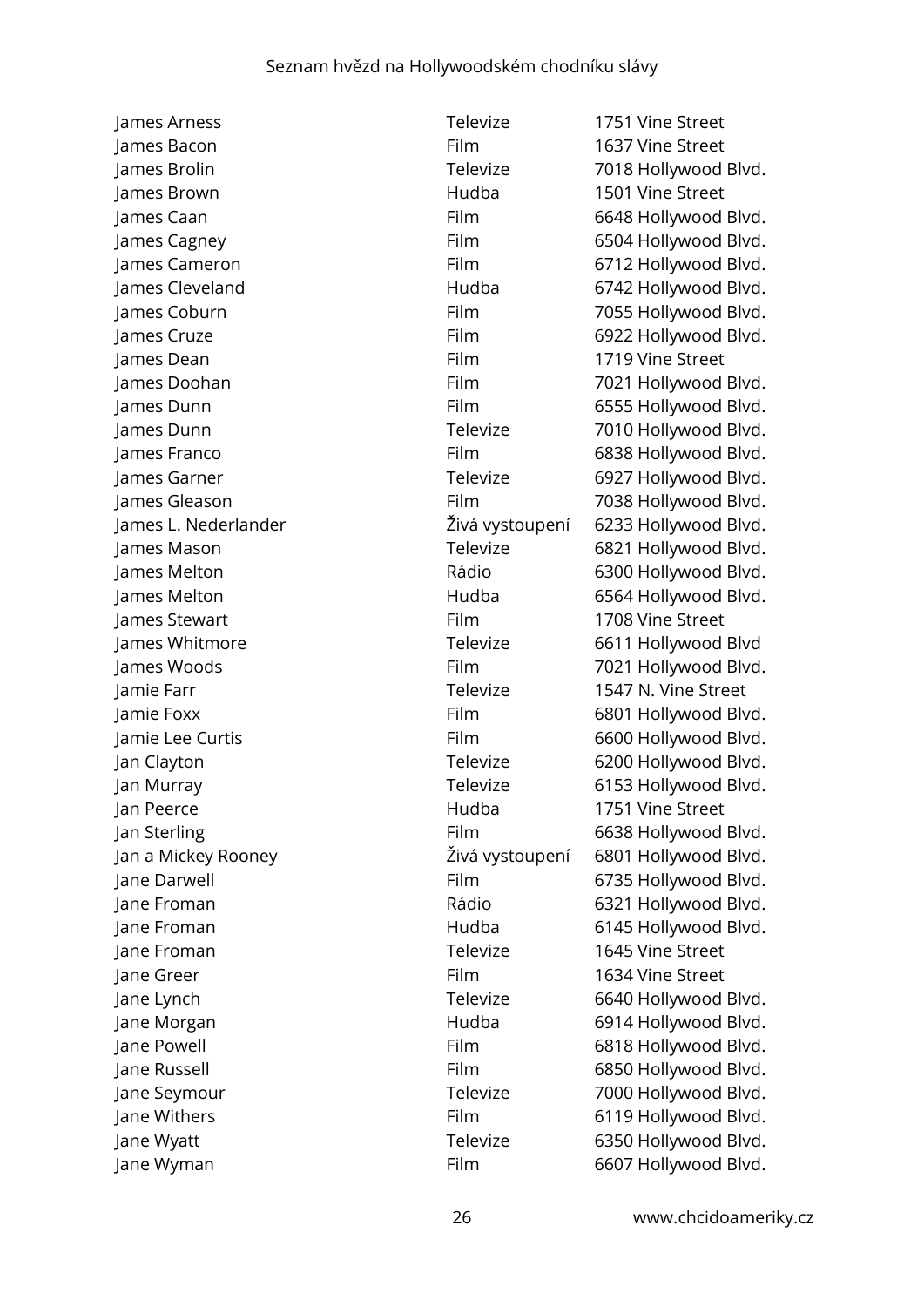| | | |
|---|---|---|
| James Arness | Televize | 1751 Vine Street |
| James Bacon | Film | 1637 Vine Street |
| James Brolin | Televize | 7018 Hollywood Blvd. |
| James Brown | Hudba | 1501 Vine Street |
| James Caan | Film | 6648 Hollywood Blvd. |
| James Cagney | Film | 6504 Hollywood Blvd. |
| James Cameron | Film | 6712 Hollywood Blvd. |
| James Cleveland | Hudba | 6742 Hollywood Blvd. |
| James Coburn | Film | 7055 Hollywood Blvd. |
| James Cruze | Film | 6922 Hollywood Blvd. |
| James Dean | Film | 1719 Vine Street |
| James Doohan | Film | 7021 Hollywood Blvd. |
| James Dunn | Film | 6555 Hollywood Blvd. |
| James Dunn | Televize | 7010 Hollywood Blvd. |
| James Franco | Film | 6838 Hollywood Blvd. |
| James Garner | Televize | 6927 Hollywood Blvd. |
| James Gleason | Film | 7038 Hollywood Blvd. |
| James L. Nederlander | Živá vystoupení | 6233 Hollywood Blvd. |
| James Mason | Televize | 6821 Hollywood Blvd. |
| James Melton | Rádio | 6300 Hollywood Blvd. |
| James Melton | Hudba | 6564 Hollywood Blvd. |
| James Stewart | Film | 1708 Vine Street |
| James Whitmore | Televize | 6611 Hollywood Blvd |
| James Woods | Film | 7021 Hollywood Blvd. |
| Jamie Farr | Televize | 1547 N. Vine Street |
| Jamie Foxx | Film | 6801 Hollywood Blvd. |
| Jamie Lee Curtis | Film | 6600 Hollywood Blvd. |
| Jan Clayton | Televize | 6200 Hollywood Blvd. |
| Jan Murray | Televize | 6153 Hollywood Blvd. |
| Jan Peerce | Hudba | 1751 Vine Street |
| Jan Sterling | Film | 6638 Hollywood Blvd. |
| Jan a Mickey Rooney | Živá vystoupení | 6801 Hollywood Blvd. |
| Jane Darwell | Film | 6735 Hollywood Blvd. |
| Jane Froman | Rádio | 6321 Hollywood Blvd. |
| Jane Froman | Hudba | 6145 Hollywood Blvd. |
| Jane Froman | Televize | 1645 Vine Street |
| Jane Greer | Film | 1634 Vine Street |
| Jane Lynch | Televize | 6640 Hollywood Blvd. |
| Jane Morgan | Hudba | 6914 Hollywood Blvd. |
| Jane Powell | Film | 6818 Hollywood Blvd. |
| Jane Russell | Film | 6850 Hollywood Blvd. |
| Jane Seymour | Televize | 7000 Hollywood Blvd. |
| Jane Withers | Film | 6119 Hollywood Blvd. |
| Jane Wyatt | Televize | 6350 Hollywood Blvd. |
| Jane Wyman | Film | 6607 Hollywood Blvd. |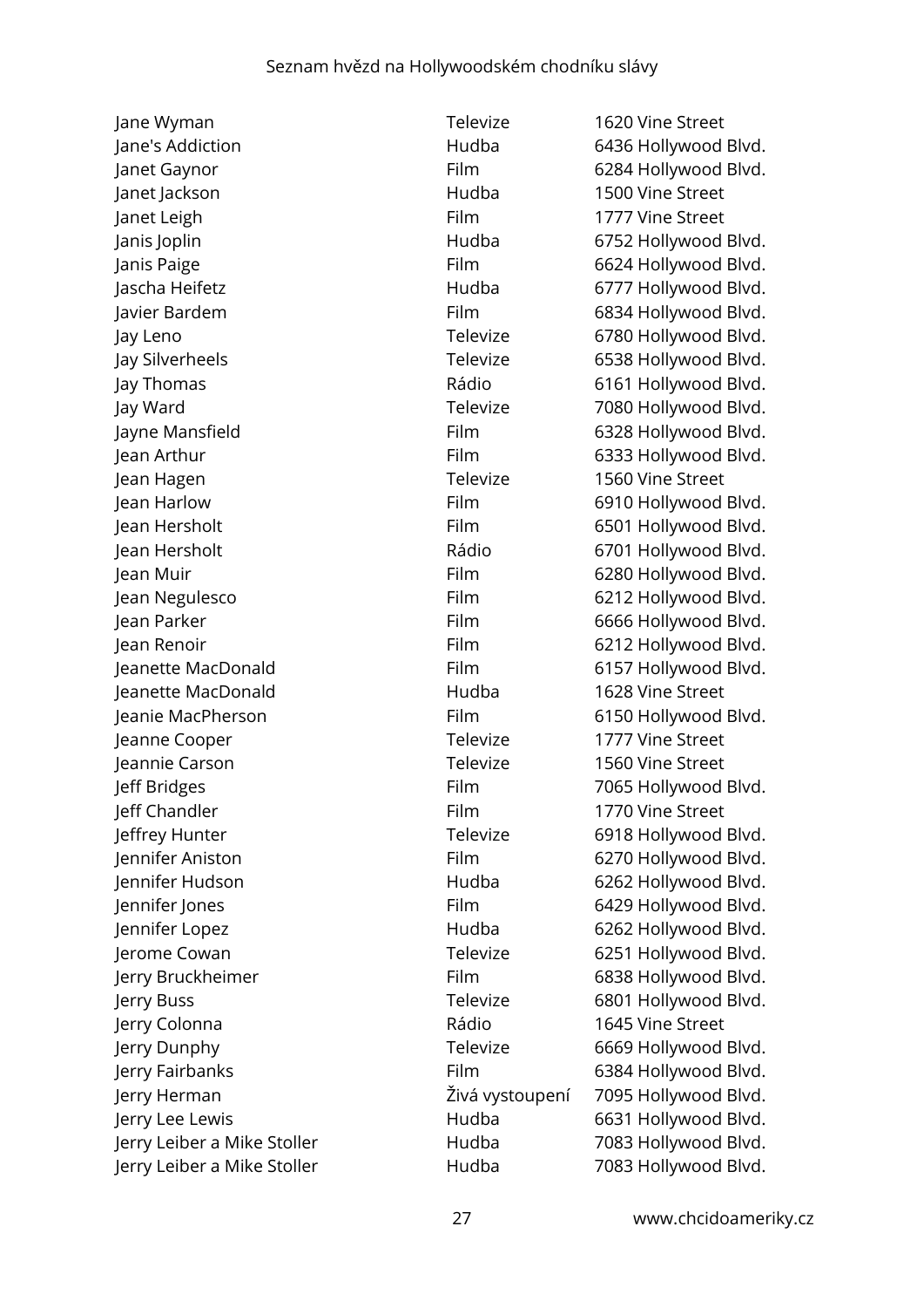| | | |
|---|---|---|
| Jane Wyman | Televize | 1620 Vine Street |
| Jane's Addiction | Hudba | 6436 Hollywood Blvd. |
| Janet Gaynor | Film | 6284 Hollywood Blvd. |
| Janet Jackson | Hudba | 1500 Vine Street |
| Janet Leigh | Film | 1777 Vine Street |
| Janis Joplin | Hudba | 6752 Hollywood Blvd. |
| Janis Paige | Film | 6624 Hollywood Blvd. |
| Jascha Heifetz | Hudba | 6777 Hollywood Blvd. |
| Javier Bardem | Film | 6834 Hollywood Blvd. |
| Jay Leno | Televize | 6780 Hollywood Blvd. |
| Jay Silverheels | Televize | 6538 Hollywood Blvd. |
| Jay Thomas | Rádio | 6161 Hollywood Blvd. |
| Jay Ward | Televize | 7080 Hollywood Blvd. |
| Jayne Mansfield | Film | 6328 Hollywood Blvd. |
| Jean Arthur | Film | 6333 Hollywood Blvd. |
| Jean Hagen | Televize | 1560 Vine Street |
| Jean Harlow | Film | 6910 Hollywood Blvd. |
| Jean Hersholt | Film | 6501 Hollywood Blvd. |
| Jean Hersholt | Rádio | 6701 Hollywood Blvd. |
| Jean Muir | Film | 6280 Hollywood Blvd. |
| Jean Negulesco | Film | 6212 Hollywood Blvd. |
| Jean Parker | Film | 6666 Hollywood Blvd. |
| Jean Renoir | Film | 6212 Hollywood Blvd. |
| Jeanette MacDonald | Film | 6157 Hollywood Blvd. |
| Jeanette MacDonald | Hudba | 1628 Vine Street |
| Jeanie MacPherson | Film | 6150 Hollywood Blvd. |
| Jeanne Cooper | Televize | 1777 Vine Street |
| Jeannie Carson | Televize | 1560 Vine Street |
| Jeff Bridges | Film | 7065 Hollywood Blvd. |
| Jeff Chandler | Film | 1770 Vine Street |
| Jeffrey Hunter | Televize | 6918 Hollywood Blvd. |
| Jennifer Aniston | Film | 6270 Hollywood Blvd. |
| Jennifer Hudson | Hudba | 6262 Hollywood Blvd. |
| Jennifer Jones | Film | 6429 Hollywood Blvd. |
| Jennifer Lopez | Hudba | 6262 Hollywood Blvd. |
| Jerome Cowan | Televize | 6251 Hollywood Blvd. |
| Jerry Bruckheimer | Film | 6838 Hollywood Blvd. |
| Jerry Buss | Televize | 6801 Hollywood Blvd. |
| Jerry Colonna | Rádio | 1645 Vine Street |
| Jerry Dunphy | Televize | 6669 Hollywood Blvd. |
| Jerry Fairbanks | Film | 6384 Hollywood Blvd. |
| Jerry Herman | Živá vystoupení | 7095 Hollywood Blvd. |
| Jerry Lee Lewis | Hudba | 6631 Hollywood Blvd. |
| Jerry Leiber a Mike Stoller | Hudba | 7083 Hollywood Blvd. |
| Jerry Leiber a Mike Stoller | Hudba | 7083 Hollywood Blvd. |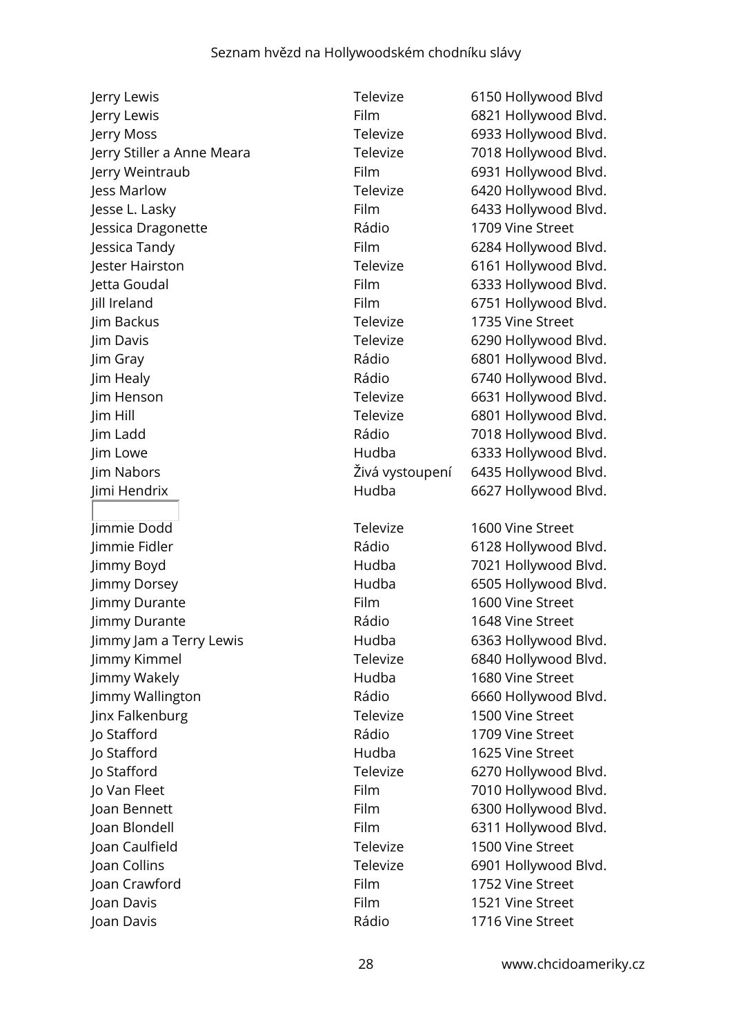| | | |
|---|---|---|
| Jerry Lewis | Televize | 6150 Hollywood Blvd |
| Jerry Lewis | Film | 6821 Hollywood Blvd. |
| Jerry Moss | Televize | 6933 Hollywood Blvd. |
| Jerry Stiller a Anne Meara | Televize | 7018 Hollywood Blvd. |
| Jerry Weintraub | Film | 6931 Hollywood Blvd. |
| Jess Marlow | Televize | 6420 Hollywood Blvd. |
| Jesse L. Lasky | Film | 6433 Hollywood Blvd. |
| Jessica Dragonette | Rádio | 1709 Vine Street |
| Jessica Tandy | Film | 6284 Hollywood Blvd. |
| Jester Hairston | Televize | 6161 Hollywood Blvd. |
| Jetta Goudal | Film | 6333 Hollywood Blvd. |
| Jill Ireland | Film | 6751 Hollywood Blvd. |
| Jim Backus | Televize | 1735 Vine Street |
| Jim Davis | Televize | 6290 Hollywood Blvd. |
| Jim Gray | Rádio | 6801 Hollywood Blvd. |
| Jim Healy | Rádio | 6740 Hollywood Blvd. |
| Jim Henson | Televize | 6631 Hollywood Blvd. |
| Jim Hill | Televize | 6801 Hollywood Blvd. |
| Jim Ladd | Rádio | 7018 Hollywood Blvd. |
| Jim Lowe | Hudba | 6333 Hollywood Blvd. |
| Jim Nabors | Živá vystoupení | 6435 Hollywood Blvd. |
| Jimi Hendrix | Hudba | 6627 Hollywood Blvd. |
| Jimmie Dodd | Televize | 1600 Vine Street |
| Jimmie Fidler | Rádio | 6128 Hollywood Blvd. |
| Jimmy Boyd | Hudba | 7021 Hollywood Blvd. |
| Jimmy Dorsey | Hudba | 6505 Hollywood Blvd. |
| Jimmy Durante | Film | 1600 Vine Street |
| Jimmy Durante | Rádio | 1648 Vine Street |
| Jimmy Jam a Terry Lewis | Hudba | 6363 Hollywood Blvd. |
| Jimmy Kimmel | Televize | 6840 Hollywood Blvd. |
| Jimmy Wakely | Hudba | 1680 Vine Street |
| Jimmy Wallington | Rádio | 6660 Hollywood Blvd. |
| Jinx Falkenburg | Televize | 1500 Vine Street |
| Jo Stafford | Rádio | 1709 Vine Street |
| Jo Stafford | Hudba | 1625 Vine Street |
| Jo Stafford | Televize | 6270 Hollywood Blvd. |
| Jo Van Fleet | Film | 7010 Hollywood Blvd. |
| Joan Bennett | Film | 6300 Hollywood Blvd. |
| Joan Blondell | Film | 6311 Hollywood Blvd. |
| Joan Caulfield | Televize | 1500 Vine Street |
| Joan Collins | Televize | 6901 Hollywood Blvd. |
| Joan Crawford | Film | 1752 Vine Street |
| Joan Davis | Film | 1521 Vine Street |
| Joan Davis | Rádio | 1716 Vine Street |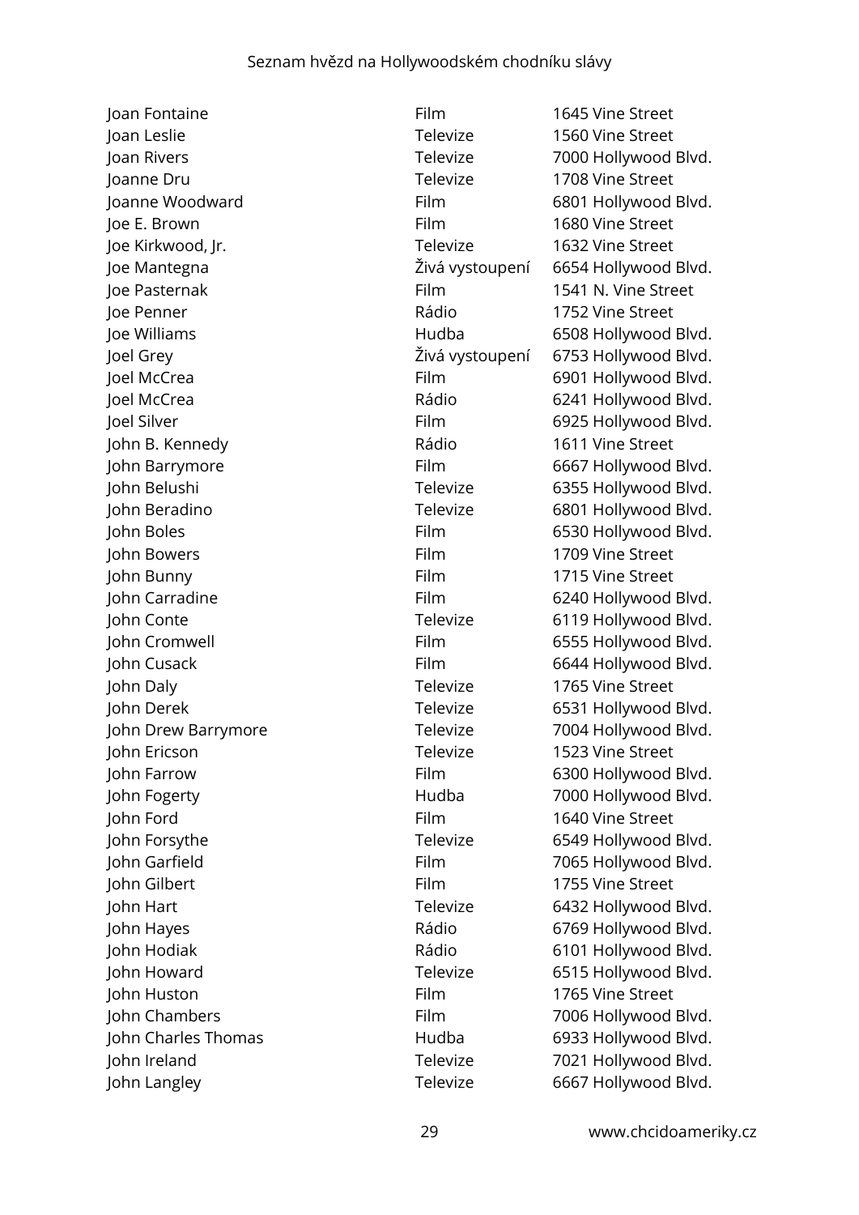| | | |
|---|---|---|
| Joan Fontaine | Film | 1645 Vine Street |
| Joan Leslie | Televize | 1560 Vine Street |
| Joan Rivers | Televize | 7000 Hollywood Blvd. |
| Joanne Dru | Televize | 1708 Vine Street |
| Joanne Woodward | Film | 6801 Hollywood Blvd. |
| Joe E. Brown | Film | 1680 Vine Street |
| Joe Kirkwood, Jr. | Televize | 1632 Vine Street |
| Joe Mantegna | Živá vystoupení | 6654 Hollywood Blvd. |
| Joe Pasternak | Film | 1541 N. Vine Street |
| Joe Penner | Rádio | 1752 Vine Street |
| Joe Williams | Hudba | 6508 Hollywood Blvd. |
| Joel Grey | Živá vystoupení | 6753 Hollywood Blvd. |
| Joel McCrea | Film | 6901 Hollywood Blvd. |
| Joel McCrea | Rádio | 6241 Hollywood Blvd. |
| Joel Silver | Film | 6925 Hollywood Blvd. |
| John B. Kennedy | Rádio | 1611 Vine Street |
| John Barrymore | Film | 6667 Hollywood Blvd. |
| John Belushi | Televize | 6355 Hollywood Blvd. |
| John Beradino | Televize | 6801 Hollywood Blvd. |
| John Boles | Film | 6530 Hollywood Blvd. |
| John Bowers | Film | 1709 Vine Street |
| John Bunny | Film | 1715 Vine Street |
| John Carradine | Film | 6240 Hollywood Blvd. |
| John Conte | Televize | 6119 Hollywood Blvd. |
| John Cromwell | Film | 6555 Hollywood Blvd. |
| John Cusack | Film | 6644 Hollywood Blvd. |
| John Daly | Televize | 1765 Vine Street |
| John Derek | Televize | 6531 Hollywood Blvd. |
| John Drew Barrymore | Televize | 7004 Hollywood Blvd. |
| John Ericson | Televize | 1523 Vine Street |
| John Farrow | Film | 6300 Hollywood Blvd. |
| John Fogerty | Hudba | 7000 Hollywood Blvd. |
| John Ford | Film | 1640 Vine Street |
| John Forsythe | Televize | 6549 Hollywood Blvd. |
| John Garfield | Film | 7065 Hollywood Blvd. |
| John Gilbert | Film | 1755 Vine Street |
| John Hart | Televize | 6432 Hollywood Blvd. |
| John Hayes | Rádio | 6769 Hollywood Blvd. |
| John Hodiak | Rádio | 6101 Hollywood Blvd. |
| John Howard | Televize | 6515 Hollywood Blvd. |
| John Huston | Film | 1765 Vine Street |
| John Chambers | Film | 7006 Hollywood Blvd. |
| John Charles Thomas | Hudba | 6933 Hollywood Blvd. |
| John Ireland | Televize | 7021 Hollywood Blvd. |
| John Langley | Televize | 6667 Hollywood Blvd. |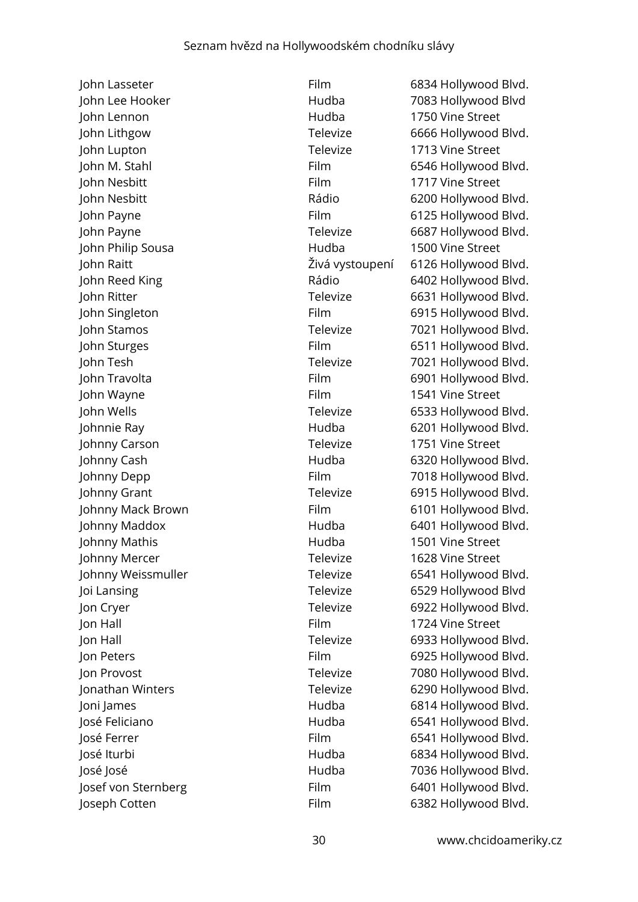| | | |
|---|---|---|
| John Lasseter | Film | 6834 Hollywood Blvd. |
| John Lee Hooker | Hudba | 7083 Hollywood Blvd |
| John Lennon | Hudba | 1750 Vine Street |
| John Lithgow | Televize | 6666 Hollywood Blvd. |
| John Lupton | Televize | 1713 Vine Street |
| John M. Stahl | Film | 6546 Hollywood Blvd. |
| John Nesbitt | Film | 1717 Vine Street |
| John Nesbitt | Rádio | 6200 Hollywood Blvd. |
| John Payne | Film | 6125 Hollywood Blvd. |
| John Payne | Televize | 6687 Hollywood Blvd. |
| John Philip Sousa | Hudba | 1500 Vine Street |
| John Raitt | Živá vystoupení | 6126 Hollywood Blvd. |
| John Reed King | Rádio | 6402 Hollywood Blvd. |
| John Ritter | Televize | 6631 Hollywood Blvd. |
| John Singleton | Film | 6915 Hollywood Blvd. |
| John Stamos | Televize | 7021 Hollywood Blvd. |
| John Sturges | Film | 6511 Hollywood Blvd. |
| John Tesh | Televize | 7021 Hollywood Blvd. |
| John Travolta | Film | 6901 Hollywood Blvd. |
| John Wayne | Film | 1541 Vine Street |
| John Wells | Televize | 6533 Hollywood Blvd. |
| Johnnie Ray | Hudba | 6201 Hollywood Blvd. |
| Johnny Carson | Televize | 1751 Vine Street |
| Johnny Cash | Hudba | 6320 Hollywood Blvd. |
| Johnny Depp | Film | 7018 Hollywood Blvd. |
| Johnny Grant | Televize | 6915 Hollywood Blvd. |
| Johnny Mack Brown | Film | 6101 Hollywood Blvd. |
| Johnny Maddox | Hudba | 6401 Hollywood Blvd. |
| Johnny Mathis | Hudba | 1501 Vine Street |
| Johnny Mercer | Televize | 1628 Vine Street |
| Johnny Weissmuller | Televize | 6541 Hollywood Blvd. |
| Joi Lansing | Televize | 6529 Hollywood Blvd |
| Jon Cryer | Televize | 6922 Hollywood Blvd. |
| Jon Hall | Film | 1724 Vine Street |
| Jon Hall | Televize | 6933 Hollywood Blvd. |
| Jon Peters | Film | 6925 Hollywood Blvd. |
| Jon Provost | Televize | 7080 Hollywood Blvd. |
| Jonathan Winters | Televize | 6290 Hollywood Blvd. |
| Joni James | Hudba | 6814 Hollywood Blvd. |
| José Feliciano | Hudba | 6541 Hollywood Blvd. |
| José Ferrer | Film | 6541 Hollywood Blvd. |
| José Iturbi | Hudba | 6834 Hollywood Blvd. |
| José José | Hudba | 7036 Hollywood Blvd. |
| Josef von Sternberg | Film | 6401 Hollywood Blvd. |
| Joseph Cotten | Film | 6382 Hollywood Blvd. |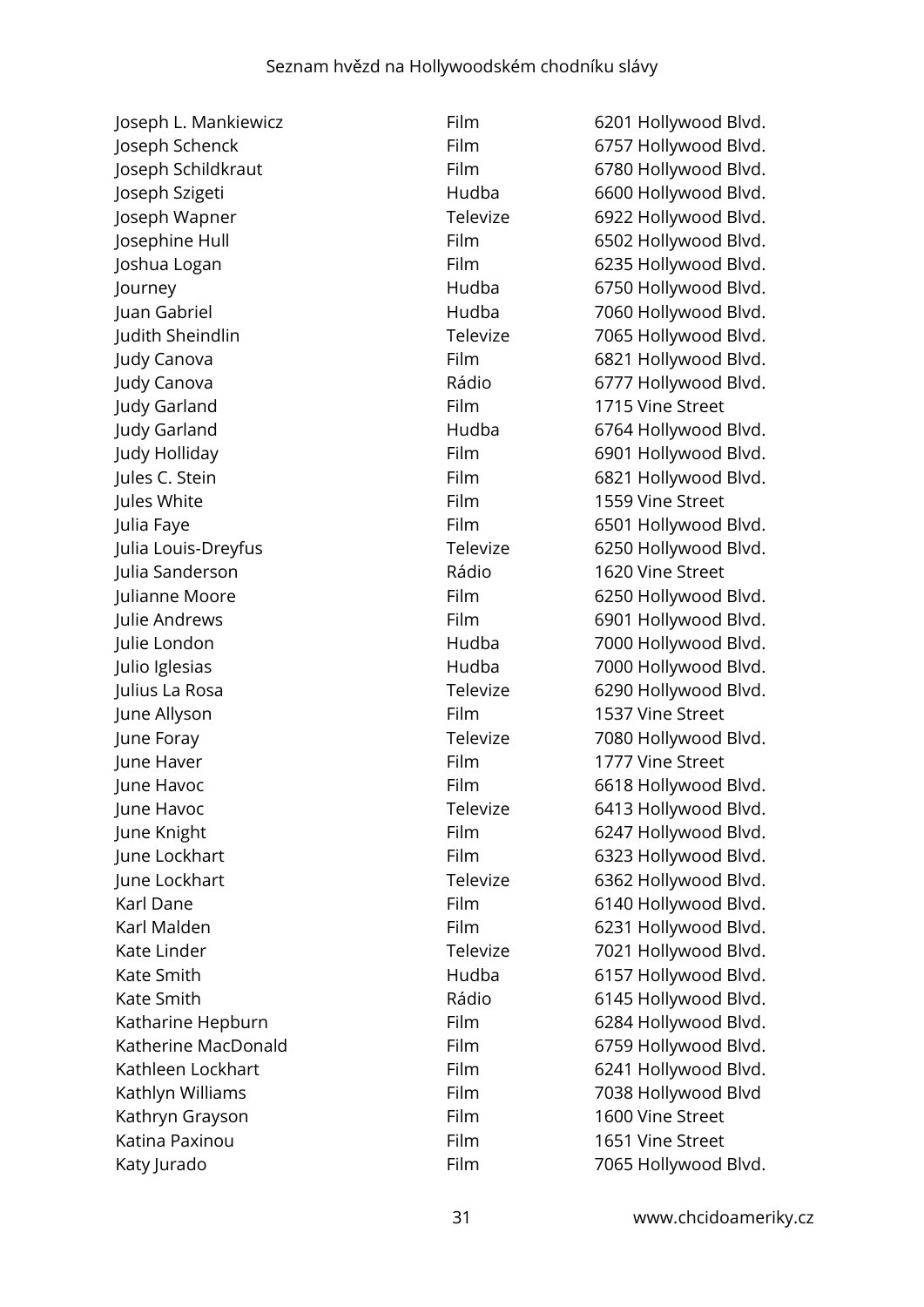| | | |
|---|---|---|
| Joseph L. Mankiewicz | Film | 6201 Hollywood Blvd. |
| Joseph Schenck | Film | 6757 Hollywood Blvd. |
| Joseph Schildkraut | Film | 6780 Hollywood Blvd. |
| Joseph Szigeti | Hudba | 6600 Hollywood Blvd. |
| Joseph Wapner | Televize | 6922 Hollywood Blvd. |
| Josephine Hull | Film | 6502 Hollywood Blvd. |
| Joshua Logan | Film | 6235 Hollywood Blvd. |
| Journey | Hudba | 6750 Hollywood Blvd. |
| Juan Gabriel | Hudba | 7060 Hollywood Blvd. |
| Judith Sheindlin | Televize | 7065 Hollywood Blvd. |
| Judy Canova | Film | 6821 Hollywood Blvd. |
| Judy Canova | Rádio | 6777 Hollywood Blvd. |
| Judy Garland | Film | 1715 Vine Street |
| Judy Garland | Hudba | 6764 Hollywood Blvd. |
| Judy Holliday | Film | 6901 Hollywood Blvd. |
| Jules C. Stein | Film | 6821 Hollywood Blvd. |
| Jules White | Film | 1559 Vine Street |
| Julia Faye | Film | 6501 Hollywood Blvd. |
| Julia Louis-Dreyfus | Televize | 6250 Hollywood Blvd. |
| Julia Sanderson | Rádio | 1620 Vine Street |
| Julianne Moore | Film | 6250 Hollywood Blvd. |
| Julie Andrews | Film | 6901 Hollywood Blvd. |
| Julie London | Hudba | 7000 Hollywood Blvd. |
| Julio Iglesias | Hudba | 7000 Hollywood Blvd. |
| Julius La Rosa | Televize | 6290 Hollywood Blvd. |
| June Allyson | Film | 1537 Vine Street |
| June Foray | Televize | 7080 Hollywood Blvd. |
| June Haver | Film | 1777 Vine Street |
| June Havoc | Film | 6618 Hollywood Blvd. |
| June Havoc | Televize | 6413 Hollywood Blvd. |
| June Knight | Film | 6247 Hollywood Blvd. |
| June Lockhart | Film | 6323 Hollywood Blvd. |
| June Lockhart | Televize | 6362 Hollywood Blvd. |
| Karl Dane | Film | 6140 Hollywood Blvd. |
| Karl Malden | Film | 6231 Hollywood Blvd. |
| Kate Linder | Televize | 7021 Hollywood Blvd. |
| Kate Smith | Hudba | 6157 Hollywood Blvd. |
| Kate Smith | Rádio | 6145 Hollywood Blvd. |
| Katharine Hepburn | Film | 6284 Hollywood Blvd. |
| Katherine MacDonald | Film | 6759 Hollywood Blvd. |
| Kathleen Lockhart | Film | 6241 Hollywood Blvd. |
| Kathlyn Williams | Film | 7038 Hollywood Blvd |
| Kathryn Grayson | Film | 1600 Vine Street |
| Katina Paxinou | Film | 1651 Vine Street |
| Katy Jurado | Film | 7065 Hollywood Blvd. |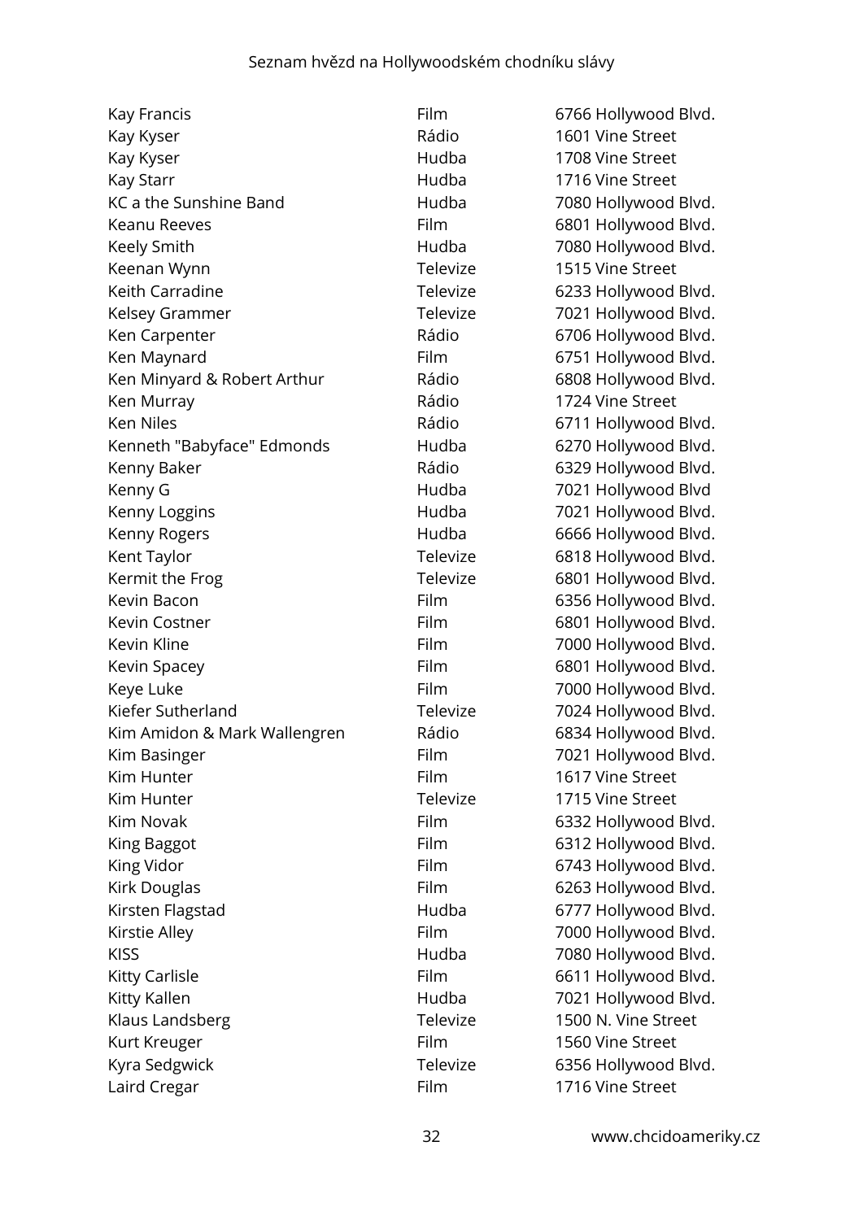| | | |
|---|---|---|
| Kay Francis | Film | 6766 Hollywood Blvd. |
| Kay Kyser | Rádio | 1601 Vine Street |
| Kay Kyser | Hudba | 1708 Vine Street |
| Kay Starr | Hudba | 1716 Vine Street |
| KC a the Sunshine Band | Hudba | 7080 Hollywood Blvd. |
| Keanu Reeves | Film | 6801 Hollywood Blvd. |
| Keely Smith | Hudba | 7080 Hollywood Blvd. |
| Keenan Wynn | Televize | 1515 Vine Street |
| Keith Carradine | Televize | 6233 Hollywood Blvd. |
| Kelsey Grammer | Televize | 7021 Hollywood Blvd. |
| Ken Carpenter | Rádio | 6706 Hollywood Blvd. |
| Ken Maynard | Film | 6751 Hollywood Blvd. |
| Ken Minyard & Robert Arthur | Rádio | 6808 Hollywood Blvd. |
| Ken Murray | Rádio | 1724 Vine Street |
| Ken Niles | Rádio | 6711 Hollywood Blvd. |
| Kenneth "Babyface" Edmonds | Hudba | 6270 Hollywood Blvd. |
| Kenny Baker | Rádio | 6329 Hollywood Blvd. |
| Kenny G | Hudba | 7021 Hollywood Blvd |
| Kenny Loggins | Hudba | 7021 Hollywood Blvd. |
| Kenny Rogers | Hudba | 6666 Hollywood Blvd. |
| Kent Taylor | Televize | 6818 Hollywood Blvd. |
| Kermit the Frog | Televize | 6801 Hollywood Blvd. |
| Kevin Bacon | Film | 6356 Hollywood Blvd. |
| Kevin Costner | Film | 6801 Hollywood Blvd. |
| Kevin Kline | Film | 7000 Hollywood Blvd. |
| Kevin Spacey | Film | 6801 Hollywood Blvd. |
| Keye Luke | Film | 7000 Hollywood Blvd. |
| Kiefer Sutherland | Televize | 7024 Hollywood Blvd. |
| Kim Amidon & Mark Wallengren | Rádio | 6834 Hollywood Blvd. |
| Kim Basinger | Film | 7021 Hollywood Blvd. |
| Kim Hunter | Film | 1617 Vine Street |
| Kim Hunter | Televize | 1715 Vine Street |
| Kim Novak | Film | 6332 Hollywood Blvd. |
| King Baggot | Film | 6312 Hollywood Blvd. |
| King Vidor | Film | 6743 Hollywood Blvd. |
| Kirk Douglas | Film | 6263 Hollywood Blvd. |
| Kirsten Flagstad | Hudba | 6777 Hollywood Blvd. |
| Kirstie Alley | Film | 7000 Hollywood Blvd. |
| KISS | Hudba | 7080 Hollywood Blvd. |
| Kitty Carlisle | Film | 6611 Hollywood Blvd. |
| Kitty Kallen | Hudba | 7021 Hollywood Blvd. |
| Klaus Landsberg | Televize | 1500 N. Vine Street |
| Kurt Kreuger | Film | 1560 Vine Street |
| Kyra Sedgwick | Televize | 6356 Hollywood Blvd. |
| Laird Cregar | Film | 1716 Vine Street |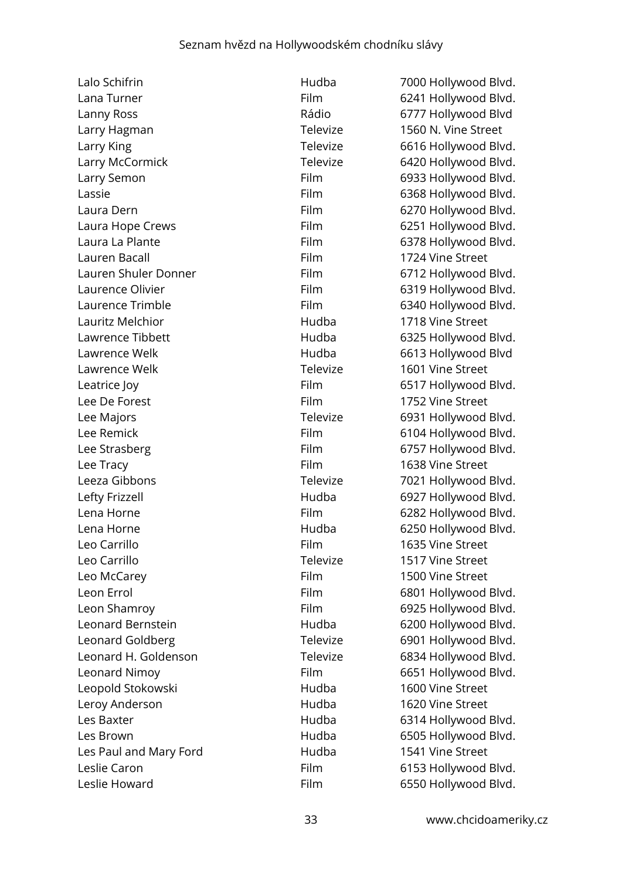| | | |
|---|---|---|
| Lalo Schifrin | Hudba | 7000 Hollywood Blvd. |
| Lana Turner | Film | 6241 Hollywood Blvd. |
| Lanny Ross | Rádio | 6777 Hollywood Blvd |
| Larry Hagman | Televize | 1560 N. Vine Street |
| Larry King | Televize | 6616 Hollywood Blvd. |
| Larry McCormick | Televize | 6420 Hollywood Blvd. |
| Larry Semon | Film | 6933 Hollywood Blvd. |
| Lassie | Film | 6368 Hollywood Blvd. |
| Laura Dern | Film | 6270 Hollywood Blvd. |
| Laura Hope Crews | Film | 6251 Hollywood Blvd. |
| Laura La Plante | Film | 6378 Hollywood Blvd. |
| Lauren Bacall | Film | 1724 Vine Street |
| Lauren Shuler Donner | Film | 6712 Hollywood Blvd. |
| Laurence Olivier | Film | 6319 Hollywood Blvd. |
| Laurence Trimble | Film | 6340 Hollywood Blvd. |
| Lauritz Melchior | Hudba | 1718 Vine Street |
| Lawrence Tibbett | Hudba | 6325 Hollywood Blvd. |
| Lawrence Welk | Hudba | 6613 Hollywood Blvd |
| Lawrence Welk | Televize | 1601 Vine Street |
| Leatrice Joy | Film | 6517 Hollywood Blvd. |
| Lee De Forest | Film | 1752 Vine Street |
| Lee Majors | Televize | 6931 Hollywood Blvd. |
| Lee Remick | Film | 6104 Hollywood Blvd. |
| Lee Strasberg | Film | 6757 Hollywood Blvd. |
| Lee Tracy | Film | 1638 Vine Street |
| Leeza Gibbons | Televize | 7021 Hollywood Blvd. |
| Lefty Frizzell | Hudba | 6927 Hollywood Blvd. |
| Lena Horne | Film | 6282 Hollywood Blvd. |
| Lena Horne | Hudba | 6250 Hollywood Blvd. |
| Leo Carrillo | Film | 1635 Vine Street |
| Leo Carrillo | Televize | 1517 Vine Street |
| Leo McCarey | Film | 1500 Vine Street |
| Leon Errol | Film | 6801 Hollywood Blvd. |
| Leon Shamroy | Film | 6925 Hollywood Blvd. |
| Leonard Bernstein | Hudba | 6200 Hollywood Blvd. |
| Leonard Goldberg | Televize | 6901 Hollywood Blvd. |
| Leonard H. Goldenson | Televize | 6834 Hollywood Blvd. |
| Leonard Nimoy | Film | 6651 Hollywood Blvd. |
| Leopold Stokowski | Hudba | 1600 Vine Street |
| Leroy Anderson | Hudba | 1620 Vine Street |
| Les Baxter | Hudba | 6314 Hollywood Blvd. |
| Les Brown | Hudba | 6505 Hollywood Blvd. |
| Les Paul and Mary Ford | Hudba | 1541 Vine Street |
| Leslie Caron | Film | 6153 Hollywood Blvd. |
| Leslie Howard | Film | 6550 Hollywood Blvd. |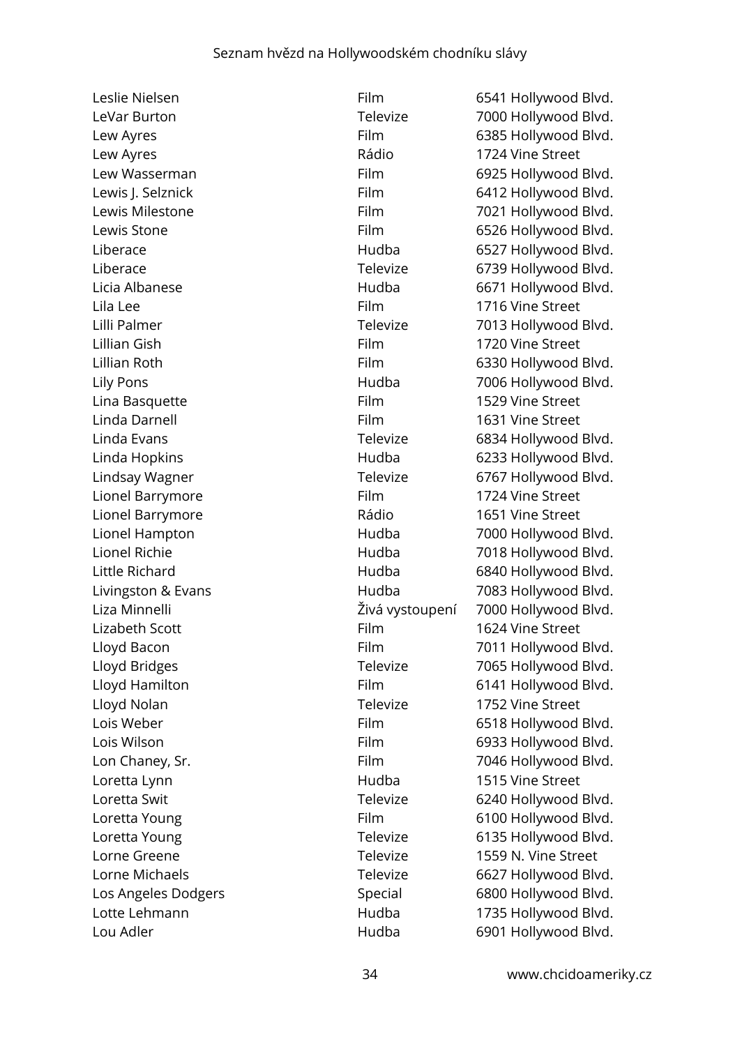| | | |
|---|---|---|
| Leslie Nielsen | Film | 6541 Hollywood Blvd. |
| LeVar Burton | Televize | 7000 Hollywood Blvd. |
| Lew Ayres | Film | 6385 Hollywood Blvd. |
| Lew Ayres | Rádio | 1724 Vine Street |
| Lew Wasserman | Film | 6925 Hollywood Blvd. |
| Lewis J. Selznick | Film | 6412 Hollywood Blvd. |
| Lewis Milestone | Film | 7021 Hollywood Blvd. |
| Lewis Stone | Film | 6526 Hollywood Blvd. |
| Liberace | Hudba | 6527 Hollywood Blvd. |
| Liberace | Televize | 6739 Hollywood Blvd. |
| Licia Albanese | Hudba | 6671 Hollywood Blvd. |
| Lila Lee | Film | 1716 Vine Street |
| Lilli Palmer | Televize | 7013 Hollywood Blvd. |
| Lillian Gish | Film | 1720 Vine Street |
| Lillian Roth | Film | 6330 Hollywood Blvd. |
| Lily Pons | Hudba | 7006 Hollywood Blvd. |
| Lina Basquette | Film | 1529 Vine Street |
| Linda Darnell | Film | 1631 Vine Street |
| Linda Evans | Televize | 6834 Hollywood Blvd. |
| Linda Hopkins | Hudba | 6233 Hollywood Blvd. |
| Lindsay Wagner | Televize | 6767 Hollywood Blvd. |
| Lionel Barrymore | Film | 1724 Vine Street |
| Lionel Barrymore | Rádio | 1651 Vine Street |
| Lionel Hampton | Hudba | 7000 Hollywood Blvd. |
| Lionel Richie | Hudba | 7018 Hollywood Blvd. |
| Little Richard | Hudba | 6840 Hollywood Blvd. |
| Livingston & Evans | Hudba | 7083 Hollywood Blvd. |
| Liza Minnelli | Živá vystoupení | 7000 Hollywood Blvd. |
| Lizabeth Scott | Film | 1624 Vine Street |
| Lloyd Bacon | Film | 7011 Hollywood Blvd. |
| Lloyd Bridges | Televize | 7065 Hollywood Blvd. |
| Lloyd Hamilton | Film | 6141 Hollywood Blvd. |
| Lloyd Nolan | Televize | 1752 Vine Street |
| Lois Weber | Film | 6518 Hollywood Blvd. |
| Lois Wilson | Film | 6933 Hollywood Blvd. |
| Lon Chaney, Sr. | Film | 7046 Hollywood Blvd. |
| Loretta Lynn | Hudba | 1515 Vine Street |
| Loretta Swit | Televize | 6240 Hollywood Blvd. |
| Loretta Young | Film | 6100 Hollywood Blvd. |
| Loretta Young | Televize | 6135 Hollywood Blvd. |
| Lorne Greene | Televize | 1559 N. Vine Street |
| Lorne Michaels | Televize | 6627 Hollywood Blvd. |
| Los Angeles Dodgers | Special | 6800 Hollywood Blvd. |
| Lotte Lehmann | Hudba | 1735 Hollywood Blvd. |
| Lou Adler | Hudba | 6901 Hollywood Blvd. |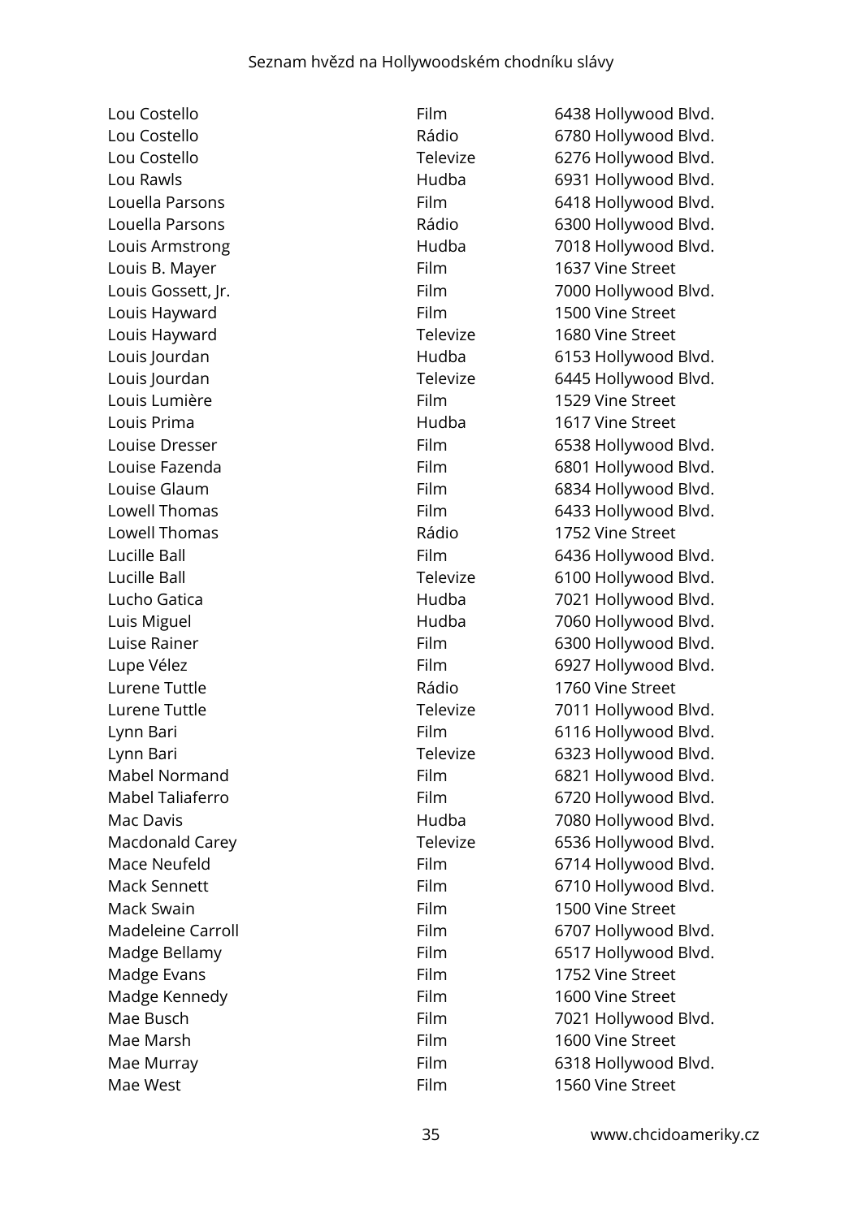| | | |
|---|---|---|
| Lou Costello | Film | 6438 Hollywood Blvd. |
| Lou Costello | Rádio | 6780 Hollywood Blvd. |
| Lou Costello | Televize | 6276 Hollywood Blvd. |
| Lou Rawls | Hudba | 6931 Hollywood Blvd. |
| Louella Parsons | Film | 6418 Hollywood Blvd. |
| Louella Parsons | Rádio | 6300 Hollywood Blvd. |
| Louis Armstrong | Hudba | 7018 Hollywood Blvd. |
| Louis B. Mayer | Film | 1637 Vine Street |
| Louis Gossett, Jr. | Film | 7000 Hollywood Blvd. |
| Louis Hayward | Film | 1500 Vine Street |
| Louis Hayward | Televize | 1680 Vine Street |
| Louis Jourdan | Hudba | 6153 Hollywood Blvd. |
| Louis Jourdan | Televize | 6445 Hollywood Blvd. |
| Louis Lumière | Film | 1529 Vine Street |
| Louis Prima | Hudba | 1617 Vine Street |
| Louise Dresser | Film | 6538 Hollywood Blvd. |
| Louise Fazenda | Film | 6801 Hollywood Blvd. |
| Louise Glaum | Film | 6834 Hollywood Blvd. |
| Lowell Thomas | Film | 6433 Hollywood Blvd. |
| Lowell Thomas | Rádio | 1752 Vine Street |
| Lucille Ball | Film | 6436 Hollywood Blvd. |
| Lucille Ball | Televize | 6100 Hollywood Blvd. |
| Lucho Gatica | Hudba | 7021 Hollywood Blvd. |
| Luis Miguel | Hudba | 7060 Hollywood Blvd. |
| Luise Rainer | Film | 6300 Hollywood Blvd. |
| Lupe Vélez | Film | 6927 Hollywood Blvd. |
| Lurene Tuttle | Rádio | 1760 Vine Street |
| Lurene Tuttle | Televize | 7011 Hollywood Blvd. |
| Lynn Bari | Film | 6116 Hollywood Blvd. |
| Lynn Bari | Televize | 6323 Hollywood Blvd. |
| Mabel Normand | Film | 6821 Hollywood Blvd. |
| Mabel Taliaferro | Film | 6720 Hollywood Blvd. |
| Mac Davis | Hudba | 7080 Hollywood Blvd. |
| Macdonald Carey | Televize | 6536 Hollywood Blvd. |
| Mace Neufeld | Film | 6714 Hollywood Blvd. |
| Mack Sennett | Film | 6710 Hollywood Blvd. |
| Mack Swain | Film | 1500 Vine Street |
| Madeleine Carroll | Film | 6707 Hollywood Blvd. |
| Madge Bellamy | Film | 6517 Hollywood Blvd. |
| Madge Evans | Film | 1752 Vine Street |
| Madge Kennedy | Film | 1600 Vine Street |
| Mae Busch | Film | 7021 Hollywood Blvd. |
| Mae Marsh | Film | 1600 Vine Street |
| Mae Murray | Film | 6318 Hollywood Blvd. |
| Mae West | Film | 1560 Vine Street |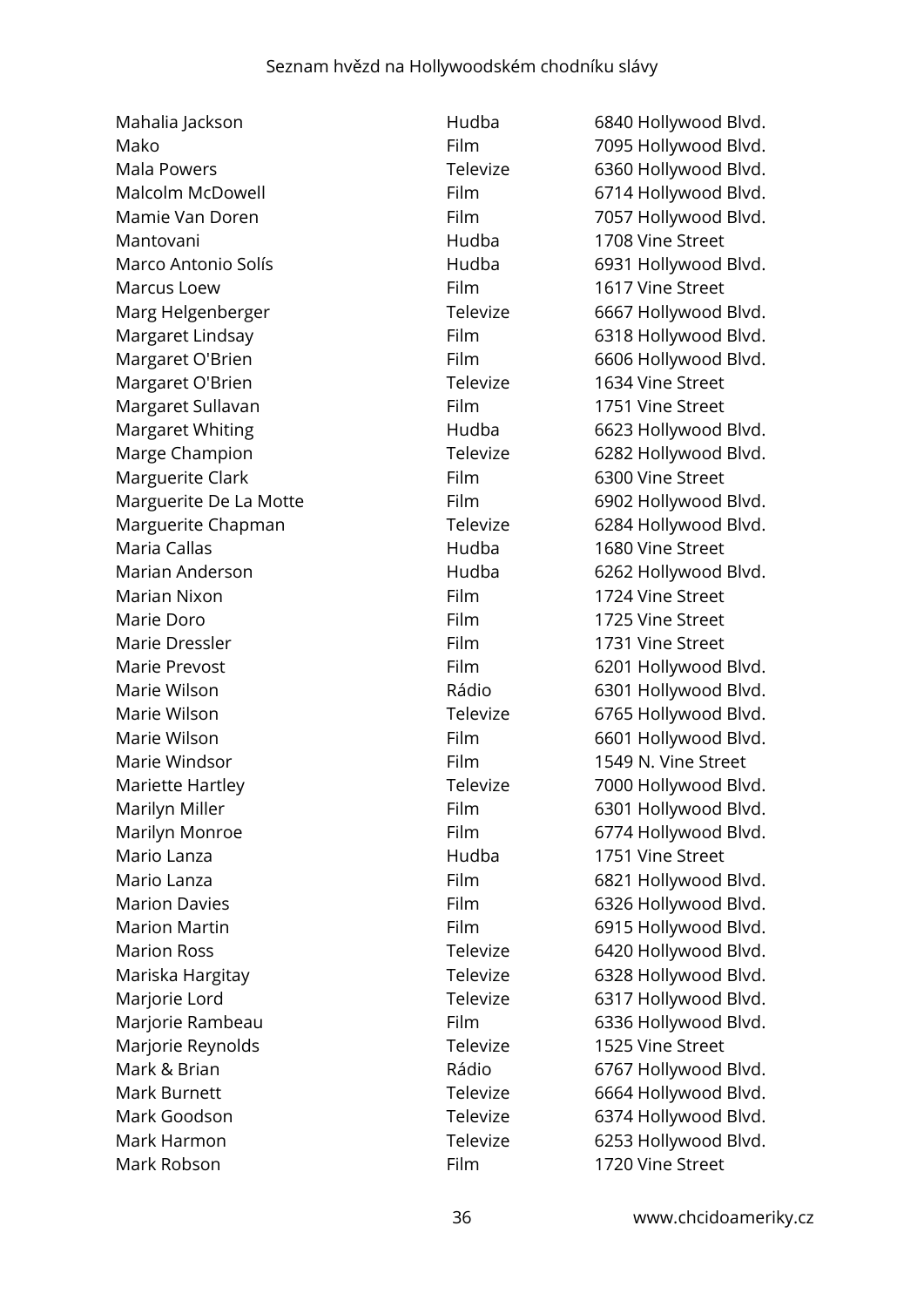| | | |
|---|---|---|
| Mahalia Jackson | Hudba | 6840 Hollywood Blvd. |
| Mako | Film | 7095 Hollywood Blvd. |
| Mala Powers | Televize | 6360 Hollywood Blvd. |
| Malcolm McDowell | Film | 6714 Hollywood Blvd. |
| Mamie Van Doren | Film | 7057 Hollywood Blvd. |
| Mantovani | Hudba | 1708 Vine Street |
| Marco Antonio Solís | Hudba | 6931 Hollywood Blvd. |
| Marcus Loew | Film | 1617 Vine Street |
| Marg Helgenberger | Televize | 6667 Hollywood Blvd. |
| Margaret Lindsay | Film | 6318 Hollywood Blvd. |
| Margaret O'Brien | Film | 6606 Hollywood Blvd. |
| Margaret O'Brien | Televize | 1634 Vine Street |
| Margaret Sullavan | Film | 1751 Vine Street |
| Margaret Whiting | Hudba | 6623 Hollywood Blvd. |
| Marge Champion | Televize | 6282 Hollywood Blvd. |
| Marguerite Clark | Film | 6300 Vine Street |
| Marguerite De La Motte | Film | 6902 Hollywood Blvd. |
| Marguerite Chapman | Televize | 6284 Hollywood Blvd. |
| Maria Callas | Hudba | 1680 Vine Street |
| Marian Anderson | Hudba | 6262 Hollywood Blvd. |
| Marian Nixon | Film | 1724 Vine Street |
| Marie Doro | Film | 1725 Vine Street |
| Marie Dressler | Film | 1731 Vine Street |
| Marie Prevost | Film | 6201 Hollywood Blvd. |
| Marie Wilson | Rádio | 6301 Hollywood Blvd. |
| Marie Wilson | Televize | 6765 Hollywood Blvd. |
| Marie Wilson | Film | 6601 Hollywood Blvd. |
| Marie Windsor | Film | 1549 N. Vine Street |
| Mariette Hartley | Televize | 7000 Hollywood Blvd. |
| Marilyn Miller | Film | 6301 Hollywood Blvd. |
| Marilyn Monroe | Film | 6774 Hollywood Blvd. |
| Mario Lanza | Hudba | 1751 Vine Street |
| Mario Lanza | Film | 6821 Hollywood Blvd. |
| Marion Davies | Film | 6326 Hollywood Blvd. |
| Marion Martin | Film | 6915 Hollywood Blvd. |
| Marion Ross | Televize | 6420 Hollywood Blvd. |
| Mariska Hargitay | Televize | 6328 Hollywood Blvd. |
| Marjorie Lord | Televize | 6317 Hollywood Blvd. |
| Marjorie Rambeau | Film | 6336 Hollywood Blvd. |
| Marjorie Reynolds | Televize | 1525 Vine Street |
| Mark & Brian | Rádio | 6767 Hollywood Blvd. |
| Mark Burnett | Televize | 6664 Hollywood Blvd. |
| Mark Goodson | Televize | 6374 Hollywood Blvd. |
| Mark Harmon | Televize | 6253 Hollywood Blvd. |
| Mark Robson | Film | 1720 Vine Street |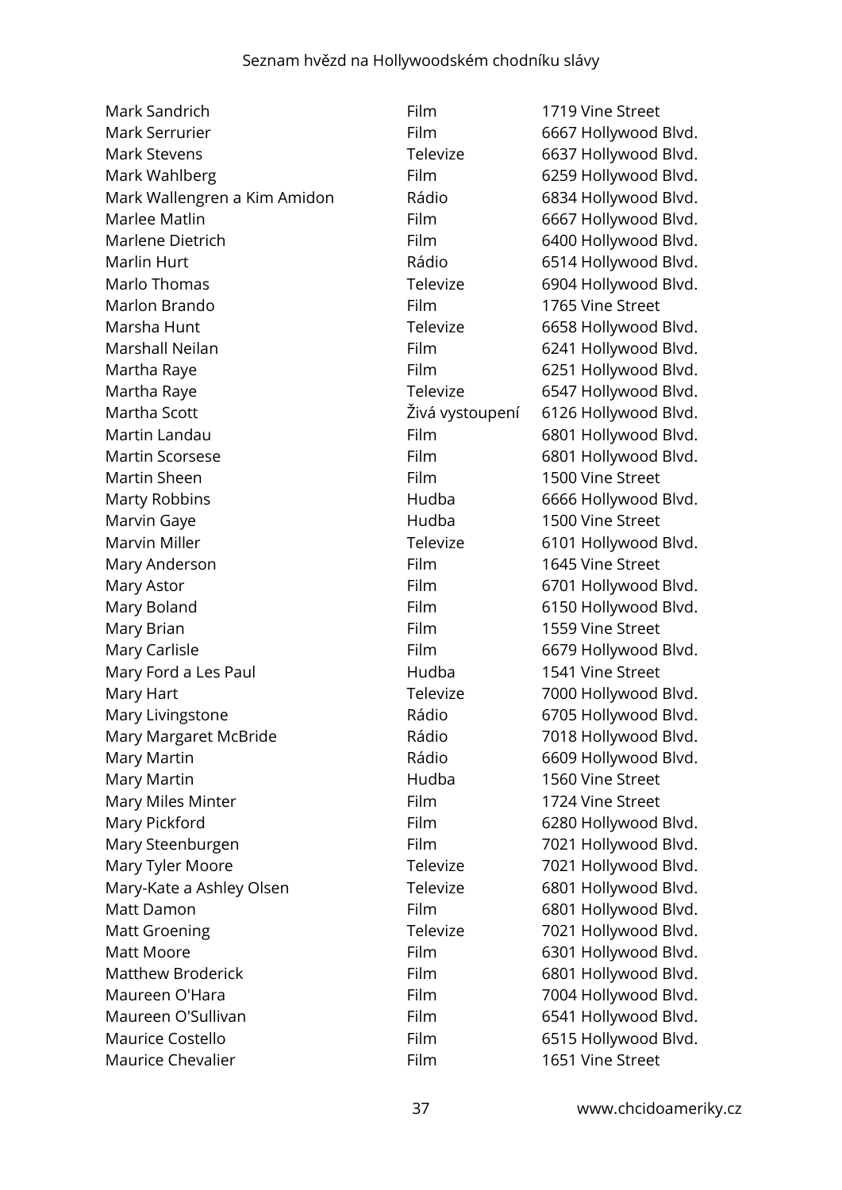| | | |
|---|---|---|
| Mark Sandrich | Film | 1719 Vine Street |
| Mark Serrurier | Film | 6667 Hollywood Blvd. |
| Mark Stevens | Televize | 6637 Hollywood Blvd. |
| Mark Wahlberg | Film | 6259 Hollywood Blvd. |
| Mark Wallengren a Kim Amidon | Rádio | 6834 Hollywood Blvd. |
| Marlee Matlin | Film | 6667 Hollywood Blvd. |
| Marlene Dietrich | Film | 6400 Hollywood Blvd. |
| Marlin Hurt | Rádio | 6514 Hollywood Blvd. |
| Marlo Thomas | Televize | 6904 Hollywood Blvd. |
| Marlon Brando | Film | 1765 Vine Street |
| Marsha Hunt | Televize | 6658 Hollywood Blvd. |
| Marshall Neilan | Film | 6241 Hollywood Blvd. |
| Martha Raye | Film | 6251 Hollywood Blvd. |
| Martha Raye | Televize | 6547 Hollywood Blvd. |
| Martha Scott | Živá vystoupení | 6126 Hollywood Blvd. |
| Martin Landau | Film | 6801 Hollywood Blvd. |
| Martin Scorsese | Film | 6801 Hollywood Blvd. |
| Martin Sheen | Film | 1500 Vine Street |
| Marty Robbins | Hudba | 6666 Hollywood Blvd. |
| Marvin Gaye | Hudba | 1500 Vine Street |
| Marvin Miller | Televize | 6101 Hollywood Blvd. |
| Mary Anderson | Film | 1645 Vine Street |
| Mary Astor | Film | 6701 Hollywood Blvd. |
| Mary Boland | Film | 6150 Hollywood Blvd. |
| Mary Brian | Film | 1559 Vine Street |
| Mary Carlisle | Film | 6679 Hollywood Blvd. |
| Mary Ford a Les Paul | Hudba | 1541 Vine Street |
| Mary Hart | Televize | 7000 Hollywood Blvd. |
| Mary Livingstone | Rádio | 6705 Hollywood Blvd. |
| Mary Margaret McBride | Rádio | 7018 Hollywood Blvd. |
| Mary Martin | Rádio | 6609 Hollywood Blvd. |
| Mary Martin | Hudba | 1560 Vine Street |
| Mary Miles Minter | Film | 1724 Vine Street |
| Mary Pickford | Film | 6280 Hollywood Blvd. |
| Mary Steenburgen | Film | 7021 Hollywood Blvd. |
| Mary Tyler Moore | Televize | 7021 Hollywood Blvd. |
| Mary-Kate a Ashley Olsen | Televize | 6801 Hollywood Blvd. |
| Matt Damon | Film | 6801 Hollywood Blvd. |
| Matt Groening | Televize | 7021 Hollywood Blvd. |
| Matt Moore | Film | 6301 Hollywood Blvd. |
| Matthew Broderick | Film | 6801 Hollywood Blvd. |
| Maureen O'Hara | Film | 7004 Hollywood Blvd. |
| Maureen O'Sullivan | Film | 6541 Hollywood Blvd. |
| Maurice Costello | Film | 6515 Hollywood Blvd. |
| Maurice Chevalier | Film | 1651 Vine Street |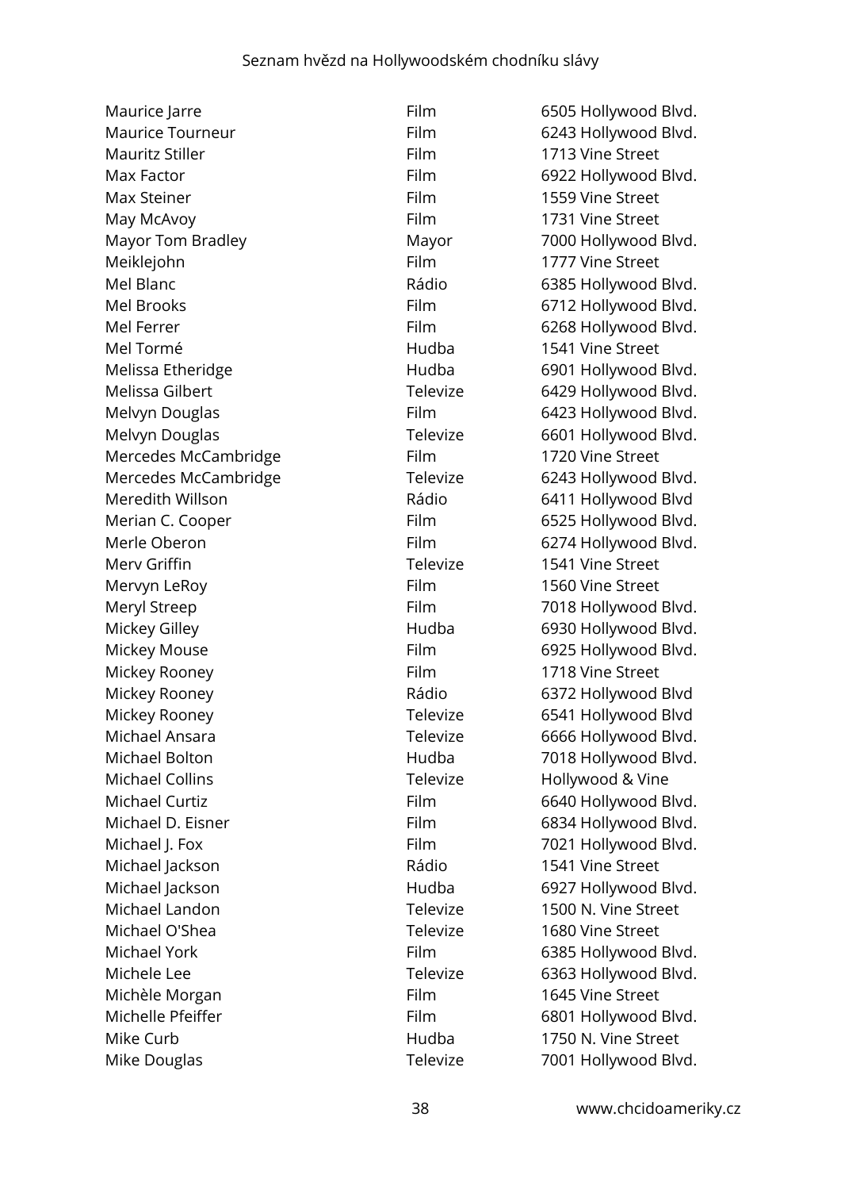| | | |
|---|---|---|
| Maurice Jarre | Film | 6505 Hollywood Blvd. |
| Maurice Tourneur | Film | 6243 Hollywood Blvd. |
| Mauritz Stiller | Film | 1713 Vine Street |
| Max Factor | Film | 6922 Hollywood Blvd. |
| Max Steiner | Film | 1559 Vine Street |
| May McAvoy | Film | 1731 Vine Street |
| Mayor Tom Bradley | Mayor | 7000 Hollywood Blvd. |
| Meiklejohn | Film | 1777 Vine Street |
| Mel Blanc | Rádio | 6385 Hollywood Blvd. |
| Mel Brooks | Film | 6712 Hollywood Blvd. |
| Mel Ferrer | Film | 6268 Hollywood Blvd. |
| Mel Tormé | Hudba | 1541 Vine Street |
| Melissa Etheridge | Hudba | 6901 Hollywood Blvd. |
| Melissa Gilbert | Televize | 6429 Hollywood Blvd. |
| Melvyn Douglas | Film | 6423 Hollywood Blvd. |
| Melvyn Douglas | Televize | 6601 Hollywood Blvd. |
| Mercedes McCambridge | Film | 1720 Vine Street |
| Mercedes McCambridge | Televize | 6243 Hollywood Blvd. |
| Meredith Willson | Rádio | 6411 Hollywood Blvd |
| Merian C. Cooper | Film | 6525 Hollywood Blvd. |
| Merle Oberon | Film | 6274 Hollywood Blvd. |
| Merv Griffin | Televize | 1541 Vine Street |
| Mervyn LeRoy | Film | 1560 Vine Street |
| Meryl Streep | Film | 7018 Hollywood Blvd. |
| Mickey Gilley | Hudba | 6930 Hollywood Blvd. |
| Mickey Mouse | Film | 6925 Hollywood Blvd. |
| Mickey Rooney | Film | 1718 Vine Street |
| Mickey Rooney | Rádio | 6372 Hollywood Blvd |
| Mickey Rooney | Televize | 6541 Hollywood Blvd |
| Michael Ansara | Televize | 6666 Hollywood Blvd. |
| Michael Bolton | Hudba | 7018 Hollywood Blvd. |
| Michael Collins | Televize | Hollywood & Vine |
| Michael Curtiz | Film | 6640 Hollywood Blvd. |
| Michael D. Eisner | Film | 6834 Hollywood Blvd. |
| Michael J. Fox | Film | 7021 Hollywood Blvd. |
| Michael Jackson | Rádio | 1541 Vine Street |
| Michael Jackson | Hudba | 6927 Hollywood Blvd. |
| Michael Landon | Televize | 1500 N. Vine Street |
| Michael O'Shea | Televize | 1680 Vine Street |
| Michael York | Film | 6385 Hollywood Blvd. |
| Michele Lee | Televize | 6363 Hollywood Blvd. |
| Michèle Morgan | Film | 1645 Vine Street |
| Michelle Pfeiffer | Film | 6801 Hollywood Blvd. |
| Mike Curb | Hudba | 1750 N. Vine Street |
| Mike Douglas | Televize | 7001 Hollywood Blvd. |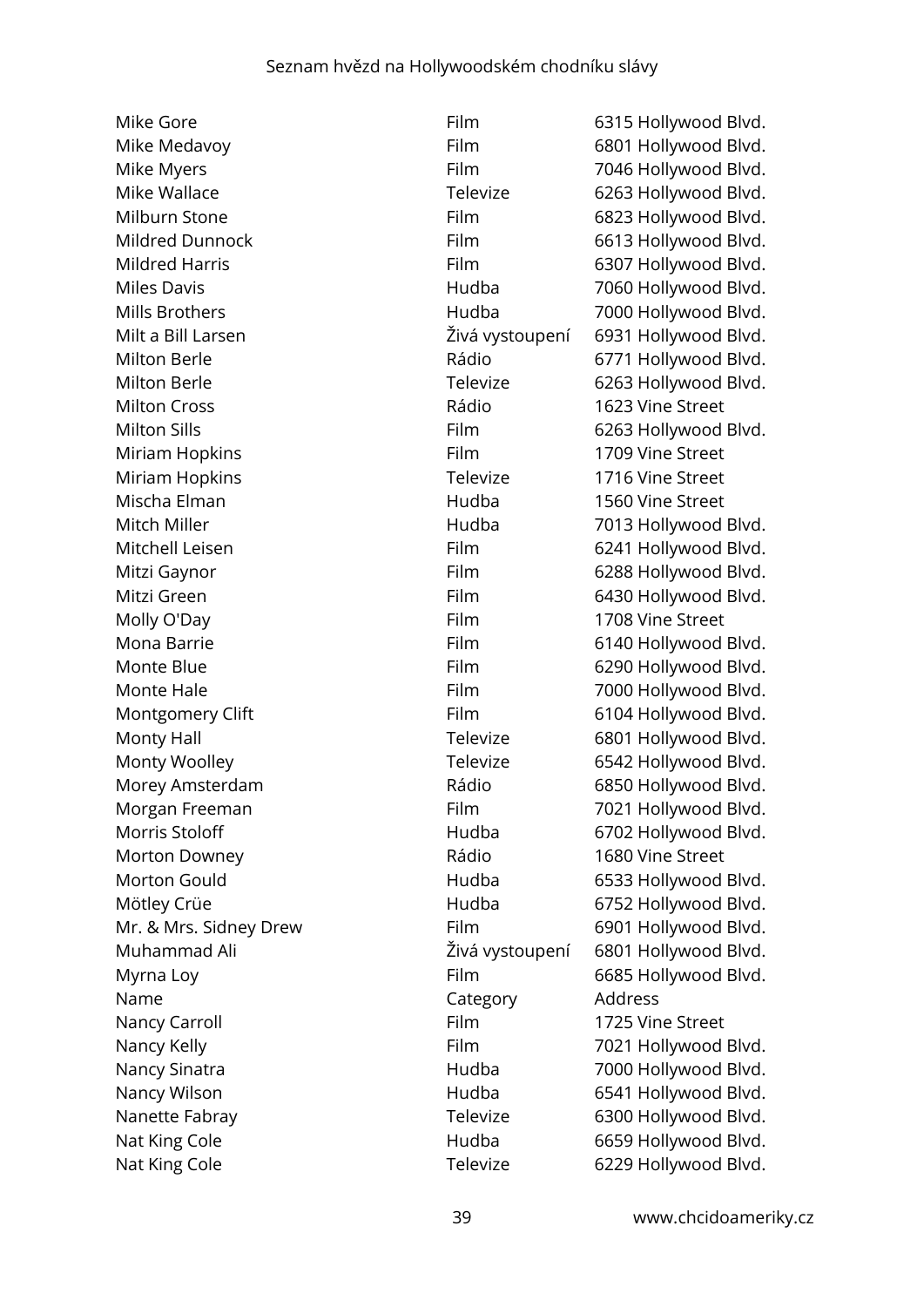| | | |
|---|---|---|
| Mike Gore | Film | 6315 Hollywood Blvd. |
| Mike Medavoy | Film | 6801 Hollywood Blvd. |
| Mike Myers | Film | 7046 Hollywood Blvd. |
| Mike Wallace | Televize | 6263 Hollywood Blvd. |
| Milburn Stone | Film | 6823 Hollywood Blvd. |
| Mildred Dunnock | Film | 6613 Hollywood Blvd. |
| Mildred Harris | Film | 6307 Hollywood Blvd. |
| Miles Davis | Hudba | 7060 Hollywood Blvd. |
| Mills Brothers | Hudba | 7000 Hollywood Blvd. |
| Milt a Bill Larsen | Živá vystoupení | 6931 Hollywood Blvd. |
| Milton Berle | Rádio | 6771 Hollywood Blvd. |
| Milton Berle | Televize | 6263 Hollywood Blvd. |
| Milton Cross | Rádio | 1623 Vine Street |
| Milton Sills | Film | 6263 Hollywood Blvd. |
| Miriam Hopkins | Film | 1709 Vine Street |
| Miriam Hopkins | Televize | 1716 Vine Street |
| Mischa Elman | Hudba | 1560 Vine Street |
| Mitch Miller | Hudba | 7013 Hollywood Blvd. |
| Mitchell Leisen | Film | 6241 Hollywood Blvd. |
| Mitzi Gaynor | Film | 6288 Hollywood Blvd. |
| Mitzi Green | Film | 6430 Hollywood Blvd. |
| Molly O'Day | Film | 1708 Vine Street |
| Mona Barrie | Film | 6140 Hollywood Blvd. |
| Monte Blue | Film | 6290 Hollywood Blvd. |
| Monte Hale | Film | 7000 Hollywood Blvd. |
| Montgomery Clift | Film | 6104 Hollywood Blvd. |
| Monty Hall | Televize | 6801 Hollywood Blvd. |
| Monty Woolley | Televize | 6542 Hollywood Blvd. |
| Morey Amsterdam | Rádio | 6850 Hollywood Blvd. |
| Morgan Freeman | Film | 7021 Hollywood Blvd. |
| Morris Stoloff | Hudba | 6702 Hollywood Blvd. |
| Morton Downey | Rádio | 1680 Vine Street |
| Morton Gould | Hudba | 6533 Hollywood Blvd. |
| Mötley Crüe | Hudba | 6752 Hollywood Blvd. |
| Mr. & Mrs. Sidney Drew | Film | 6901 Hollywood Blvd. |
| Muhammad Ali | Živá vystoupení | 6801 Hollywood Blvd. |
| Myrna Loy | Film | 6685 Hollywood Blvd. |
| Name | Category | Address |
| Nancy Carroll | Film | 1725 Vine Street |
| Nancy Kelly | Film | 7021 Hollywood Blvd. |
| Nancy Sinatra | Hudba | 7000 Hollywood Blvd. |
| Nancy Wilson | Hudba | 6541 Hollywood Blvd. |
| Nanette Fabray | Televize | 6300 Hollywood Blvd. |
| Nat King Cole | Hudba | 6659 Hollywood Blvd. |
| Nat King Cole | Televize | 6229 Hollywood Blvd. |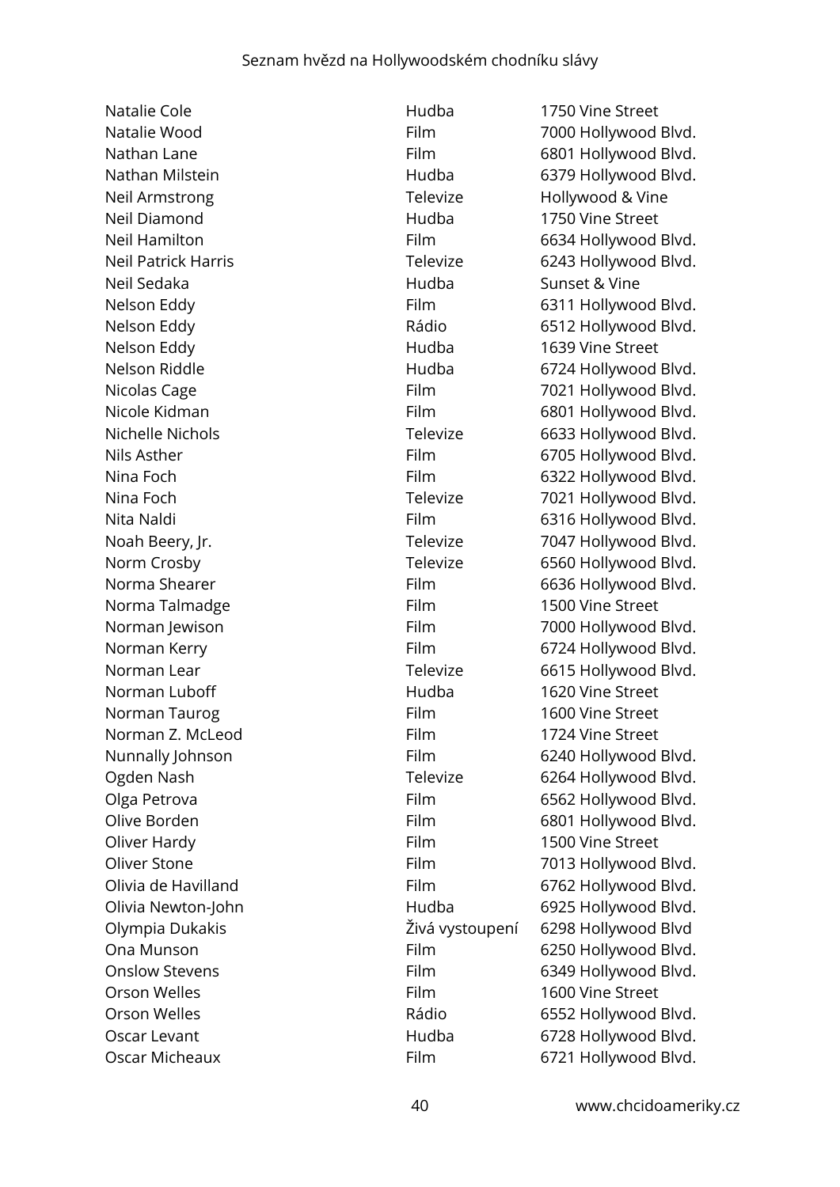| | | |
|---|---|---|
| Natalie Cole | Hudba | 1750 Vine Street |
| Natalie Wood | Film | 7000 Hollywood Blvd. |
| Nathan Lane | Film | 6801 Hollywood Blvd. |
| Nathan Milstein | Hudba | 6379 Hollywood Blvd. |
| Neil Armstrong | Televize | Hollywood & Vine |
| Neil Diamond | Hudba | 1750 Vine Street |
| Neil Hamilton | Film | 6634 Hollywood Blvd. |
| Neil Patrick Harris | Televize | 6243 Hollywood Blvd. |
| Neil Sedaka | Hudba | Sunset & Vine |
| Nelson Eddy | Film | 6311 Hollywood Blvd. |
| Nelson Eddy | Rádio | 6512 Hollywood Blvd. |
| Nelson Eddy | Hudba | 1639 Vine Street |
| Nelson Riddle | Hudba | 6724 Hollywood Blvd. |
| Nicolas Cage | Film | 7021 Hollywood Blvd. |
| Nicole Kidman | Film | 6801 Hollywood Blvd. |
| Nichelle Nichols | Televize | 6633 Hollywood Blvd. |
| Nils Asther | Film | 6705 Hollywood Blvd. |
| Nina Foch | Film | 6322 Hollywood Blvd. |
| Nina Foch | Televize | 7021 Hollywood Blvd. |
| Nita Naldi | Film | 6316 Hollywood Blvd. |
| Noah Beery, Jr. | Televize | 7047 Hollywood Blvd. |
| Norm Crosby | Televize | 6560 Hollywood Blvd. |
| Norma Shearer | Film | 6636 Hollywood Blvd. |
| Norma Talmadge | Film | 1500 Vine Street |
| Norman Jewison | Film | 7000 Hollywood Blvd. |
| Norman Kerry | Film | 6724 Hollywood Blvd. |
| Norman Lear | Televize | 6615 Hollywood Blvd. |
| Norman Luboff | Hudba | 1620 Vine Street |
| Norman Taurog | Film | 1600 Vine Street |
| Norman Z. McLeod | Film | 1724 Vine Street |
| Nunnally Johnson | Film | 6240 Hollywood Blvd. |
| Ogden Nash | Televize | 6264 Hollywood Blvd. |
| Olga Petrova | Film | 6562 Hollywood Blvd. |
| Olive Borden | Film | 6801 Hollywood Blvd. |
| Oliver Hardy | Film | 1500 Vine Street |
| Oliver Stone | Film | 7013 Hollywood Blvd. |
| Olivia de Havilland | Film | 6762 Hollywood Blvd. |
| Olivia Newton-John | Hudba | 6925 Hollywood Blvd. |
| Olympia Dukakis | Živá vystoupení | 6298 Hollywood Blvd |
| Ona Munson | Film | 6250 Hollywood Blvd. |
| Onslow Stevens | Film | 6349 Hollywood Blvd. |
| Orson Welles | Film | 1600 Vine Street |
| Orson Welles | Rádio | 6552 Hollywood Blvd. |
| Oscar Levant | Hudba | 6728 Hollywood Blvd. |
| Oscar Micheaux | Film | 6721 Hollywood Blvd. |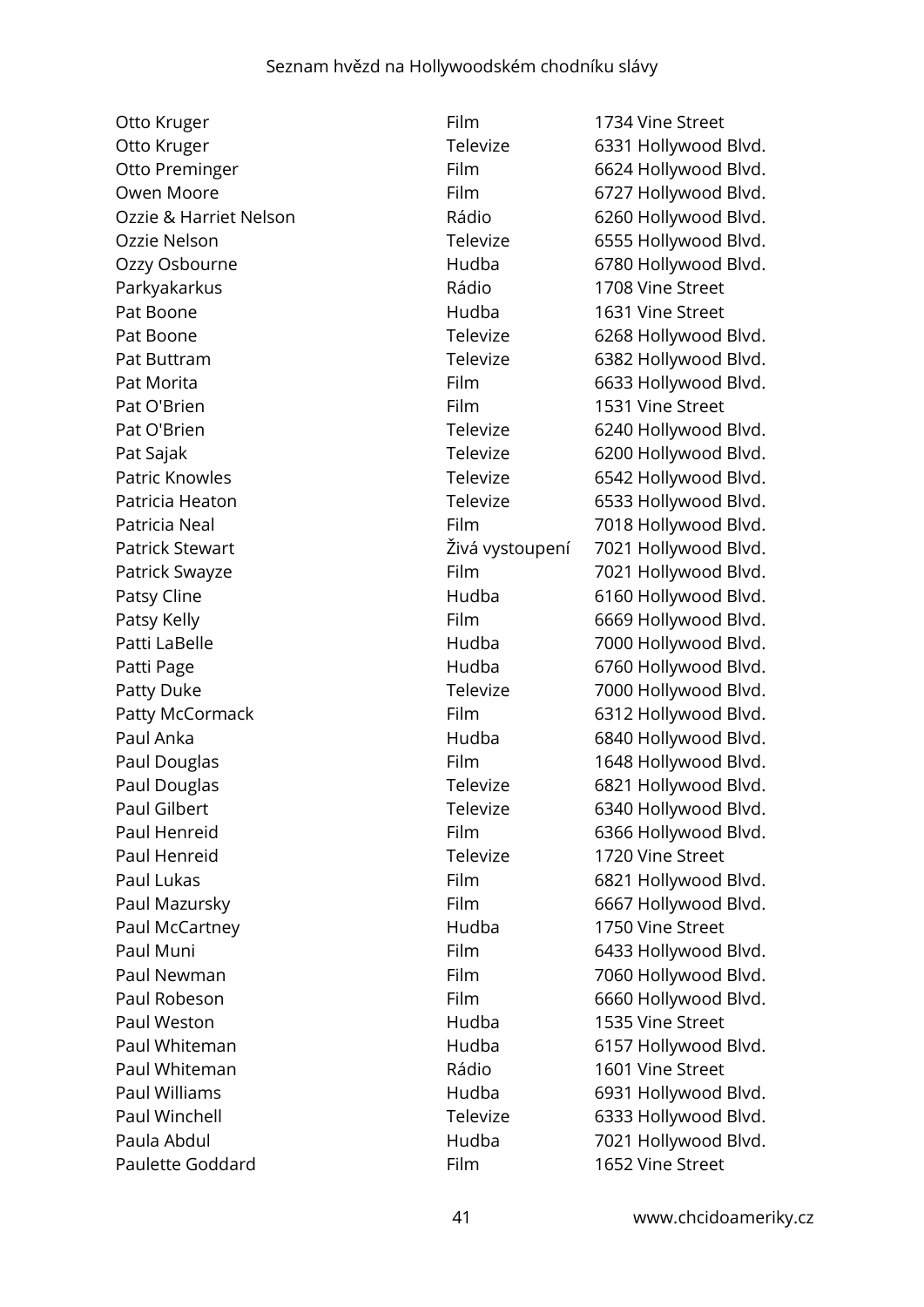| | | |
|---|---|---|
| Otto Kruger | Film | 1734 Vine Street |
| Otto Kruger | Televize | 6331 Hollywood Blvd. |
| Otto Preminger | Film | 6624 Hollywood Blvd. |
| Owen Moore | Film | 6727 Hollywood Blvd. |
| Ozzie & Harriet Nelson | Rádio | 6260 Hollywood Blvd. |
| Ozzie Nelson | Televize | 6555 Hollywood Blvd. |
| Ozzy Osbourne | Hudba | 6780 Hollywood Blvd. |
| Parkyakarkus | Rádio | 1708 Vine Street |
| Pat Boone | Hudba | 1631 Vine Street |
| Pat Boone | Televize | 6268 Hollywood Blvd. |
| Pat Buttram | Televize | 6382 Hollywood Blvd. |
| Pat Morita | Film | 6633 Hollywood Blvd. |
| Pat O'Brien | Film | 1531 Vine Street |
| Pat O'Brien | Televize | 6240 Hollywood Blvd. |
| Pat Sajak | Televize | 6200 Hollywood Blvd. |
| Patric Knowles | Televize | 6542 Hollywood Blvd. |
| Patricia Heaton | Televize | 6533 Hollywood Blvd. |
| Patricia Neal | Film | 7018 Hollywood Blvd. |
| Patrick Stewart | Živá vystoupení | 7021 Hollywood Blvd. |
| Patrick Swayze | Film | 7021 Hollywood Blvd. |
| Patsy Cline | Hudba | 6160 Hollywood Blvd. |
| Patsy Kelly | Film | 6669 Hollywood Blvd. |
| Patti LaBelle | Hudba | 7000 Hollywood Blvd. |
| Patti Page | Hudba | 6760 Hollywood Blvd. |
| Patty Duke | Televize | 7000 Hollywood Blvd. |
| Patty McCormack | Film | 6312 Hollywood Blvd. |
| Paul Anka | Hudba | 6840 Hollywood Blvd. |
| Paul Douglas | Film | 1648 Hollywood Blvd. |
| Paul Douglas | Televize | 6821 Hollywood Blvd. |
| Paul Gilbert | Televize | 6340 Hollywood Blvd. |
| Paul Henreid | Film | 6366 Hollywood Blvd. |
| Paul Henreid | Televize | 1720 Vine Street |
| Paul Lukas | Film | 6821 Hollywood Blvd. |
| Paul Mazursky | Film | 6667 Hollywood Blvd. |
| Paul McCartney | Hudba | 1750 Vine Street |
| Paul Muni | Film | 6433 Hollywood Blvd. |
| Paul Newman | Film | 7060 Hollywood Blvd. |
| Paul Robeson | Film | 6660 Hollywood Blvd. |
| Paul Weston | Hudba | 1535 Vine Street |
| Paul Whiteman | Hudba | 6157 Hollywood Blvd. |
| Paul Whiteman | Rádio | 1601 Vine Street |
| Paul Williams | Hudba | 6931 Hollywood Blvd. |
| Paul Winchell | Televize | 6333 Hollywood Blvd. |
| Paula Abdul | Hudba | 7021 Hollywood Blvd. |
| Paulette Goddard | Film | 1652 Vine Street |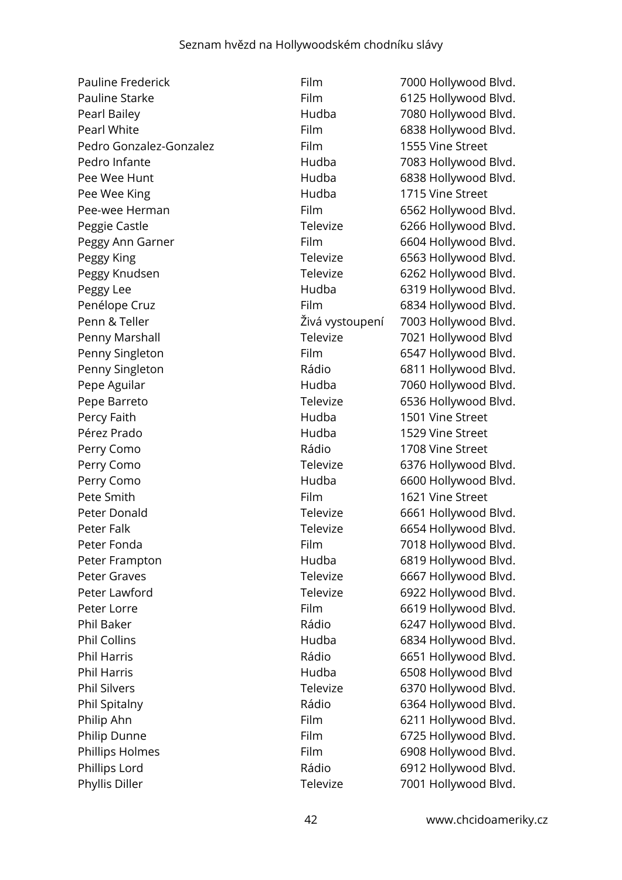| Pauline Frederick | Film | 7000 Hollywood Blvd. |
|---|---|---|
| Pauline Starke | Film | 6125 Hollywood Blvd. |
| Pearl Bailey | Hudba | 7080 Hollywood Blvd. |
| Pearl White | Film | 6838 Hollywood Blvd. |
| Pedro Gonzalez-Gonzalez | Film | 1555 Vine Street |
| Pedro Infante | Hudba | 7083 Hollywood Blvd. |
| Pee Wee Hunt | Hudba | 6838 Hollywood Blvd. |
| Pee Wee King | Hudba | 1715 Vine Street |
| Pee-wee Herman | Film | 6562 Hollywood Blvd. |
| Peggie Castle | Televize | 6266 Hollywood Blvd. |
| Peggy Ann Garner | Film | 6604 Hollywood Blvd. |
| Peggy King | Televize | 6563 Hollywood Blvd. |
| Peggy Knudsen | Televize | 6262 Hollywood Blvd. |
| Peggy Lee | Hudba | 6319 Hollywood Blvd. |
| Penélope Cruz | Film | 6834 Hollywood Blvd. |
| Penn & Teller | Živá vystoupení | 7003 Hollywood Blvd. |
| Penny Marshall | Televize | 7021 Hollywood Blvd |
| Penny Singleton | Film | 6547 Hollywood Blvd. |
| Penny Singleton | Rádio | 6811 Hollywood Blvd. |
| Pepe Aguilar | Hudba | 7060 Hollywood Blvd. |
| Pepe Barreto | Televize | 6536 Hollywood Blvd. |
| Percy Faith | Hudba | 1501 Vine Street |
| Pérez Prado | Hudba | 1529 Vine Street |
| Perry Como | Rádio | 1708 Vine Street |
| Perry Como | Televize | 6376 Hollywood Blvd. |
| Perry Como | Hudba | 6600 Hollywood Blvd. |
| Pete Smith | Film | 1621 Vine Street |
| Peter Donald | Televize | 6661 Hollywood Blvd. |
| Peter Falk | Televize | 6654 Hollywood Blvd. |
| Peter Fonda | Film | 7018 Hollywood Blvd. |
| Peter Frampton | Hudba | 6819 Hollywood Blvd. |
| Peter Graves | Televize | 6667 Hollywood Blvd. |
| Peter Lawford | Televize | 6922 Hollywood Blvd. |
| Peter Lorre | Film | 6619 Hollywood Blvd. |
| Phil Baker | Rádio | 6247 Hollywood Blvd. |
| Phil Collins | Hudba | 6834 Hollywood Blvd. |
| Phil Harris | Rádio | 6651 Hollywood Blvd. |
| Phil Harris | Hudba | 6508 Hollywood Blvd |
| Phil Silvers | Televize | 6370 Hollywood Blvd. |
| Phil Spitalny | Rádio | 6364 Hollywood Blvd. |
| Philip Ahn | Film | 6211 Hollywood Blvd. |
| Philip Dunne | Film | 6725 Hollywood Blvd. |
| Phillips Holmes | Film | 6908 Hollywood Blvd. |
| Phillips Lord | Rádio | 6912 Hollywood Blvd. |
| Phyllis Diller | Televize | 7001 Hollywood Blvd. |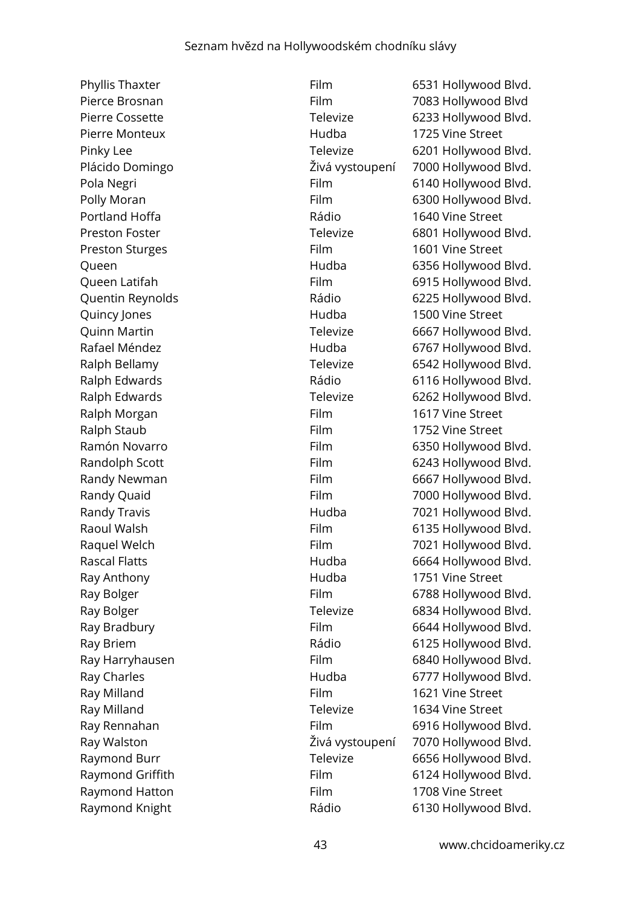| | | |
|---|---|---|
| Phyllis Thaxter | Film | 6531 Hollywood Blvd. |
| Pierce Brosnan | Film | 7083 Hollywood Blvd |
| Pierre Cossette | Televize | 6233 Hollywood Blvd. |
| Pierre Monteux | Hudba | 1725 Vine Street |
| Pinky Lee | Televize | 6201 Hollywood Blvd. |
| Plácido Domingo | Živá vystoupení | 7000 Hollywood Blvd. |
| Pola Negri | Film | 6140 Hollywood Blvd. |
| Polly Moran | Film | 6300 Hollywood Blvd. |
| Portland Hoffa | Rádio | 1640 Vine Street |
| Preston Foster | Televize | 6801 Hollywood Blvd. |
| Preston Sturges | Film | 1601 Vine Street |
| Queen | Hudba | 6356 Hollywood Blvd. |
| Queen Latifah | Film | 6915 Hollywood Blvd. |
| Quentin Reynolds | Rádio | 6225 Hollywood Blvd. |
| Quincy Jones | Hudba | 1500 Vine Street |
| Quinn Martin | Televize | 6667 Hollywood Blvd. |
| Rafael Méndez | Hudba | 6767 Hollywood Blvd. |
| Ralph Bellamy | Televize | 6542 Hollywood Blvd. |
| Ralph Edwards | Rádio | 6116 Hollywood Blvd. |
| Ralph Edwards | Televize | 6262 Hollywood Blvd. |
| Ralph Morgan | Film | 1617 Vine Street |
| Ralph Staub | Film | 1752 Vine Street |
| Ramón Novarro | Film | 6350 Hollywood Blvd. |
| Randolph Scott | Film | 6243 Hollywood Blvd. |
| Randy Newman | Film | 6667 Hollywood Blvd. |
| Randy Quaid | Film | 7000 Hollywood Blvd. |
| Randy Travis | Hudba | 7021 Hollywood Blvd. |
| Raoul Walsh | Film | 6135 Hollywood Blvd. |
| Raquel Welch | Film | 7021 Hollywood Blvd. |
| Rascal Flatts | Hudba | 6664 Hollywood Blvd. |
| Ray Anthony | Hudba | 1751 Vine Street |
| Ray Bolger | Film | 6788 Hollywood Blvd. |
| Ray Bolger | Televize | 6834 Hollywood Blvd. |
| Ray Bradbury | Film | 6644 Hollywood Blvd. |
| Ray Briem | Rádio | 6125 Hollywood Blvd. |
| Ray Harryhausen | Film | 6840 Hollywood Blvd. |
| Ray Charles | Hudba | 6777 Hollywood Blvd. |
| Ray Milland | Film | 1621 Vine Street |
| Ray Milland | Televize | 1634 Vine Street |
| Ray Rennahan | Film | 6916 Hollywood Blvd. |
| Ray Walston | Živá vystoupení | 7070 Hollywood Blvd. |
| Raymond Burr | Televize | 6656 Hollywood Blvd. |
| Raymond Griffith | Film | 6124 Hollywood Blvd. |
| Raymond Hatton | Film | 1708 Vine Street |
| Raymond Knight | Rádio | 6130 Hollywood Blvd. |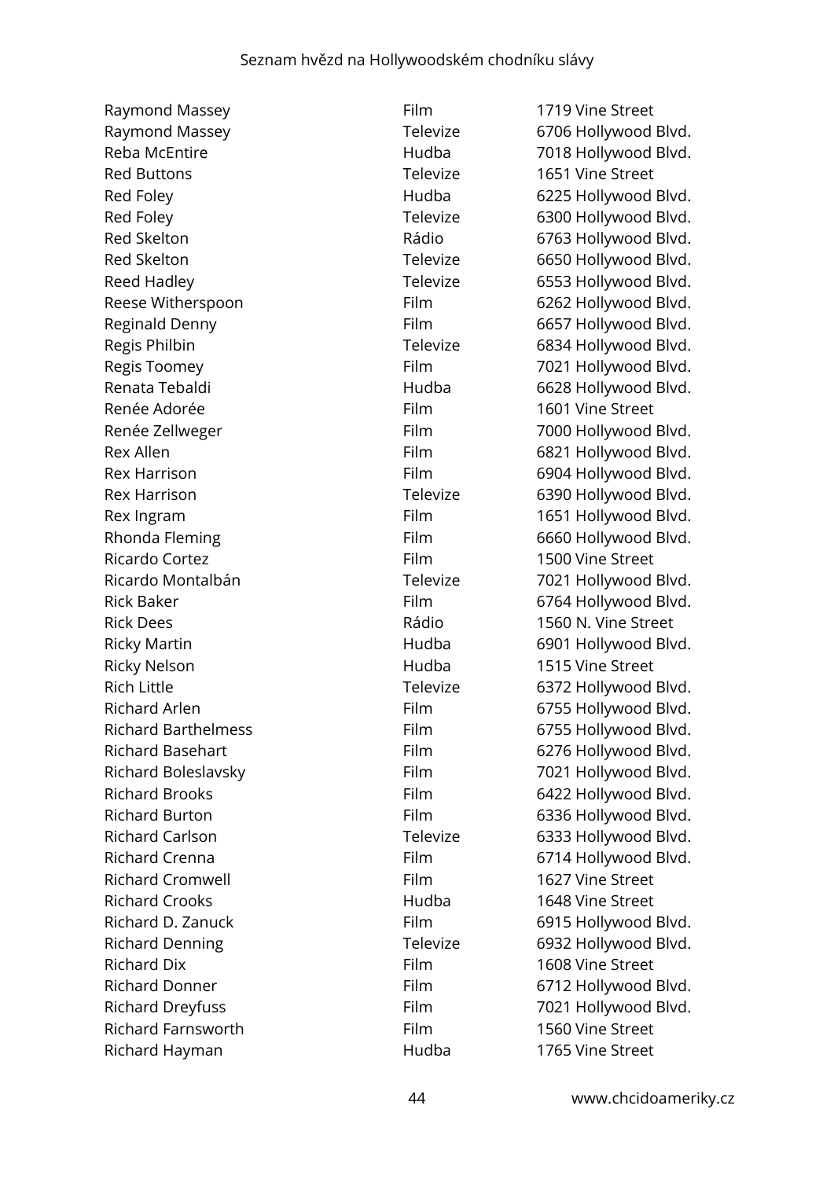| | | |
|---|---|---|
| Raymond Massey | Film | 1719 Vine Street |
| Raymond Massey | Televize | 6706 Hollywood Blvd. |
| Reba McEntire | Hudba | 7018 Hollywood Blvd. |
| Red Buttons | Televize | 1651 Vine Street |
| Red Foley | Hudba | 6225 Hollywood Blvd. |
| Red Foley | Televize | 6300 Hollywood Blvd. |
| Red Skelton | Rádio | 6763 Hollywood Blvd. |
| Red Skelton | Televize | 6650 Hollywood Blvd. |
| Reed Hadley | Televize | 6553 Hollywood Blvd. |
| Reese Witherspoon | Film | 6262 Hollywood Blvd. |
| Reginald Denny | Film | 6657 Hollywood Blvd. |
| Regis Philbin | Televize | 6834 Hollywood Blvd. |
| Regis Toomey | Film | 7021 Hollywood Blvd. |
| Renata Tebaldi | Hudba | 6628 Hollywood Blvd. |
| Renée Adorée | Film | 1601 Vine Street |
| Renée Zellweger | Film | 7000 Hollywood Blvd. |
| Rex Allen | Film | 6821 Hollywood Blvd. |
| Rex Harrison | Film | 6904 Hollywood Blvd. |
| Rex Harrison | Televize | 6390 Hollywood Blvd. |
| Rex Ingram | Film | 1651 Hollywood Blvd. |
| Rhonda Fleming | Film | 6660 Hollywood Blvd. |
| Ricardo Cortez | Film | 1500 Vine Street |
| Ricardo Montalbán | Televize | 7021 Hollywood Blvd. |
| Rick Baker | Film | 6764 Hollywood Blvd. |
| Rick Dees | Rádio | 1560 N. Vine Street |
| Ricky Martin | Hudba | 6901 Hollywood Blvd. |
| Ricky Nelson | Hudba | 1515 Vine Street |
| Rich Little | Televize | 6372 Hollywood Blvd. |
| Richard Arlen | Film | 6755 Hollywood Blvd. |
| Richard Barthelmess | Film | 6755 Hollywood Blvd. |
| Richard Basehart | Film | 6276 Hollywood Blvd. |
| Richard Boleslavsky | Film | 7021 Hollywood Blvd. |
| Richard Brooks | Film | 6422 Hollywood Blvd. |
| Richard Burton | Film | 6336 Hollywood Blvd. |
| Richard Carlson | Televize | 6333 Hollywood Blvd. |
| Richard Crenna | Film | 6714 Hollywood Blvd. |
| Richard Cromwell | Film | 1627 Vine Street |
| Richard Crooks | Hudba | 1648 Vine Street |
| Richard D. Zanuck | Film | 6915 Hollywood Blvd. |
| Richard Denning | Televize | 6932 Hollywood Blvd. |
| Richard Dix | Film | 1608 Vine Street |
| Richard Donner | Film | 6712 Hollywood Blvd. |
| Richard Dreyfuss | Film | 7021 Hollywood Blvd. |
| Richard Farnsworth | Film | 1560 Vine Street |
| Richard Hayman | Hudba | 1765 Vine Street |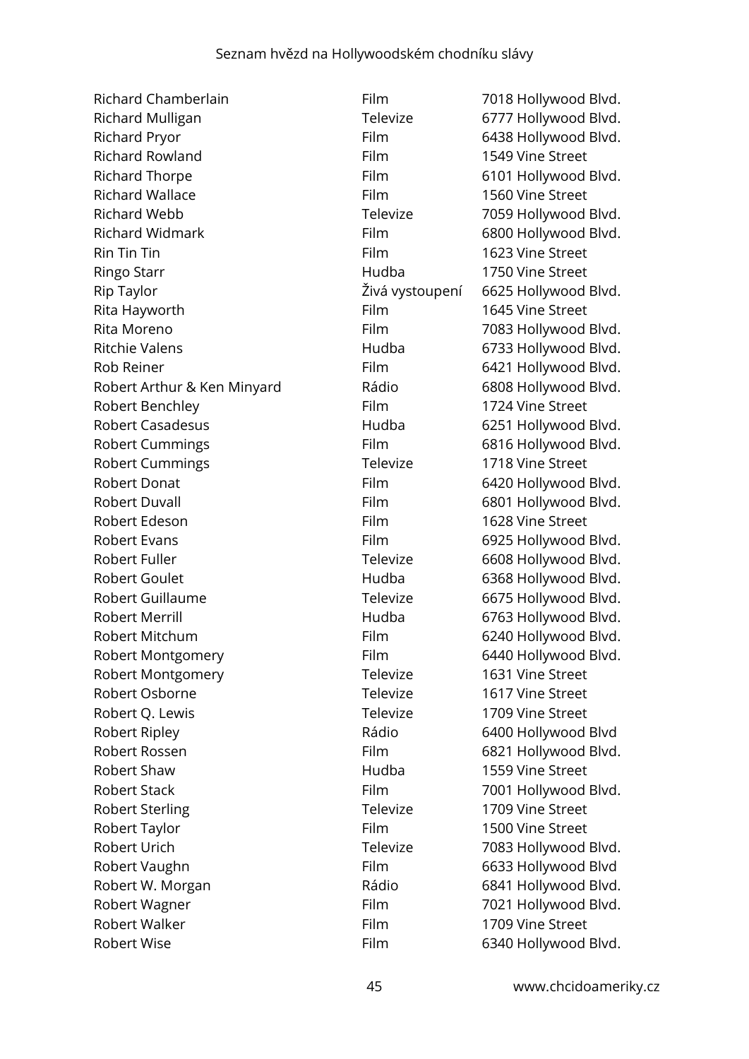| | | |
|---|---|---|
| Richard Chamberlain | Film | 7018 Hollywood Blvd. |
| Richard Mulligan | Televize | 6777 Hollywood Blvd. |
| Richard Pryor | Film | 6438 Hollywood Blvd. |
| Richard Rowland | Film | 1549 Vine Street |
| Richard Thorpe | Film | 6101 Hollywood Blvd. |
| Richard Wallace | Film | 1560 Vine Street |
| Richard Webb | Televize | 7059 Hollywood Blvd. |
| Richard Widmark | Film | 6800 Hollywood Blvd. |
| Rin Tin Tin | Film | 1623 Vine Street |
| Ringo Starr | Hudba | 1750 Vine Street |
| Rip Taylor | Živá vystoupení | 6625 Hollywood Blvd. |
| Rita Hayworth | Film | 1645 Vine Street |
| Rita Moreno | Film | 7083 Hollywood Blvd. |
| Ritchie Valens | Hudba | 6733 Hollywood Blvd. |
| Rob Reiner | Film | 6421 Hollywood Blvd. |
| Robert Arthur & Ken Minyard | Rádio | 6808 Hollywood Blvd. |
| Robert Benchley | Film | 1724 Vine Street |
| Robert Casadesus | Hudba | 6251 Hollywood Blvd. |
| Robert Cummings | Film | 6816 Hollywood Blvd. |
| Robert Cummings | Televize | 1718 Vine Street |
| Robert Donat | Film | 6420 Hollywood Blvd. |
| Robert Duvall | Film | 6801 Hollywood Blvd. |
| Robert Edeson | Film | 1628 Vine Street |
| Robert Evans | Film | 6925 Hollywood Blvd. |
| Robert Fuller | Televize | 6608 Hollywood Blvd. |
| Robert Goulet | Hudba | 6368 Hollywood Blvd. |
| Robert Guillaume | Televize | 6675 Hollywood Blvd. |
| Robert Merrill | Hudba | 6763 Hollywood Blvd. |
| Robert Mitchum | Film | 6240 Hollywood Blvd. |
| Robert Montgomery | Film | 6440 Hollywood Blvd. |
| Robert Montgomery | Televize | 1631 Vine Street |
| Robert Osborne | Televize | 1617 Vine Street |
| Robert Q. Lewis | Televize | 1709 Vine Street |
| Robert Ripley | Rádio | 6400 Hollywood Blvd |
| Robert Rossen | Film | 6821 Hollywood Blvd. |
| Robert Shaw | Hudba | 1559 Vine Street |
| Robert Stack | Film | 7001 Hollywood Blvd. |
| Robert Sterling | Televize | 1709 Vine Street |
| Robert Taylor | Film | 1500 Vine Street |
| Robert Urich | Televize | 7083 Hollywood Blvd. |
| Robert Vaughn | Film | 6633 Hollywood Blvd |
| Robert W. Morgan | Rádio | 6841 Hollywood Blvd. |
| Robert Wagner | Film | 7021 Hollywood Blvd. |
| Robert Walker | Film | 1709 Vine Street |
| Robert Wise | Film | 6340 Hollywood Blvd. |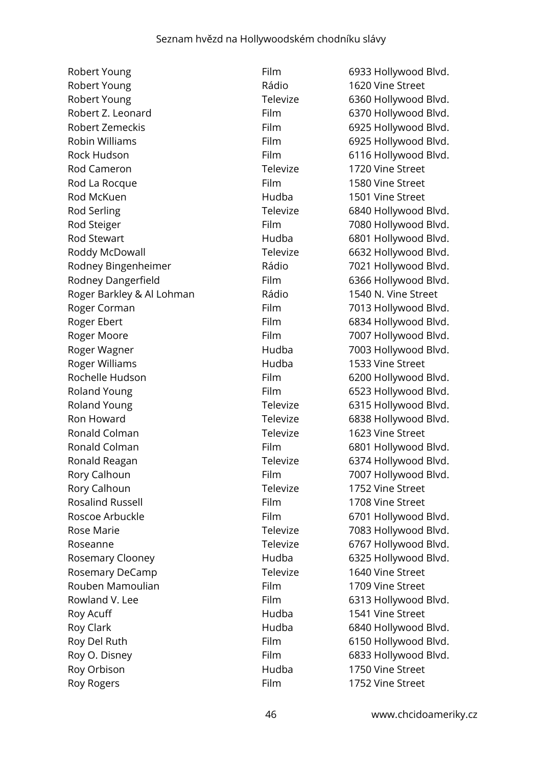| | | |
|---|---|---|
| Robert Young | Film | 6933 Hollywood Blvd. |
| Robert Young | Rádio | 1620 Vine Street |
| Robert Young | Televize | 6360 Hollywood Blvd. |
| Robert Z. Leonard | Film | 6370 Hollywood Blvd. |
| Robert Zemeckis | Film | 6925 Hollywood Blvd. |
| Robin Williams | Film | 6925 Hollywood Blvd. |
| Rock Hudson | Film | 6116 Hollywood Blvd. |
| Rod Cameron | Televize | 1720 Vine Street |
| Rod La Rocque | Film | 1580 Vine Street |
| Rod McKuen | Hudba | 1501 Vine Street |
| Rod Serling | Televize | 6840 Hollywood Blvd. |
| Rod Steiger | Film | 7080 Hollywood Blvd. |
| Rod Stewart | Hudba | 6801 Hollywood Blvd. |
| Roddy McDowall | Televize | 6632 Hollywood Blvd. |
| Rodney Bingenheimer | Rádio | 7021 Hollywood Blvd. |
| Rodney Dangerfield | Film | 6366 Hollywood Blvd. |
| Roger Barkley & Al Lohman | Rádio | 1540 N. Vine Street |
| Roger Corman | Film | 7013 Hollywood Blvd. |
| Roger Ebert | Film | 6834 Hollywood Blvd. |
| Roger Moore | Film | 7007 Hollywood Blvd. |
| Roger Wagner | Hudba | 7003 Hollywood Blvd. |
| Roger Williams | Hudba | 1533 Vine Street |
| Rochelle Hudson | Film | 6200 Hollywood Blvd. |
| Roland Young | Film | 6523 Hollywood Blvd. |
| Roland Young | Televize | 6315 Hollywood Blvd. |
| Ron Howard | Televize | 6838 Hollywood Blvd. |
| Ronald Colman | Televize | 1623 Vine Street |
| Ronald Colman | Film | 6801 Hollywood Blvd. |
| Ronald Reagan | Televize | 6374 Hollywood Blvd. |
| Rory Calhoun | Film | 7007 Hollywood Blvd. |
| Rory Calhoun | Televize | 1752 Vine Street |
| Rosalind Russell | Film | 1708 Vine Street |
| Roscoe Arbuckle | Film | 6701 Hollywood Blvd. |
| Rose Marie | Televize | 7083 Hollywood Blvd. |
| Roseanne | Televize | 6767 Hollywood Blvd. |
| Rosemary Clooney | Hudba | 6325 Hollywood Blvd. |
| Rosemary DeCamp | Televize | 1640 Vine Street |
| Rouben Mamoulian | Film | 1709 Vine Street |
| Rowland V. Lee | Film | 6313 Hollywood Blvd. |
| Roy Acuff | Hudba | 1541 Vine Street |
| Roy Clark | Hudba | 6840 Hollywood Blvd. |
| Roy Del Ruth | Film | 6150 Hollywood Blvd. |
| Roy O. Disney | Film | 6833 Hollywood Blvd. |
| Roy Orbison | Hudba | 1750 Vine Street |
| Roy Rogers | Film | 1752 Vine Street |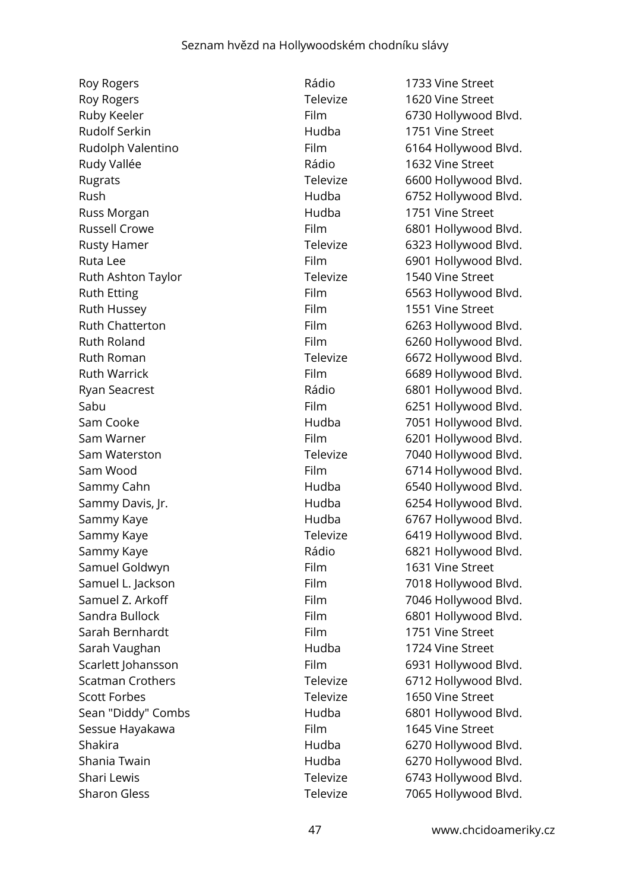| | | |
|---|---|---|
| Roy Rogers | Rádio | 1733 Vine Street |
| Roy Rogers | Televize | 1620 Vine Street |
| Ruby Keeler | Film | 6730 Hollywood Blvd. |
| Rudolf Serkin | Hudba | 1751 Vine Street |
| Rudolph Valentino | Film | 6164 Hollywood Blvd. |
| Rudy Vallée | Rádio | 1632 Vine Street |
| Rugrats | Televize | 6600 Hollywood Blvd. |
| Rush | Hudba | 6752 Hollywood Blvd. |
| Russ Morgan | Hudba | 1751 Vine Street |
| Russell Crowe | Film | 6801 Hollywood Blvd. |
| Rusty Hamer | Televize | 6323 Hollywood Blvd. |
| Ruta Lee | Film | 6901 Hollywood Blvd. |
| Ruth Ashton Taylor | Televize | 1540 Vine Street |
| Ruth Etting | Film | 6563 Hollywood Blvd. |
| Ruth Hussey | Film | 1551 Vine Street |
| Ruth Chatterton | Film | 6263 Hollywood Blvd. |
| Ruth Roland | Film | 6260 Hollywood Blvd. |
| Ruth Roman | Televize | 6672 Hollywood Blvd. |
| Ruth Warrick | Film | 6689 Hollywood Blvd. |
| Ryan Seacrest | Rádio | 6801 Hollywood Blvd. |
| Sabu | Film | 6251 Hollywood Blvd. |
| Sam Cooke | Hudba | 7051 Hollywood Blvd. |
| Sam Warner | Film | 6201 Hollywood Blvd. |
| Sam Waterston | Televize | 7040 Hollywood Blvd. |
| Sam Wood | Film | 6714 Hollywood Blvd. |
| Sammy Cahn | Hudba | 6540 Hollywood Blvd. |
| Sammy Davis, Jr. | Hudba | 6254 Hollywood Blvd. |
| Sammy Kaye | Hudba | 6767 Hollywood Blvd. |
| Sammy Kaye | Televize | 6419 Hollywood Blvd. |
| Sammy Kaye | Rádio | 6821 Hollywood Blvd. |
| Samuel Goldwyn | Film | 1631 Vine Street |
| Samuel L. Jackson | Film | 7018 Hollywood Blvd. |
| Samuel Z. Arkoff | Film | 7046 Hollywood Blvd. |
| Sandra Bullock | Film | 6801 Hollywood Blvd. |
| Sarah Bernhardt | Film | 1751 Vine Street |
| Sarah Vaughan | Hudba | 1724 Vine Street |
| Scarlett Johansson | Film | 6931 Hollywood Blvd. |
| Scatman Crothers | Televize | 6712 Hollywood Blvd. |
| Scott Forbes | Televize | 1650 Vine Street |
| Sean "Diddy" Combs | Hudba | 6801 Hollywood Blvd. |
| Sessue Hayakawa | Film | 1645 Vine Street |
| Shakira | Hudba | 6270 Hollywood Blvd. |
| Shania Twain | Hudba | 6270 Hollywood Blvd. |
| Shari Lewis | Televize | 6743 Hollywood Blvd. |
| Sharon Gless | Televize | 7065 Hollywood Blvd. |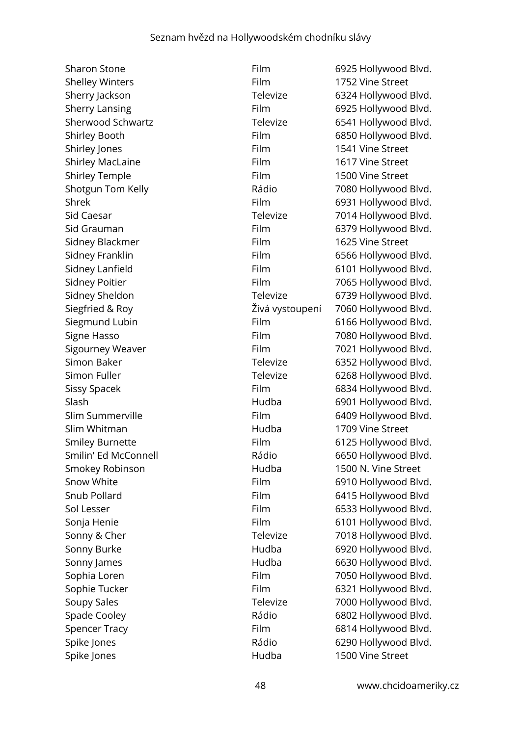| | | |
|---|---|---|
| Sharon Stone | Film | 6925 Hollywood Blvd. |
| Shelley Winters | Film | 1752 Vine Street |
| Sherry Jackson | Televize | 6324 Hollywood Blvd. |
| Sherry Lansing | Film | 6925 Hollywood Blvd. |
| Sherwood Schwartz | Televize | 6541 Hollywood Blvd. |
| Shirley Booth | Film | 6850 Hollywood Blvd. |
| Shirley Jones | Film | 1541 Vine Street |
| Shirley MacLaine | Film | 1617 Vine Street |
| Shirley Temple | Film | 1500 Vine Street |
| Shotgun Tom Kelly | Rádio | 7080 Hollywood Blvd. |
| Shrek | Film | 6931 Hollywood Blvd. |
| Sid Caesar | Televize | 7014 Hollywood Blvd. |
| Sid Grauman | Film | 6379 Hollywood Blvd. |
| Sidney Blackmer | Film | 1625 Vine Street |
| Sidney Franklin | Film | 6566 Hollywood Blvd. |
| Sidney Lanfield | Film | 6101 Hollywood Blvd. |
| Sidney Poitier | Film | 7065 Hollywood Blvd. |
| Sidney Sheldon | Televize | 6739 Hollywood Blvd. |
| Siegfried & Roy | Živá vystoupení | 7060 Hollywood Blvd. |
| Siegmund Lubin | Film | 6166 Hollywood Blvd. |
| Signe Hasso | Film | 7080 Hollywood Blvd. |
| Sigourney Weaver | Film | 7021 Hollywood Blvd. |
| Simon Baker | Televize | 6352 Hollywood Blvd. |
| Simon Fuller | Televize | 6268 Hollywood Blvd. |
| Sissy Spacek | Film | 6834 Hollywood Blvd. |
| Slash | Hudba | 6901 Hollywood Blvd. |
| Slim Summerville | Film | 6409 Hollywood Blvd. |
| Slim Whitman | Hudba | 1709 Vine Street |
| Smiley Burnette | Film | 6125 Hollywood Blvd. |
| Smilin' Ed McConnell | Rádio | 6650 Hollywood Blvd. |
| Smokey Robinson | Hudba | 1500 N. Vine Street |
| Snow White | Film | 6910 Hollywood Blvd. |
| Snub Pollard | Film | 6415 Hollywood Blvd |
| Sol Lesser | Film | 6533 Hollywood Blvd. |
| Sonja Henie | Film | 6101 Hollywood Blvd. |
| Sonny & Cher | Televize | 7018 Hollywood Blvd. |
| Sonny Burke | Hudba | 6920 Hollywood Blvd. |
| Sonny James | Hudba | 6630 Hollywood Blvd. |
| Sophia Loren | Film | 7050 Hollywood Blvd. |
| Sophie Tucker | Film | 6321 Hollywood Blvd. |
| Soupy Sales | Televize | 7000 Hollywood Blvd. |
| Spade Cooley | Rádio | 6802 Hollywood Blvd. |
| Spencer Tracy | Film | 6814 Hollywood Blvd. |
| Spike Jones | Rádio | 6290 Hollywood Blvd. |
| Spike Jones | Hudba | 1500 Vine Street |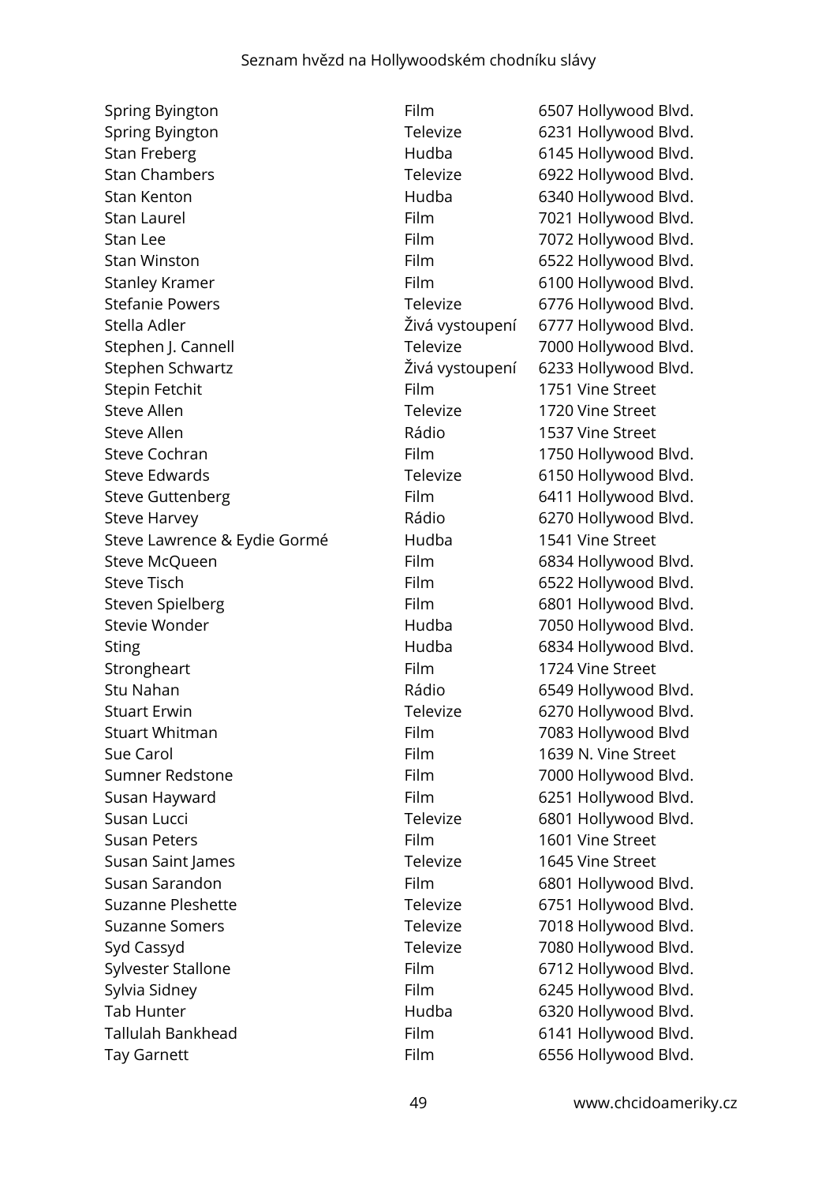| | | |
|---|---|---|
| Spring Byington | Film | 6507 Hollywood Blvd. |
| Spring Byington | Televize | 6231 Hollywood Blvd. |
| Stan Freberg | Hudba | 6145 Hollywood Blvd. |
| Stan Chambers | Televize | 6922 Hollywood Blvd. |
| Stan Kenton | Hudba | 6340 Hollywood Blvd. |
| Stan Laurel | Film | 7021 Hollywood Blvd. |
| Stan Lee | Film | 7072 Hollywood Blvd. |
| Stan Winston | Film | 6522 Hollywood Blvd. |
| Stanley Kramer | Film | 6100 Hollywood Blvd. |
| Stefanie Powers | Televize | 6776 Hollywood Blvd. |
| Stella Adler | Živá vystoupení | 6777 Hollywood Blvd. |
| Stephen J. Cannell | Televize | 7000 Hollywood Blvd. |
| Stephen Schwartz | Živá vystoupení | 6233 Hollywood Blvd. |
| Stepin Fetchit | Film | 1751 Vine Street |
| Steve Allen | Televize | 1720 Vine Street |
| Steve Allen | Rádio | 1537 Vine Street |
| Steve Cochran | Film | 1750 Hollywood Blvd. |
| Steve Edwards | Televize | 6150 Hollywood Blvd. |
| Steve Guttenberg | Film | 6411 Hollywood Blvd. |
| Steve Harvey | Rádio | 6270 Hollywood Blvd. |
| Steve Lawrence & Eydie Gormé | Hudba | 1541 Vine Street |
| Steve McQueen | Film | 6834 Hollywood Blvd. |
| Steve Tisch | Film | 6522 Hollywood Blvd. |
| Steven Spielberg | Film | 6801 Hollywood Blvd. |
| Stevie Wonder | Hudba | 7050 Hollywood Blvd. |
| Sting | Hudba | 6834 Hollywood Blvd. |
| Strongheart | Film | 1724 Vine Street |
| Stu Nahan | Rádio | 6549 Hollywood Blvd. |
| Stuart Erwin | Televize | 6270 Hollywood Blvd. |
| Stuart Whitman | Film | 7083 Hollywood Blvd |
| Sue Carol | Film | 1639 N. Vine Street |
| Sumner Redstone | Film | 7000 Hollywood Blvd. |
| Susan Hayward | Film | 6251 Hollywood Blvd. |
| Susan Lucci | Televize | 6801 Hollywood Blvd. |
| Susan Peters | Film | 1601 Vine Street |
| Susan Saint James | Televize | 1645 Vine Street |
| Susan Sarandon | Film | 6801 Hollywood Blvd. |
| Suzanne Pleshette | Televize | 6751 Hollywood Blvd. |
| Suzanne Somers | Televize | 7018 Hollywood Blvd. |
| Syd Cassyd | Televize | 7080 Hollywood Blvd. |
| Sylvester Stallone | Film | 6712 Hollywood Blvd. |
| Sylvia Sidney | Film | 6245 Hollywood Blvd. |
| Tab Hunter | Hudba | 6320 Hollywood Blvd. |
| Tallulah Bankhead | Film | 6141 Hollywood Blvd. |
| Tay Garnett | Film | 6556 Hollywood Blvd. |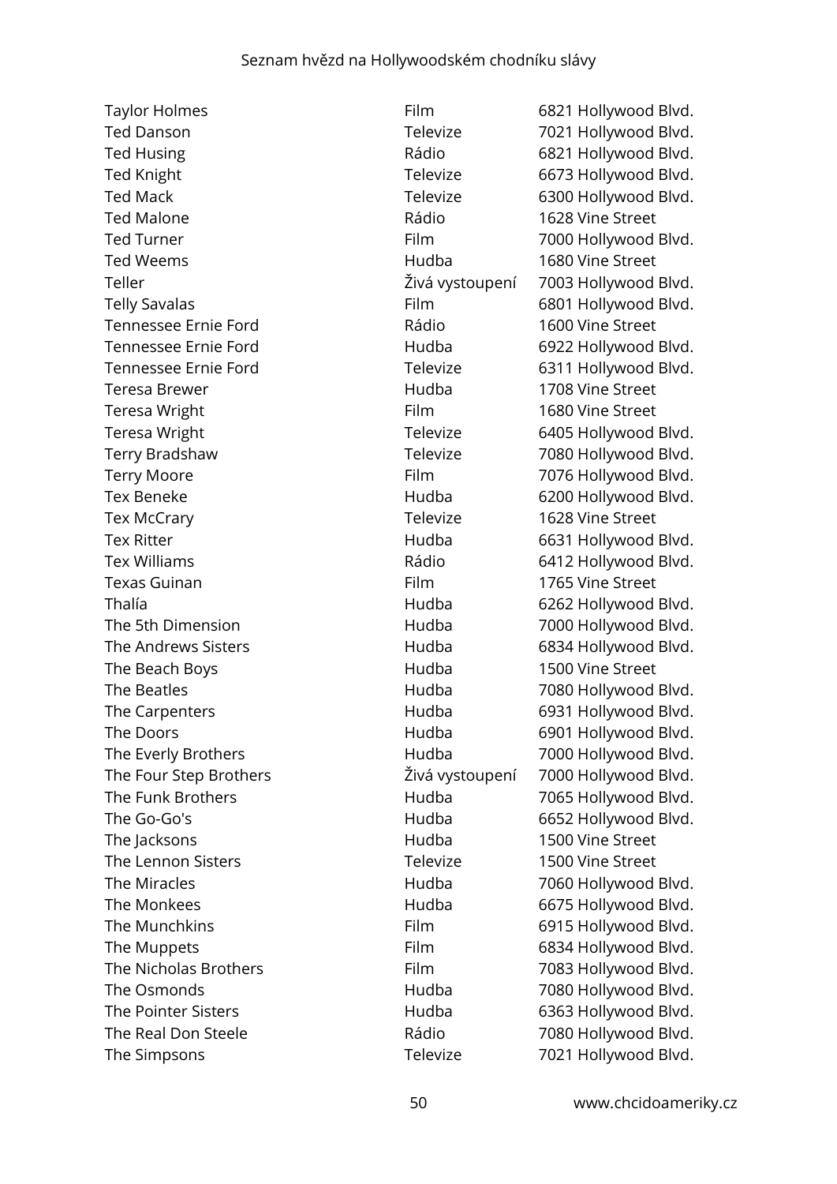| | | |
|---|---|---|
| Taylor Holmes | Film | 6821 Hollywood Blvd. |
| Ted Danson | Televize | 7021 Hollywood Blvd. |
| Ted Husing | Rádio | 6821 Hollywood Blvd. |
| Ted Knight | Televize | 6673 Hollywood Blvd. |
| Ted Mack | Televize | 6300 Hollywood Blvd. |
| Ted Malone | Rádio | 1628 Vine Street |
| Ted Turner | Film | 7000 Hollywood Blvd. |
| Ted Weems | Hudba | 1680 Vine Street |
| Teller | Živá vystoupení | 7003 Hollywood Blvd. |
| Telly Savalas | Film | 6801 Hollywood Blvd. |
| Tennessee Ernie Ford | Rádio | 1600 Vine Street |
| Tennessee Ernie Ford | Hudba | 6922 Hollywood Blvd. |
| Tennessee Ernie Ford | Televize | 6311 Hollywood Blvd. |
| Teresa Brewer | Hudba | 1708 Vine Street |
| Teresa Wright | Film | 1680 Vine Street |
| Teresa Wright | Televize | 6405 Hollywood Blvd. |
| Terry Bradshaw | Televize | 7080 Hollywood Blvd. |
| Terry Moore | Film | 7076 Hollywood Blvd. |
| Tex Beneke | Hudba | 6200 Hollywood Blvd. |
| Tex McCrary | Televize | 1628 Vine Street |
| Tex Ritter | Hudba | 6631 Hollywood Blvd. |
| Tex Williams | Rádio | 6412 Hollywood Blvd. |
| Texas Guinan | Film | 1765 Vine Street |
| Thalía | Hudba | 6262 Hollywood Blvd. |
| The 5th Dimension | Hudba | 7000 Hollywood Blvd. |
| The Andrews Sisters | Hudba | 6834 Hollywood Blvd. |
| The Beach Boys | Hudba | 1500 Vine Street |
| The Beatles | Hudba | 7080 Hollywood Blvd. |
| The Carpenters | Hudba | 6931 Hollywood Blvd. |
| The Doors | Hudba | 6901 Hollywood Blvd. |
| The Everly Brothers | Hudba | 7000 Hollywood Blvd. |
| The Four Step Brothers | Živá vystoupení | 7000 Hollywood Blvd. |
| The Funk Brothers | Hudba | 7065 Hollywood Blvd. |
| The Go-Go's | Hudba | 6652 Hollywood Blvd. |
| The Jacksons | Hudba | 1500 Vine Street |
| The Lennon Sisters | Televize | 1500 Vine Street |
| The Miracles | Hudba | 7060 Hollywood Blvd. |
| The Monkees | Hudba | 6675 Hollywood Blvd. |
| The Munchkins | Film | 6915 Hollywood Blvd. |
| The Muppets | Film | 6834 Hollywood Blvd. |
| The Nicholas Brothers | Film | 7083 Hollywood Blvd. |
| The Osmonds | Hudba | 7080 Hollywood Blvd. |
| The Pointer Sisters | Hudba | 6363 Hollywood Blvd. |
| The Real Don Steele | Rádio | 7080 Hollywood Blvd. |
| The Simpsons | Televize | 7021 Hollywood Blvd. |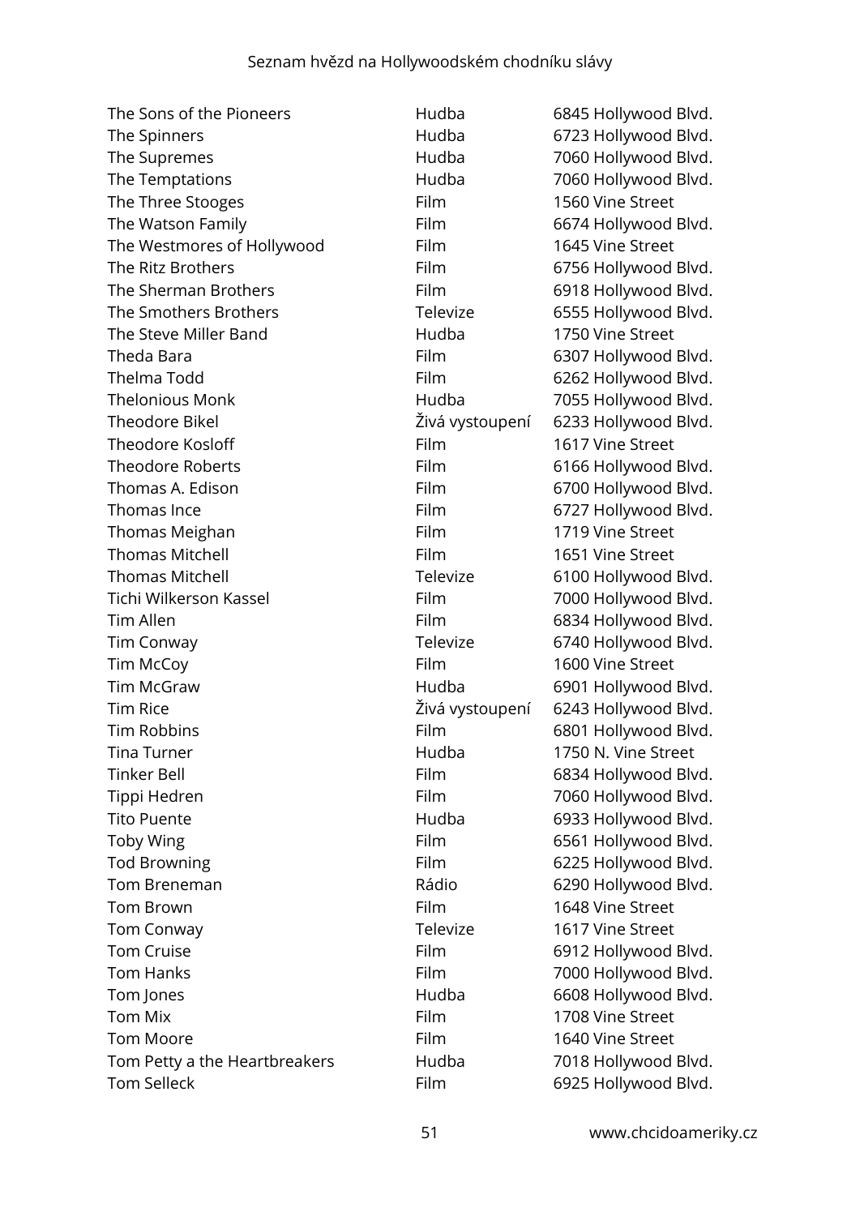| | | |
|---|---|---|
| The Sons of the Pioneers | Hudba | 6845 Hollywood Blvd. |
| The Spinners | Hudba | 6723 Hollywood Blvd. |
| The Supremes | Hudba | 7060 Hollywood Blvd. |
| The Temptations | Hudba | 7060 Hollywood Blvd. |
| The Three Stooges | Film | 1560 Vine Street |
| The Watson Family | Film | 6674 Hollywood Blvd. |
| The Westmores of Hollywood | Film | 1645 Vine Street |
| The Ritz Brothers | Film | 6756 Hollywood Blvd. |
| The Sherman Brothers | Film | 6918 Hollywood Blvd. |
| The Smothers Brothers | Televize | 6555 Hollywood Blvd. |
| The Steve Miller Band | Hudba | 1750 Vine Street |
| Theda Bara | Film | 6307 Hollywood Blvd. |
| Thelma Todd | Film | 6262 Hollywood Blvd. |
| Thelonious Monk | Hudba | 7055 Hollywood Blvd. |
| Theodore Bikel | Živá vystoupení | 6233 Hollywood Blvd. |
| Theodore Kosloff | Film | 1617 Vine Street |
| Theodore Roberts | Film | 6166 Hollywood Blvd. |
| Thomas A. Edison | Film | 6700 Hollywood Blvd. |
| Thomas Ince | Film | 6727 Hollywood Blvd. |
| Thomas Meighan | Film | 1719 Vine Street |
| Thomas Mitchell | Film | 1651 Vine Street |
| Thomas Mitchell | Televize | 6100 Hollywood Blvd. |
| Tichi Wilkerson Kassel | Film | 7000 Hollywood Blvd. |
| Tim Allen | Film | 6834 Hollywood Blvd. |
| Tim Conway | Televize | 6740 Hollywood Blvd. |
| Tim McCoy | Film | 1600 Vine Street |
| Tim McGraw | Hudba | 6901 Hollywood Blvd. |
| Tim Rice | Živá vystoupení | 6243 Hollywood Blvd. |
| Tim Robbins | Film | 6801 Hollywood Blvd. |
| Tina Turner | Hudba | 1750 N. Vine Street |
| Tinker Bell | Film | 6834 Hollywood Blvd. |
| Tippi Hedren | Film | 7060 Hollywood Blvd. |
| Tito Puente | Hudba | 6933 Hollywood Blvd. |
| Toby Wing | Film | 6561 Hollywood Blvd. |
| Tod Browning | Film | 6225 Hollywood Blvd. |
| Tom Breneman | Rádio | 6290 Hollywood Blvd. |
| Tom Brown | Film | 1648 Vine Street |
| Tom Conway | Televize | 1617 Vine Street |
| Tom Cruise | Film | 6912 Hollywood Blvd. |
| Tom Hanks | Film | 7000 Hollywood Blvd. |
| Tom Jones | Hudba | 6608 Hollywood Blvd. |
| Tom Mix | Film | 1708 Vine Street |
| Tom Moore | Film | 1640 Vine Street |
| Tom Petty a the Heartbreakers | Hudba | 7018 Hollywood Blvd. |
| Tom Selleck | Film | 6925 Hollywood Blvd. |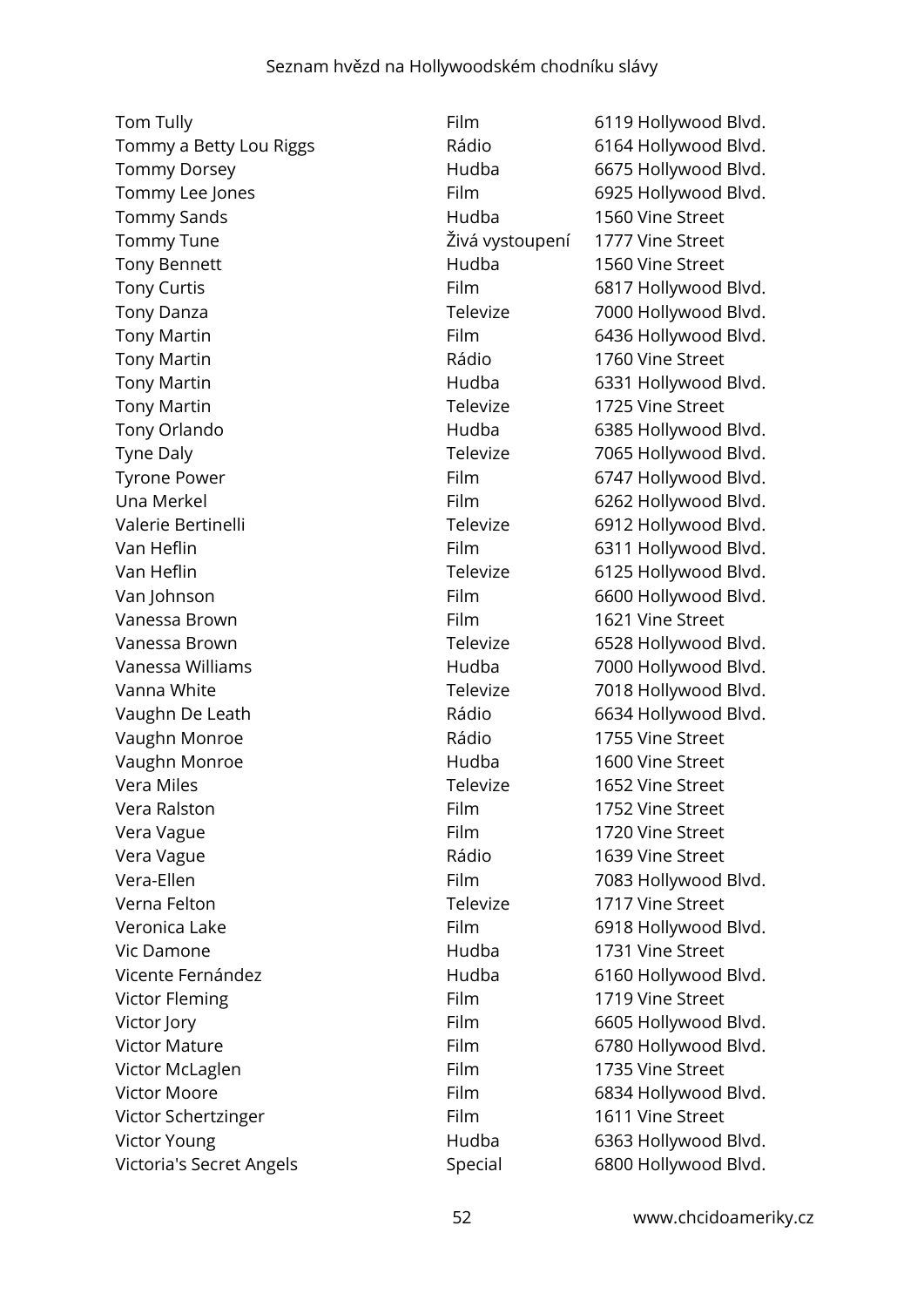| | | |
|---|---|---|
| Tom Tully | Film | 6119 Hollywood Blvd. |
| Tommy a Betty Lou Riggs | Rádio | 6164 Hollywood Blvd. |
| Tommy Dorsey | Hudba | 6675 Hollywood Blvd. |
| Tommy Lee Jones | Film | 6925 Hollywood Blvd. |
| Tommy Sands | Hudba | 1560 Vine Street |
| Tommy Tune | Živá vystoupení | 1777 Vine Street |
| Tony Bennett | Hudba | 1560 Vine Street |
| Tony Curtis | Film | 6817 Hollywood Blvd. |
| Tony Danza | Televize | 7000 Hollywood Blvd. |
| Tony Martin | Film | 6436 Hollywood Blvd. |
| Tony Martin | Rádio | 1760 Vine Street |
| Tony Martin | Hudba | 6331 Hollywood Blvd. |
| Tony Martin | Televize | 1725 Vine Street |
| Tony Orlando | Hudba | 6385 Hollywood Blvd. |
| Tyne Daly | Televize | 7065 Hollywood Blvd. |
| Tyrone Power | Film | 6747 Hollywood Blvd. |
| Una Merkel | Film | 6262 Hollywood Blvd. |
| Valerie Bertinelli | Televize | 6912 Hollywood Blvd. |
| Van Heflin | Film | 6311 Hollywood Blvd. |
| Van Heflin | Televize | 6125 Hollywood Blvd. |
| Van Johnson | Film | 6600 Hollywood Blvd. |
| Vanessa Brown | Film | 1621 Vine Street |
| Vanessa Brown | Televize | 6528 Hollywood Blvd. |
| Vanessa Williams | Hudba | 7000 Hollywood Blvd. |
| Vanna White | Televize | 7018 Hollywood Blvd. |
| Vaughn De Leath | Rádio | 6634 Hollywood Blvd. |
| Vaughn Monroe | Rádio | 1755 Vine Street |
| Vaughn Monroe | Hudba | 1600 Vine Street |
| Vera Miles | Televize | 1652 Vine Street |
| Vera Ralston | Film | 1752 Vine Street |
| Vera Vague | Film | 1720 Vine Street |
| Vera Vague | Rádio | 1639 Vine Street |
| Vera-Ellen | Film | 7083 Hollywood Blvd. |
| Verna Felton | Televize | 1717 Vine Street |
| Veronica Lake | Film | 6918 Hollywood Blvd. |
| Vic Damone | Hudba | 1731 Vine Street |
| Vicente Fernández | Hudba | 6160 Hollywood Blvd. |
| Victor Fleming | Film | 1719 Vine Street |
| Victor Jory | Film | 6605 Hollywood Blvd. |
| Victor Mature | Film | 6780 Hollywood Blvd. |
| Victor McLaglen | Film | 1735 Vine Street |
| Victor Moore | Film | 6834 Hollywood Blvd. |
| Victor Schertzinger | Film | 1611 Vine Street |
| Victor Young | Hudba | 6363 Hollywood Blvd. |
| Victoria's Secret Angels | Special | 6800 Hollywood Blvd. |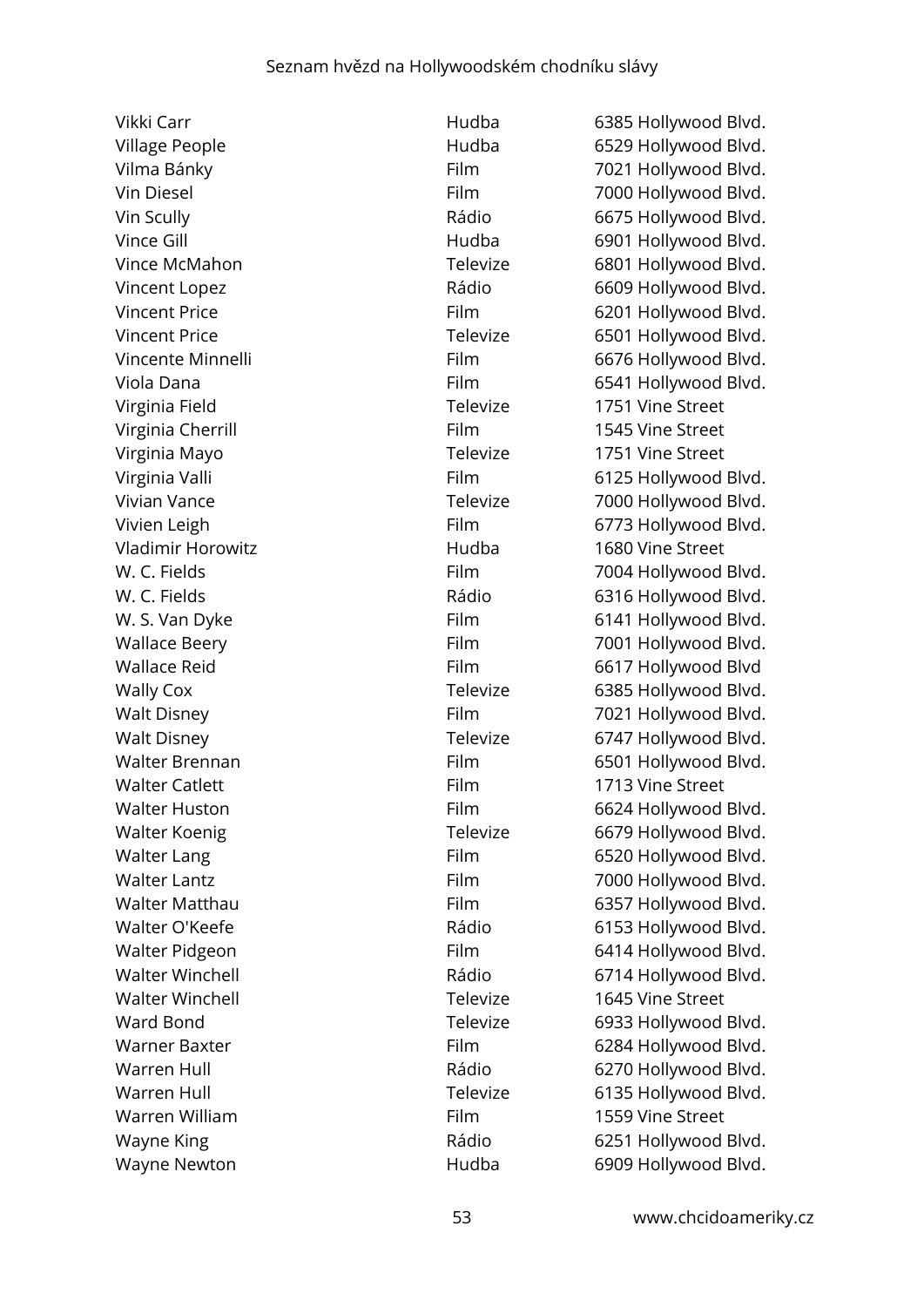| | | |
|---|---|---|
| Vikki Carr | Hudba | 6385 Hollywood Blvd. |
| Village People | Hudba | 6529 Hollywood Blvd. |
| Vilma Bánky | Film | 7021 Hollywood Blvd. |
| Vin Diesel | Film | 7000 Hollywood Blvd. |
| Vin Scully | Rádio | 6675 Hollywood Blvd. |
| Vince Gill | Hudba | 6901 Hollywood Blvd. |
| Vince McMahon | Televize | 6801 Hollywood Blvd. |
| Vincent Lopez | Rádio | 6609 Hollywood Blvd. |
| Vincent Price | Film | 6201 Hollywood Blvd. |
| Vincent Price | Televize | 6501 Hollywood Blvd. |
| Vincente Minnelli | Film | 6676 Hollywood Blvd. |
| Viola Dana | Film | 6541 Hollywood Blvd. |
| Virginia Field | Televize | 1751 Vine Street |
| Virginia Cherrill | Film | 1545 Vine Street |
| Virginia Mayo | Televize | 1751 Vine Street |
| Virginia Valli | Film | 6125 Hollywood Blvd. |
| Vivian Vance | Televize | 7000 Hollywood Blvd. |
| Vivien Leigh | Film | 6773 Hollywood Blvd. |
| Vladimir Horowitz | Hudba | 1680 Vine Street |
| W. C. Fields | Film | 7004 Hollywood Blvd. |
| W. C. Fields | Rádio | 6316 Hollywood Blvd. |
| W. S. Van Dyke | Film | 6141 Hollywood Blvd. |
| Wallace Beery | Film | 7001 Hollywood Blvd. |
| Wallace Reid | Film | 6617 Hollywood Blvd |
| Wally Cox | Televize | 6385 Hollywood Blvd. |
| Walt Disney | Film | 7021 Hollywood Blvd. |
| Walt Disney | Televize | 6747 Hollywood Blvd. |
| Walter Brennan | Film | 6501 Hollywood Blvd. |
| Walter Catlett | Film | 1713 Vine Street |
| Walter Huston | Film | 6624 Hollywood Blvd. |
| Walter Koenig | Televize | 6679 Hollywood Blvd. |
| Walter Lang | Film | 6520 Hollywood Blvd. |
| Walter Lantz | Film | 7000 Hollywood Blvd. |
| Walter Matthau | Film | 6357 Hollywood Blvd. |
| Walter O'Keefe | Rádio | 6153 Hollywood Blvd. |
| Walter Pidgeon | Film | 6414 Hollywood Blvd. |
| Walter Winchell | Rádio | 6714 Hollywood Blvd. |
| Walter Winchell | Televize | 1645 Vine Street |
| Ward Bond | Televize | 6933 Hollywood Blvd. |
| Warner Baxter | Film | 6284 Hollywood Blvd. |
| Warren Hull | Rádio | 6270 Hollywood Blvd. |
| Warren Hull | Televize | 6135 Hollywood Blvd. |
| Warren William | Film | 1559 Vine Street |
| Wayne King | Rádio | 6251 Hollywood Blvd. |
| Wayne Newton | Hudba | 6909 Hollywood Blvd. |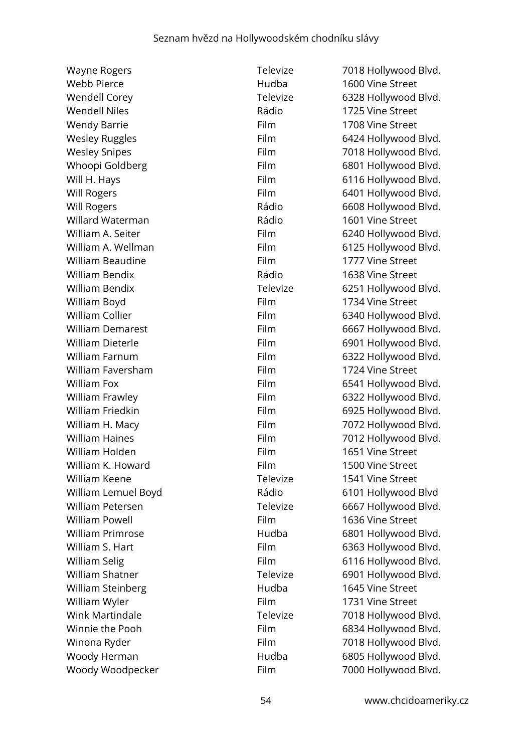| | | |
|---|---|---|
| Wayne Rogers | Televize | 7018 Hollywood Blvd. |
| Webb Pierce | Hudba | 1600 Vine Street |
| Wendell Corey | Televize | 6328 Hollywood Blvd. |
| Wendell Niles | Rádio | 1725 Vine Street |
| Wendy Barrie | Film | 1708 Vine Street |
| Wesley Ruggles | Film | 6424 Hollywood Blvd. |
| Wesley Snipes | Film | 7018 Hollywood Blvd. |
| Whoopi Goldberg | Film | 6801 Hollywood Blvd. |
| Will H. Hays | Film | 6116 Hollywood Blvd. |
| Will Rogers | Film | 6401 Hollywood Blvd. |
| Will Rogers | Rádio | 6608 Hollywood Blvd. |
| Willard Waterman | Rádio | 1601 Vine Street |
| William A. Seiter | Film | 6240 Hollywood Blvd. |
| William A. Wellman | Film | 6125 Hollywood Blvd. |
| William Beaudine | Film | 1777 Vine Street |
| William Bendix | Rádio | 1638 Vine Street |
| William Bendix | Televize | 6251 Hollywood Blvd. |
| William Boyd | Film | 1734 Vine Street |
| William Collier | Film | 6340 Hollywood Blvd. |
| William Demarest | Film | 6667 Hollywood Blvd. |
| William Dieterle | Film | 6901 Hollywood Blvd. |
| William Farnum | Film | 6322 Hollywood Blvd. |
| William Faversham | Film | 1724 Vine Street |
| William Fox | Film | 6541 Hollywood Blvd. |
| William Frawley | Film | 6322 Hollywood Blvd. |
| William Friedkin | Film | 6925 Hollywood Blvd. |
| William H. Macy | Film | 7072 Hollywood Blvd. |
| William Haines | Film | 7012 Hollywood Blvd. |
| William Holden | Film | 1651 Vine Street |
| William K. Howard | Film | 1500 Vine Street |
| William Keene | Televize | 1541 Vine Street |
| William Lemuel Boyd | Rádio | 6101 Hollywood Blvd |
| William Petersen | Televize | 6667 Hollywood Blvd. |
| William Powell | Film | 1636 Vine Street |
| William Primrose | Hudba | 6801 Hollywood Blvd. |
| William S. Hart | Film | 6363 Hollywood Blvd. |
| William Selig | Film | 6116 Hollywood Blvd. |
| William Shatner | Televize | 6901 Hollywood Blvd. |
| William Steinberg | Hudba | 1645 Vine Street |
| William Wyler | Film | 1731 Vine Street |
| Wink Martindale | Televize | 7018 Hollywood Blvd. |
| Winnie the Pooh | Film | 6834 Hollywood Blvd. |
| Winona Ryder | Film | 7018 Hollywood Blvd. |
| Woody Herman | Hudba | 6805 Hollywood Blvd. |
| Woody Woodpecker | Film | 7000 Hollywood Blvd. |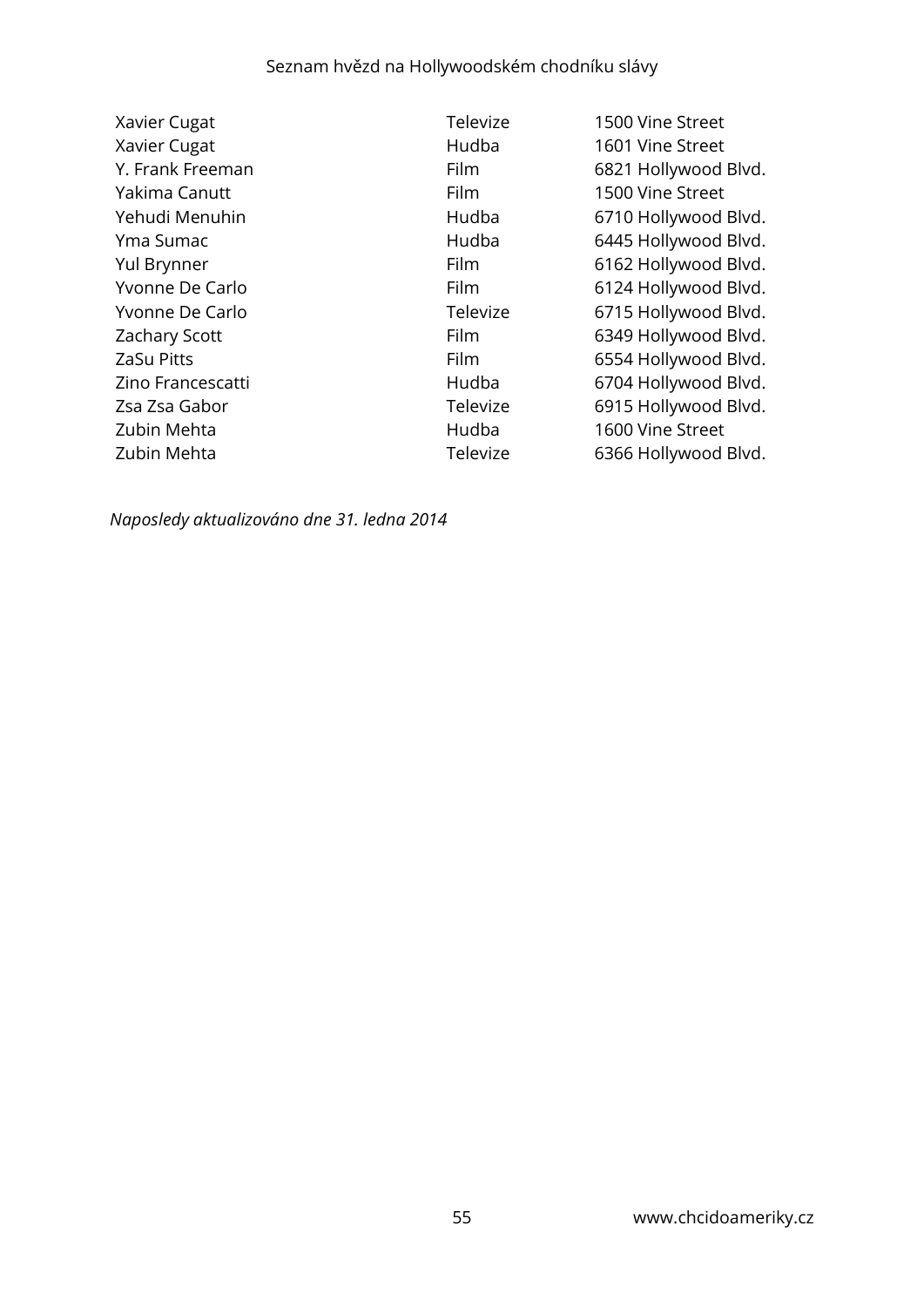| | | |
|---|---|---|
| Xavier Cugat | Televize | 1500 Vine Street |
| Xavier Cugat | Hudba | 1601 Vine Street |
| Y. Frank Freeman | Film | 6821 Hollywood Blvd. |
| Yakima Canutt | Film | 1500 Vine Street |
| Yehudi Menuhin | Hudba | 6710 Hollywood Blvd. |
| Yma Sumac | Hudba | 6445 Hollywood Blvd. |
| Yul Brynner | Film | 6162 Hollywood Blvd. |
| Yvonne De Carlo | Film | 6124 Hollywood Blvd. |
| Yvonne De Carlo | Televize | 6715 Hollywood Blvd. |
| Zachary Scott | Film | 6349 Hollywood Blvd. |
| ZaSu Pitts | Film | 6554 Hollywood Blvd. |
| Zino Francescatti | Hudba | 6704 Hollywood Blvd. |
| Zsa Zsa Gabor | Televize | 6915 Hollywood Blvd. |
| Zubin Mehta | Hudba | 1600 Vine Street |
| Zubin Mehta | Televize | 6366 Hollywood Blvd. |

*Naposledy aktualizováno dne 31. ledna 2014*